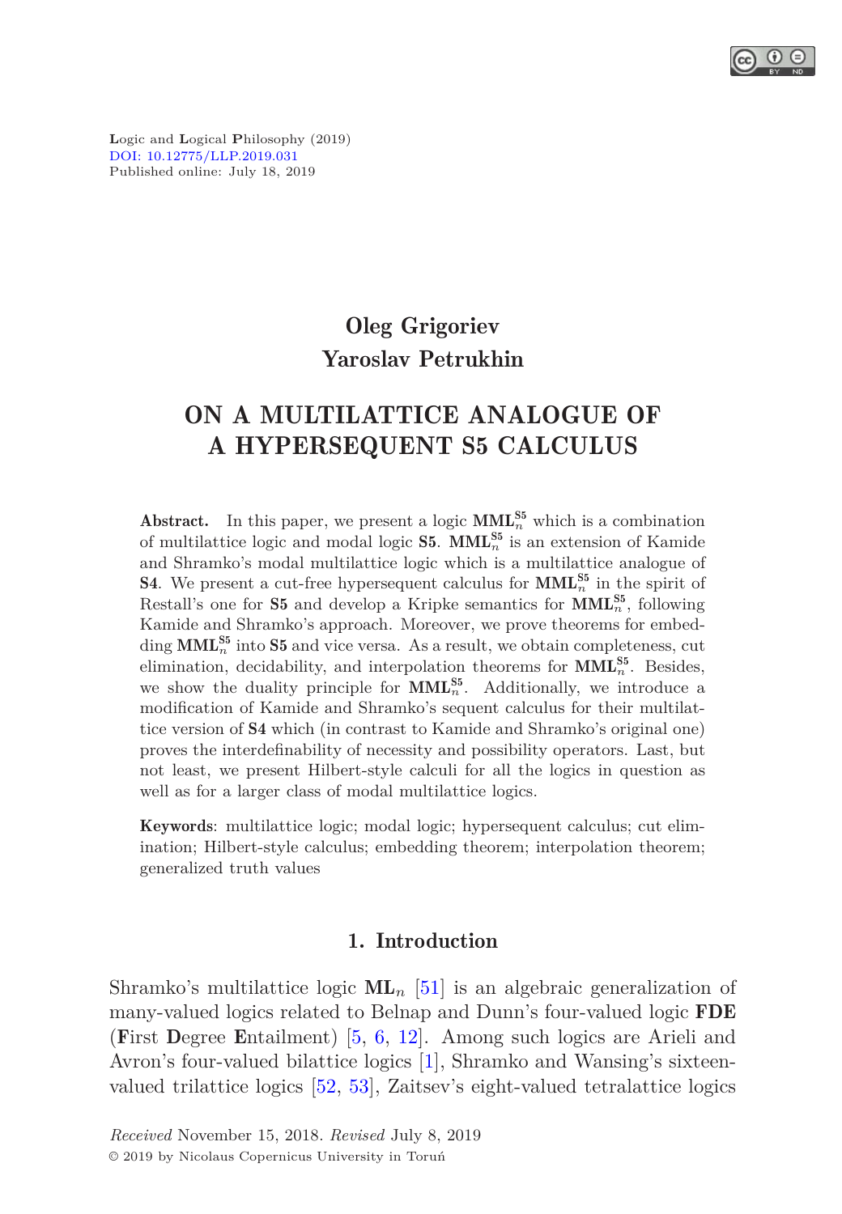Logic and Logical Philosophy (2019)
DOI: 10.12775/LLP.2019.031
Published online: July 18, 2019

**Oleg Grigoriev**
**Yaroslav Petrukhin**

# ON A MULTILATTICE ANALOGUE OF A HYPERSEQUENT S5 CALCULUS

**Abstract.** In this paper, we present a logic $\mathbf{MML}_n^{\mathbf{S5}}$ which is a combination of multilattice logic and modal logic **S5**. $\mathbf{MML}_n^{\mathbf{S5}}$ is an extension of Kamide and Shramko's modal multilattice logic which is a multilattice analogue of **S4**. We present a cut-free hypersequent calculus for $\mathbf{MML}_n^{\mathbf{S5}}$ in the spirit of Restall's one for **S5** and develop a Kripke semantics for $\mathbf{MML}_n^{\mathbf{S5}}$, following Kamide and Shramko's approach. Moreover, we prove theorems for embedding $\mathbf{MML}_n^{\mathbf{S5}}$ into **S5** and vice versa. As a result, we obtain completeness, cut elimination, decidability, and interpolation theorems for $\mathbf{MML}_n^{\mathbf{S5}}$. Besides, we show the duality principle for $\mathbf{MML}_n^{\mathbf{S5}}$. Additionally, we introduce a modification of Kamide and Shramko's sequent calculus for their multilattice version of **S4** which (in contrast to Kamide and Shramko's original one) proves the interdefinability of necessity and possibility operators. Last, but not least, we present Hilbert-style calculi for all the logics in question as well as for a larger class of modal multilattice logics.

**Keywords**: multilattice logic; modal logic; hypersequent calculus; cut elimination; Hilbert-style calculus; embedding theorem; interpolation theorem; generalized truth values

## 1. Introduction

Shramko's multilattice logic $\mathbf{ML}_n$ [51] is an algebraic generalization of many-valued logics related to Belnap and Dunn's four-valued logic **FDE** (**F**irst **D**egree **E**ntailment) [5, 6, 12]. Among such logics are Arieli and Avron's four-valued bilattice logics [1], Shramko and Wansing's sixteen-valued trilattice logics [52, 53], Zaitsev's eight-valued tetralattice logics

*Received* November 15, 2018. *Revised* July 8, 2019
© 2019 by Nicolaus Copernicus University in Toruń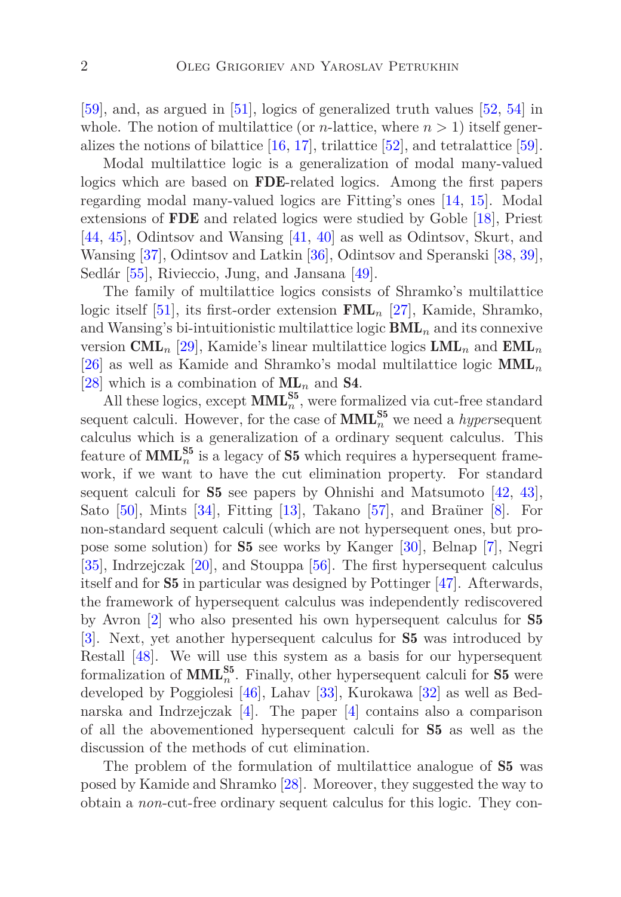[59], and, as argued in [51], logics of generalized truth values [52, 54] in whole. The notion of multilattice (or $n$-lattice, where $n > 1$) itself generalizes the notions of bilattice [16, 17], trilattice [52], and tetralattice [59].

Modal multilattice logic is a generalization of modal many-valued logics which are based on **FDE**-related logics. Among the first papers regarding modal many-valued logics are Fitting's ones [14, 15]. Modal extensions of **FDE** and related logics were studied by Goble [18], Priest [44, 45], Odintsov and Wansing [41, 40] as well as Odintsov, Skurt, and Wansing [37], Odintsov and Latkin [36], Odintsov and Speranski [38, 39], Sedlár [55], Rivieccio, Jung, and Jansana [49].

The family of multilattice logics consists of Shramko's multilattice logic itself [51], its first-order extension $\mathbf{FML}_n$ [27], Kamide, Shramko, and Wansing's bi-intuitionistic multilattice logic $\mathbf{BML}_n$ and its connexive version $\mathbf{CML}_n$ [29], Kamide's linear multilattice logics $\mathbf{LML}_n$ and $\mathbf{EML}_n$ [26] as well as Kamide and Shramko's modal multilattice logic $\mathbf{MML}_n$ [28] which is a combination of $\mathbf{ML}_n$ and **S4**.

All these logics, except $\mathbf{MML}_n^{\mathbf{S5}}$, were formalized via cut-free standard sequent calculi. However, for the case of $\mathbf{MML}_n^{\mathbf{S5}}$ we need a *hyper*sequent calculus which is a generalization of a ordinary sequent calculus. This feature of $\mathbf{MML}_n^{\mathbf{S5}}$ is a legacy of **S5** which requires a hypersequent framework, if we want to have the cut elimination property. For standard sequent calculi for **S5** see papers by Ohnishi and Matsumoto [42, 43], Sato [50], Mints [34], Fitting [13], Takano [57], and Braüner [8]. For non-standard sequent calculi (which are not hypersequent ones, but propose some solution) for **S5** see works by Kanger [30], Belnap [7], Negri [35], Indrzejczak [20], and Stouppa [56]. The first hypersequent calculus itself and for **S5** in particular was designed by Pottinger [47]. Afterwards, the framework of hypersequent calculus was independently rediscovered by Avron [2] who also presented his own hypersequent calculus for **S5** [3]. Next, yet another hypersequent calculus for **S5** was introduced by Restall [48]. We will use this system as a basis for our hypersequent formalization of $\mathbf{MML}_n^{\mathbf{S5}}$. Finally, other hypersequent calculi for **S5** were developed by Poggiolesi [46], Lahav [33], Kurokawa [32] as well as Bednarska and Indrzejczak [4]. The paper [4] contains also a comparison of all the abovementioned hypersequent calculi for **S5** as well as the discussion of the methods of cut elimination.

The problem of the formulation of multilattice analogue of **S5** was posed by Kamide and Shramko [28]. Moreover, they suggested the way to obtain a *non*-cut-free ordinary sequent calculus for this logic. They con-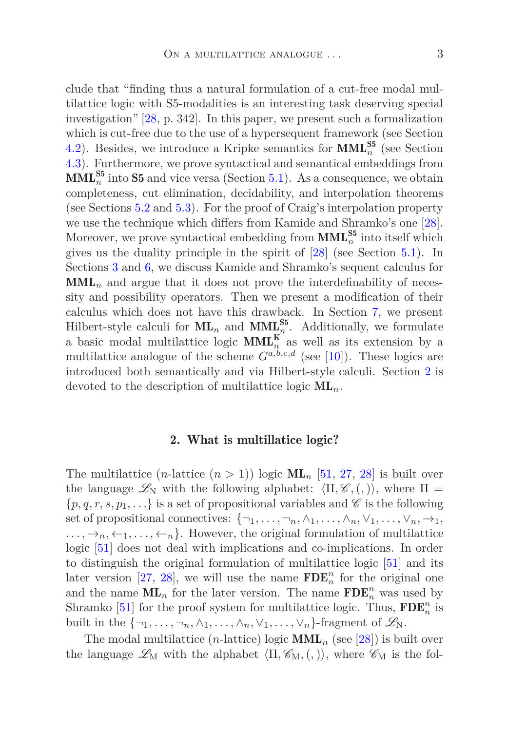clude that “finding thus a natural formulation of a cut-free modal multilattice logic with S5-modalities is an interesting task deserving special investigation” [28, p. 342]. In this paper, we present such a formalization which is cut-free due to the use of a hypersequent framework (see Section 4.2). Besides, we introduce a Kripke semantics for $\mathbf{MML}_n^{\mathbf{S5}}$ (see Section 4.3). Furthermore, we prove syntactical and semantical embeddings from $\mathbf{MML}_n^{\mathbf{S5}}$ into **S5** and vice versa (Section 5.1). As a consequence, we obtain completeness, cut elimination, decidability, and interpolation theorems (see Sections 5.2 and 5.3). For the proof of Craig's interpolation property we use the technique which differs from Kamide and Shramko's one [28]. Moreover, we prove syntactical embedding from $\mathbf{MML}_n^{\mathbf{S5}}$ into itself which gives us the duality principle in the spirit of [28] (see Section 5.1). In Sections 3 and 6, we discuss Kamide and Shramko's sequent calculus for $\mathbf{MML}_n$ and argue that it does not prove the interdefinability of necessity and possibility operators. Then we present a modification of their calculus which does not have this drawback. In Section 7, we present Hilbert-style calculi for $\mathbf{ML}_n$ and $\mathbf{MML}_n^{\mathbf{S5}}$. Additionally, we formulate a basic modal multilattice logic $\mathbf{MML}_n^{\mathbf{K}}$ as well as its extension by a multilattice analogue of the scheme $G^{a,b,c,d}$ (see [10]). These logics are introduced both semantically and via Hilbert-style calculi. Section 2 is devoted to the description of multilattice logic $\mathbf{ML}_n$.

## 2. What is multillatice logic?

The multilattice ($n$-lattice ($n > 1$)) logic $\mathbf{ML}_n$ [51, 27, 28] is built over the language $\mathscr{L}_{\mathrm{N}}$ with the following alphabet: $\langle \Pi, \mathscr{C}, (, ) \rangle$, where $\Pi = \{p, q, r, s, p_1, \ldots\}$ is a set of propositional variables and $\mathscr{C}$ is the following set of propositional connectives: $\{\neg_1, \ldots, \neg_n, \wedge_1, \ldots, \wedge_n, \vee_1, \ldots, \vee_n, \to_1, \ldots, \to_n, \leftarrow_1, \ldots, \leftarrow_n\}$. However, the original formulation of multilattice logic [51] does not deal with implications and co-implications. In order to distinguish the original formulation of multilattice logic [51] and its later version [27, 28], we will use the name $\mathbf{FDE}_n^n$ for the original one and the name $\mathbf{ML}_n$ for the later version. The name $\mathbf{FDE}_n^n$ was used by Shramko [51] for the proof system for multilattice logic. Thus, $\mathbf{FDE}_n^n$ is built in the $\{\neg_1, \ldots, \neg_n, \wedge_1, \ldots, \wedge_n, \vee_1, \ldots, \vee_n\}$-fragment of $\mathscr{L}_{\mathrm{N}}$.

The modal multilattice ($n$-lattice) logic $\mathbf{MML}_n$ (see [28]) is built over the language $\mathscr{L}_{\mathrm{M}}$ with the alphabet $\langle \Pi, \mathscr{C}_{\mathrm{M}}, (, ) \rangle$, where $\mathscr{C}_{\mathrm{M}}$ is the fol-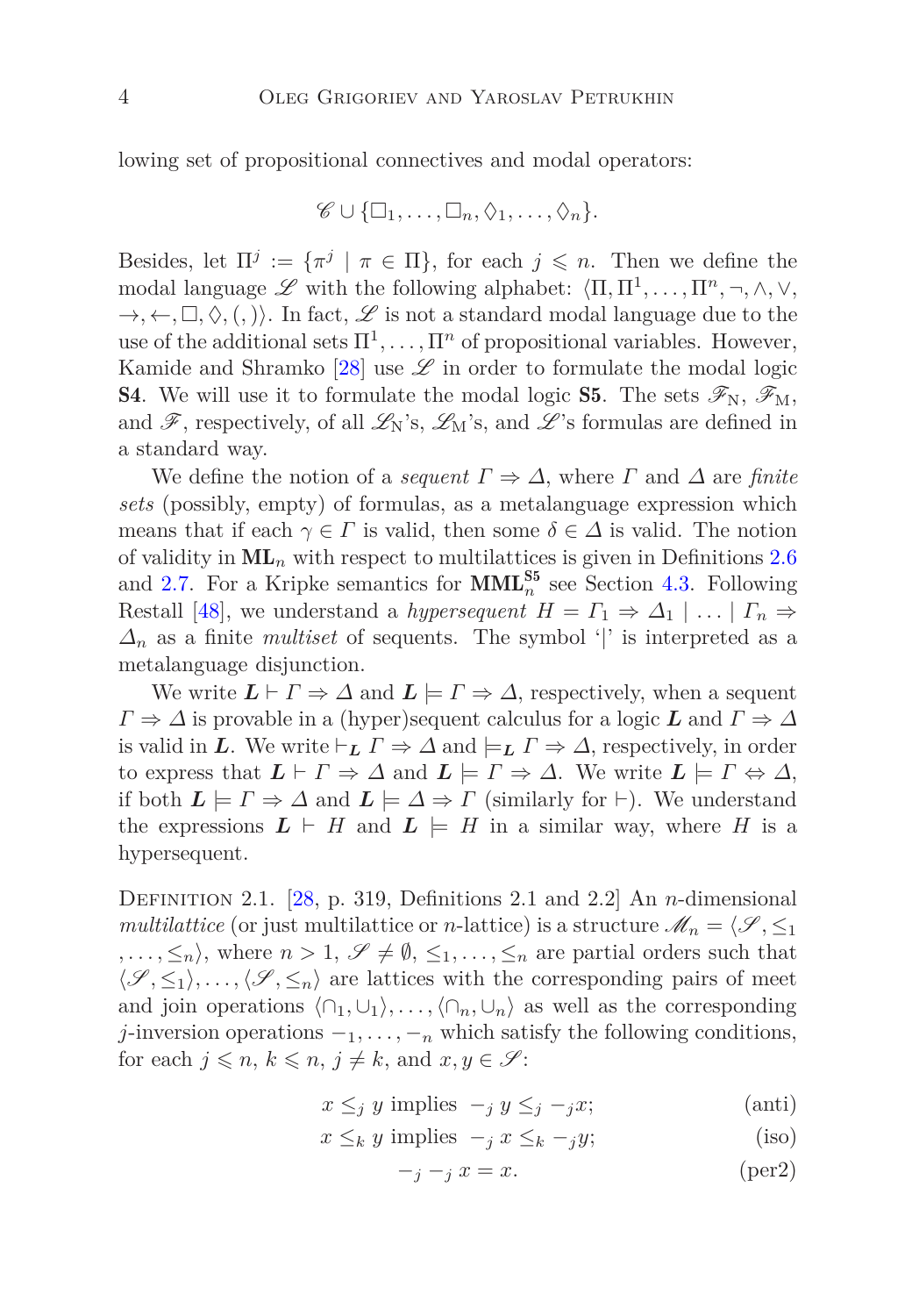lowing set of propositional connectives and modal operators:

$$\mathscr{C} \cup \{\Box_1, \ldots, \Box_n, \Diamond_1, \ldots, \Diamond_n\}.$$

Besides, let $\Pi^j := \{\pi^j \mid \pi \in \Pi\}$, for each $j \leqslant n$. Then we define the modal language $\mathscr{L}$ with the following alphabet: $\langle \Pi, \Pi^1, \ldots, \Pi^n, \neg, \wedge, \vee, \rightarrow, \leftarrow, \Box, \Diamond, (,) \rangle$. In fact, $\mathscr{L}$ is not a standard modal language due to the use of the additional sets $\Pi^1, \ldots, \Pi^n$ of propositional variables. However, Kamide and Shramko [28] use $\mathscr{L}$ in order to formulate the modal logic **S4**. We will use it to formulate the modal logic **S5**. The sets $\mathscr{F}_\mathrm{N}$, $\mathscr{F}_\mathrm{M}$, and $\mathscr{F}$, respectively, of all $\mathscr{L}_\mathrm{N}$'s, $\mathscr{L}_\mathrm{M}$'s, and $\mathscr{L}$'s formulas are defined in a standard way.

We define the notion of a *sequent* $\Gamma \Rightarrow \Delta$, where $\Gamma$ and $\Delta$ are *finite sets* (possibly, empty) of formulas, as a metalanguage expression which means that if each $\gamma \in \Gamma$ is valid, then some $\delta \in \Delta$ is valid. The notion of validity in $\mathbf{ML}_n$ with respect to multilattices is given in Definitions 2.6 and 2.7. For a Kripke semantics for $\mathbf{MML}_n^{\mathbf{S5}}$ see Section 4.3. Following Restall [48], we understand a *hypersequent* $H = \Gamma_1 \Rightarrow \Delta_1 \mid \ldots \mid \Gamma_n \Rightarrow \Delta_n$ as a finite *multiset* of sequents. The symbol '$|$' is interpreted as a metalanguage disjunction.

We write $\boldsymbol{L} \vdash \Gamma \Rightarrow \Delta$ and $\boldsymbol{L} \models \Gamma \Rightarrow \Delta$, respectively, when a sequent $\Gamma \Rightarrow \Delta$ is provable in a (hyper)sequent calculus for a logic $\boldsymbol{L}$ and $\Gamma \Rightarrow \Delta$ is valid in $\boldsymbol{L}$. We write $\vdash_{\boldsymbol{L}} \Gamma \Rightarrow \Delta$ and $\models_{\boldsymbol{L}} \Gamma \Rightarrow \Delta$, respectively, in order to express that $\boldsymbol{L} \vdash \Gamma \Rightarrow \Delta$ and $\boldsymbol{L} \models \Gamma \Rightarrow \Delta$. We write $\boldsymbol{L} \models \Gamma \Leftrightarrow \Delta$, if both $\boldsymbol{L} \models \Gamma \Rightarrow \Delta$ and $\boldsymbol{L} \models \Delta \Rightarrow \Gamma$ (similarly for $\vdash$). We understand the expressions $\boldsymbol{L} \vdash H$ and $\boldsymbol{L} \models H$ in a similar way, where $H$ is a hypersequent.

Definition 2.1. [28, p. 319, Definitions 2.1 and 2.2] An $n$-dimensional *multilattice* (or just multilattice or $n$-lattice) is a structure $\mathscr{M}_n = \langle \mathscr{S}, \leq_1, \ldots, \leq_n \rangle$, where $n > 1$, $\mathscr{S} \neq \emptyset$, $\leq_1, \ldots, \leq_n$ are partial orders such that $\langle \mathscr{S}, \leq_1 \rangle, \ldots, \langle \mathscr{S}, \leq_n \rangle$ are lattices with the corresponding pairs of meet and join operations $\langle \cap_1, \cup_1 \rangle, \ldots, \langle \cap_n, \cup_n \rangle$ as well as the corresponding $j$-inversion operations $-_1, \ldots, -_n$ which satisfy the following conditions, for each $j \leqslant n$, $k \leqslant n$, $j \neq k$, and $x, y \in \mathscr{S}$:

$$x \leq_j y \text{ implies } -_j\, y \leq_j -_j x; \tag{anti}$$

$$x \leq_k y \text{ implies } -_j\, x \leq_k -_j y; \tag{iso}$$

$$-_j -_j\, x = x. \tag{per2}$$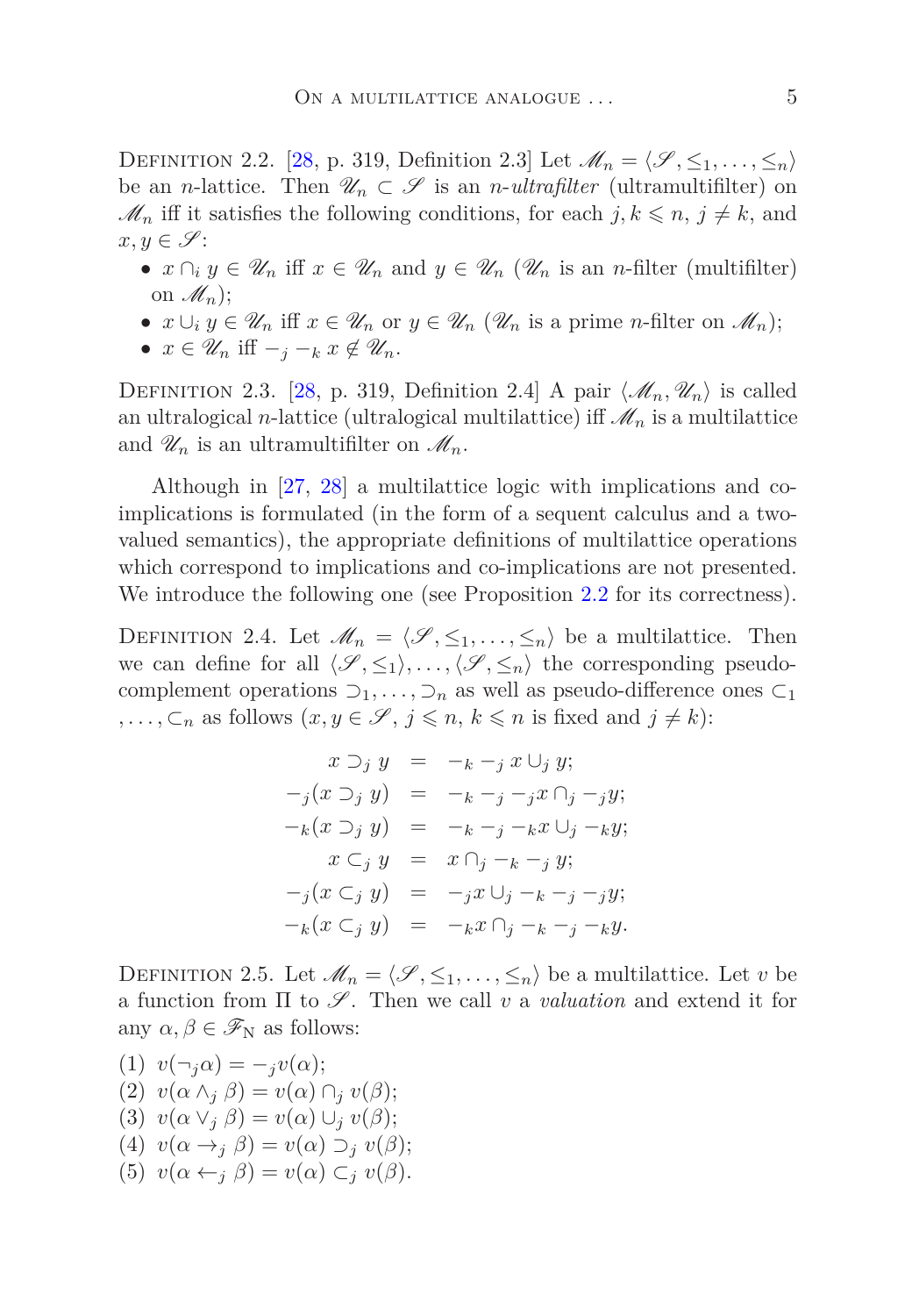Definition 2.2. [28, p. 319, Definition 2.3] Let $\mathscr{M}_n = \langle \mathscr{S}, \leq_1, \ldots, \leq_n \rangle$ be an $n$-lattice. Then $\mathscr{U}_n \subset \mathscr{S}$ is an *$n$-ultrafilter* (ultramultifilter) on $\mathscr{M}_n$ iff it satisfies the following conditions, for each $j, k \leqslant n$, $j \neq k$, and $x, y \in \mathscr{S}$:

- $x \cap_i y \in \mathscr{U}_n$ iff $x \in \mathscr{U}_n$ and $y \in \mathscr{U}_n$ ($\mathscr{U}_n$ is an $n$-filter (multifilter) on $\mathscr{M}_n$);
- $x \cup_i y \in \mathscr{U}_n$ iff $x \in \mathscr{U}_n$ or $y \in \mathscr{U}_n$ ($\mathscr{U}_n$ is a prime $n$-filter on $\mathscr{M}_n$);
- $x \in \mathscr{U}_n$ iff $-_j -_k x \notin \mathscr{U}_n$.

Definition 2.3. [28, p. 319, Definition 2.4] A pair $\langle \mathscr{M}_n, \mathscr{U}_n \rangle$ is called an ultralogical $n$-lattice (ultralogical multilattice) iff $\mathscr{M}_n$ is a multilattice and $\mathscr{U}_n$ is an ultramultifilter on $\mathscr{M}_n$.

Although in [27, 28] a multilattice logic with implications and co-implications is formulated (in the form of a sequent calculus and a two-valued semantics), the appropriate definitions of multilattice operations which correspond to implications and co-implications are not presented. We introduce the following one (see Proposition 2.2 for its correctness).

Definition 2.4. Let $\mathscr{M}_n = \langle \mathscr{S}, \leq_1, \ldots, \leq_n \rangle$ be a multilattice. Then we can define for all $\langle \mathscr{S}, \leq_1 \rangle, \ldots, \langle \mathscr{S}, \leq_n \rangle$ the corresponding pseudo-complement operations $\supset_1, \ldots, \supset_n$ as well as pseudo-difference ones $\subset_1, \ldots, \subset_n$ as follows ($x, y \in \mathscr{S}$, $j \leqslant n$, $k \leqslant n$ is fixed and $j \neq k$):

$$
\begin{aligned}
x \supset_j y &= -_k -_j x \cup_j y; \\
-_j(x \supset_j y) &= -_k -_j -_j x \cap_j -_j y; \\
-_k(x \supset_j y) &= -_k -_j -_k x \cup_j -_k y; \\
x \subset_j y &= x \cap_j -_k -_j y; \\
-_j(x \subset_j y) &= -_j x \cup_j -_k -_j -_j y; \\
-_k(x \subset_j y) &= -_k x \cap_j -_k -_j -_k y.
\end{aligned}
$$

Definition 2.5. Let $\mathscr{M}_n = \langle \mathscr{S}, \leq_1, \ldots, \leq_n \rangle$ be a multilattice. Let $v$ be a function from $\Pi$ to $\mathscr{S}$. Then we call $v$ a *valuation* and extend it for any $\alpha, \beta \in \mathscr{F}_{\mathrm{N}}$ as follows:

(1) $v(\neg_j \alpha) = -_j v(\alpha)$;
(2) $v(\alpha \wedge_j \beta) = v(\alpha) \cap_j v(\beta)$;
(3) $v(\alpha \vee_j \beta) = v(\alpha) \cup_j v(\beta)$;
(4) $v(\alpha \rightarrow_j \beta) = v(\alpha) \supset_j v(\beta)$;
(5) $v(\alpha \leftarrow_j \beta) = v(\alpha) \subset_j v(\beta)$.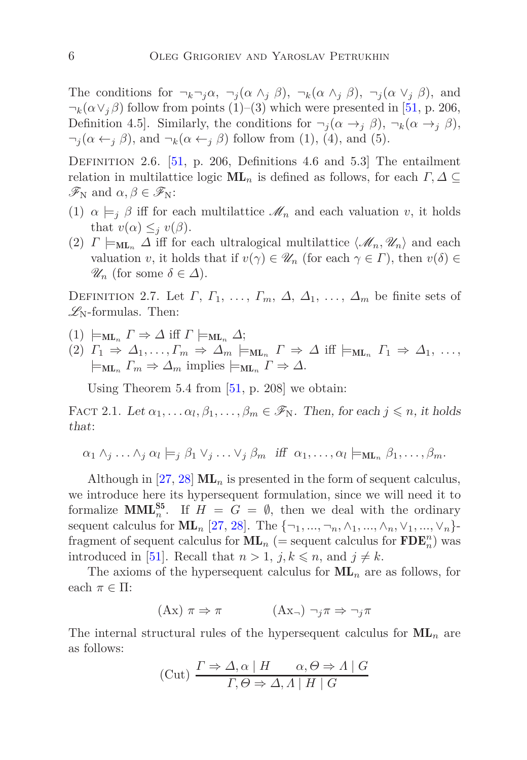The conditions for $\neg_k\neg_j\alpha$, $\neg_j(\alpha \wedge_j \beta)$, $\neg_k(\alpha \wedge_j \beta)$, $\neg_j(\alpha \vee_j \beta)$, and $\neg_k(\alpha \vee_j \beta)$ follow from points (1)–(3) which were presented in [51, p. 206, Definition 4.5]. Similarly, the conditions for $\neg_j(\alpha \rightarrow_j \beta)$, $\neg_k(\alpha \rightarrow_j \beta)$, $\neg_j(\alpha \leftarrow_j \beta)$, and $\neg_k(\alpha \leftarrow_j \beta)$ follow from (1), (4), and (5).

Definition 2.6. [51, p. 206, Definitions 4.6 and 5.3] The entailment relation in multilattice logic $\mathbf{ML}_n$ is defined as follows, for each $\Gamma, \Delta \subseteq \mathscr{F}_{\mathrm{N}}$ and $\alpha, \beta \in \mathscr{F}_{\mathrm{N}}$:

(1) $\alpha \models_j \beta$ iff for each multilattice $\mathscr{M}_n$ and each valuation $v$, it holds that $v(\alpha) \leq_j v(\beta)$.
(2) $\Gamma \models_{\mathbf{ML}_n} \Delta$ iff for each ultralogical multilattice $\langle \mathscr{M}_n, \mathscr{U}_n \rangle$ and each valuation $v$, it holds that if $v(\gamma) \in \mathscr{U}_n$ (for each $\gamma \in \Gamma$), then $v(\delta) \in \mathscr{U}_n$ (for some $\delta \in \Delta$).

Definition 2.7. Let $\Gamma$, $\Gamma_1$, $\ldots$, $\Gamma_m$, $\Delta$, $\Delta_1$, $\ldots$, $\Delta_m$ be finite sets of $\mathscr{L}_{\mathrm{N}}$-formulas. Then:

(1) $\models_{\mathbf{ML}_n} \Gamma \Rightarrow \Delta$ iff $\Gamma \models_{\mathbf{ML}_n} \Delta$;
(2) $\Gamma_1 \Rightarrow \Delta_1, \ldots, \Gamma_m \Rightarrow \Delta_m \models_{\mathbf{ML}_n} \Gamma \Rightarrow \Delta$ iff $\models_{\mathbf{ML}_n} \Gamma_1 \Rightarrow \Delta_1$, $\ldots$, $\models_{\mathbf{ML}_n} \Gamma_m \Rightarrow \Delta_m$ implies $\models_{\mathbf{ML}_n} \Gamma \Rightarrow \Delta$.

Using Theorem 5.4 from [51, p. 208] we obtain:

Fact 2.1. *Let $\alpha_1, \ldots \alpha_l, \beta_1, \ldots, \beta_m \in \mathscr{F}_{\mathrm{N}}$. Then, for each $j \leqslant n$, it holds that*:

$$\alpha_1 \wedge_j \ldots \wedge_j \alpha_l \models_j \beta_1 \vee_j \ldots \vee_j \beta_m \;\; \textit{iff} \;\; \alpha_1, \ldots, \alpha_l \models_{\mathbf{ML}_n} \beta_1, \ldots, \beta_m.$$

Although in [27, 28] $\mathbf{ML}_n$ is presented in the form of sequent calculus, we introduce here its hypersequent formulation, since we will need it to formalize $\mathbf{MML}_n^{\mathbf{S5}}$. If $H = G = \emptyset$, then we deal with the ordinary sequent calculus for $\mathbf{ML}_n$ [27, 28]. The $\{\neg_1, ..., \neg_n, \wedge_1, ..., \wedge_n, \vee_1, ..., \vee_n\}$-fragment of sequent calculus for $\mathbf{ML}_n$ (= sequent calculus for $\mathbf{FDE}_n^n$) was introduced in [51]. Recall that $n > 1$, $j, k \leqslant n$, and $j \neq k$.

The axioms of the hypersequent calculus for $\mathbf{ML}_n$ are as follows, for each $\pi \in \Pi$:

$$\text{(Ax)} \;\; \pi \Rightarrow \pi \qquad\qquad (\text{Ax}_\neg) \;\; \neg_j\pi \Rightarrow \neg_j\pi$$

The internal structural rules of the hypersequent calculus for $\mathbf{ML}_n$ are as follows:

$$\text{(Cut)} \; \frac{\Gamma \Rightarrow \Delta, \alpha \mid H \qquad \alpha, \Theta \Rightarrow \Lambda \mid G}{\Gamma, \Theta \Rightarrow \Delta, \Lambda \mid H \mid G}$$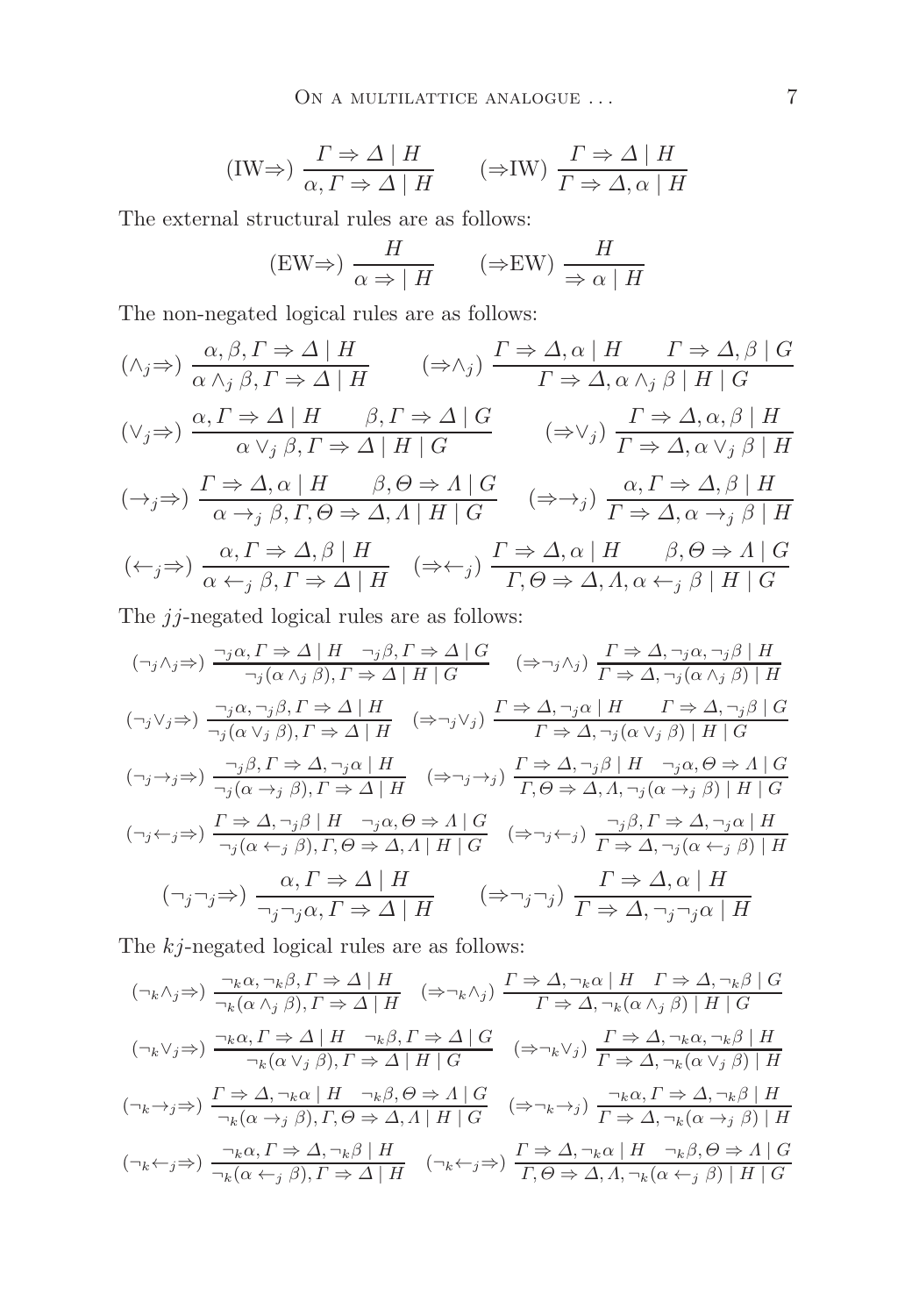$$(\mathrm{IW}{\Rightarrow})\ \frac{\Gamma \Rightarrow \Delta \mid H}{\alpha, \Gamma \Rightarrow \Delta \mid H} \qquad ({\Rightarrow}\mathrm{IW})\ \frac{\Gamma \Rightarrow \Delta \mid H}{\Gamma \Rightarrow \Delta, \alpha \mid H}$$

The external structural rules are as follows:

$$(\mathrm{EW}{\Rightarrow})\ \frac{H}{\alpha \Rightarrow \mid H} \qquad ({\Rightarrow}\mathrm{EW})\ \frac{H}{\Rightarrow \alpha \mid H}$$

The non-negated logical rules are as follows:

$$(\wedge_j{\Rightarrow})\ \frac{\alpha, \beta, \Gamma \Rightarrow \Delta \mid H}{\alpha \wedge_j \beta, \Gamma \Rightarrow \Delta \mid H} \qquad ({\Rightarrow}\wedge_j)\ \frac{\Gamma \Rightarrow \Delta, \alpha \mid H \qquad \Gamma \Rightarrow \Delta, \beta \mid G}{\Gamma \Rightarrow \Delta, \alpha \wedge_j \beta \mid H \mid G}$$

$$(\vee_j{\Rightarrow})\ \frac{\alpha, \Gamma \Rightarrow \Delta \mid H \qquad \beta, \Gamma \Rightarrow \Delta \mid G}{\alpha \vee_j \beta, \Gamma \Rightarrow \Delta \mid H \mid G} \qquad ({\Rightarrow}\vee_j)\ \frac{\Gamma \Rightarrow \Delta, \alpha, \beta \mid H}{\Gamma \Rightarrow \Delta, \alpha \vee_j \beta \mid H}$$

$$(\rightarrow_j{\Rightarrow})\ \frac{\Gamma \Rightarrow \Delta, \alpha \mid H \qquad \beta, \Theta \Rightarrow \Lambda \mid G}{\alpha \rightarrow_j \beta, \Gamma, \Theta \Rightarrow \Delta, \Lambda \mid H \mid G} \qquad ({\Rightarrow}\rightarrow_j)\ \frac{\alpha, \Gamma \Rightarrow \Delta, \beta \mid H}{\Gamma \Rightarrow \Delta, \alpha \rightarrow_j \beta \mid H}$$

$$(\leftarrow_j{\Rightarrow})\ \frac{\alpha, \Gamma \Rightarrow \Delta, \beta \mid H}{\alpha \leftarrow_j \beta, \Gamma \Rightarrow \Delta \mid H} \qquad ({\Rightarrow}\leftarrow_j)\ \frac{\Gamma \Rightarrow \Delta, \alpha \mid H \qquad \beta, \Theta \Rightarrow \Lambda \mid G}{\Gamma, \Theta \Rightarrow \Delta, \Lambda, \alpha \leftarrow_j \beta \mid H \mid G}$$

The $jj$-negated logical rules are as follows:

$$(\neg_j\wedge_j{\Rightarrow})\ \frac{\neg_j\alpha, \Gamma \Rightarrow \Delta \mid H \quad \neg_j\beta, \Gamma \Rightarrow \Delta \mid G}{\neg_j(\alpha \wedge_j \beta), \Gamma \Rightarrow \Delta \mid H \mid G} \qquad ({\Rightarrow}\neg_j\wedge_j)\ \frac{\Gamma \Rightarrow \Delta, \neg_j\alpha, \neg_j\beta \mid H}{\Gamma \Rightarrow \Delta, \neg_j(\alpha \wedge_j \beta) \mid H}$$

$$(\neg_j\vee_j{\Rightarrow})\ \frac{\neg_j\alpha, \neg_j\beta, \Gamma \Rightarrow \Delta \mid H}{\neg_j(\alpha \vee_j \beta), \Gamma \Rightarrow \Delta \mid H} \qquad ({\Rightarrow}\neg_j\vee_j)\ \frac{\Gamma \Rightarrow \Delta, \neg_j\alpha \mid H \qquad \Gamma \Rightarrow \Delta, \neg_j\beta \mid G}{\Gamma \Rightarrow \Delta, \neg_j(\alpha \vee_j \beta) \mid H \mid G}$$

$$(\neg_j{\rightarrow_j}{\Rightarrow})\ \frac{\neg_j\beta, \Gamma \Rightarrow \Delta, \neg_j\alpha \mid H}{\neg_j(\alpha \rightarrow_j \beta), \Gamma \Rightarrow \Delta \mid H} \qquad ({\Rightarrow}\neg_j{\rightarrow_j})\ \frac{\Gamma \Rightarrow \Delta, \neg_j\beta \mid H \quad \neg_j\alpha, \Theta \Rightarrow \Lambda \mid G}{\Gamma, \Theta \Rightarrow \Delta, \Lambda, \neg_j(\alpha \rightarrow_j \beta) \mid H \mid G}$$

$$(\neg_j{\leftarrow_j}{\Rightarrow})\ \frac{\Gamma \Rightarrow \Delta, \neg_j\beta \mid H \quad \neg_j\alpha, \Theta \Rightarrow \Lambda \mid G}{\neg_j(\alpha \leftarrow_j \beta), \Gamma, \Theta \Rightarrow \Delta, \Lambda \mid H \mid G} \qquad ({\Rightarrow}\neg_j{\leftarrow_j})\ \frac{\neg_j\beta, \Gamma \Rightarrow \Delta, \neg_j\alpha \mid H}{\Gamma \Rightarrow \Delta, \neg_j(\alpha \leftarrow_j \beta) \mid H}$$

$$(\neg_j\neg_j{\Rightarrow})\ \frac{\alpha, \Gamma \Rightarrow \Delta \mid H}{\neg_j\neg_j\alpha, \Gamma \Rightarrow \Delta \mid H} \qquad ({\Rightarrow}\neg_j\neg_j)\ \frac{\Gamma \Rightarrow \Delta, \alpha \mid H}{\Gamma \Rightarrow \Delta, \neg_j\neg_j\alpha \mid H}$$

The $kj$-negated logical rules are as follows:

$$(\neg_k\wedge_j{\Rightarrow})\ \frac{\neg_k\alpha, \neg_k\beta, \Gamma \Rightarrow \Delta \mid H}{\neg_k(\alpha \wedge_j \beta), \Gamma \Rightarrow \Delta \mid H} \qquad ({\Rightarrow}\neg_k\wedge_j)\ \frac{\Gamma \Rightarrow \Delta, \neg_k\alpha \mid H \quad \Gamma \Rightarrow \Delta, \neg_k\beta \mid G}{\Gamma \Rightarrow \Delta, \neg_k(\alpha \wedge_j \beta) \mid H \mid G}$$

$$(\neg_k\vee_j{\Rightarrow})\ \frac{\neg_k\alpha, \Gamma \Rightarrow \Delta \mid H \quad \neg_k\beta, \Gamma \Rightarrow \Delta \mid G}{\neg_k(\alpha \vee_j \beta), \Gamma \Rightarrow \Delta \mid H \mid G} \qquad ({\Rightarrow}\neg_k\vee_j)\ \frac{\Gamma \Rightarrow \Delta, \neg_k\alpha, \neg_k\beta \mid H}{\Gamma \Rightarrow \Delta, \neg_k(\alpha \vee_j \beta) \mid H}$$

$$(\neg_k{\rightarrow_j}{\Rightarrow})\ \frac{\Gamma \Rightarrow \Delta, \neg_k\alpha \mid H \quad \neg_k\beta, \Theta \Rightarrow \Lambda \mid G}{\neg_k(\alpha \rightarrow_j \beta), \Gamma, \Theta \Rightarrow \Delta, \Lambda \mid H \mid G} \qquad ({\Rightarrow}\neg_k{\rightarrow_j})\ \frac{\neg_k\alpha, \Gamma \Rightarrow \Delta, \neg_k\beta \mid H}{\Gamma \Rightarrow \Delta, \neg_k(\alpha \rightarrow_j \beta) \mid H}$$

$$(\neg_k{\leftarrow_j}{\Rightarrow})\ \frac{\neg_k\alpha, \Gamma \Rightarrow \Delta, \neg_k\beta \mid H}{\neg_k(\alpha \leftarrow_j \beta), \Gamma \Rightarrow \Delta \mid H} \qquad (\neg_k{\leftarrow_j}{\Rightarrow})\ \frac{\Gamma \Rightarrow \Delta, \neg_k\alpha \mid H \quad \neg_k\beta, \Theta \Rightarrow \Lambda \mid G}{\Gamma, \Theta \Rightarrow \Delta, \Lambda, \neg_k(\alpha \leftarrow_j \beta) \mid H \mid G}$$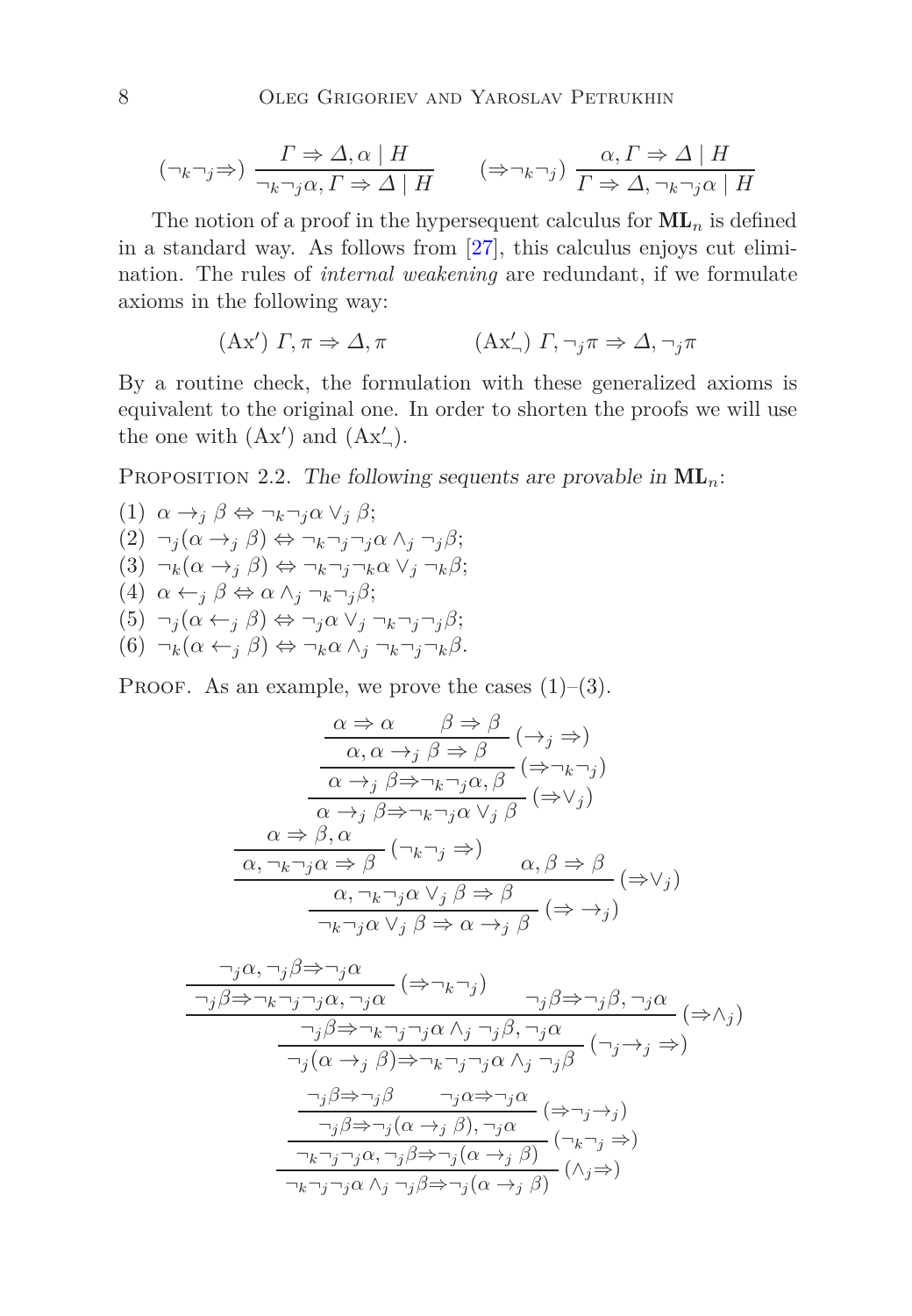$$(\neg_k\neg_j\Rightarrow)\ \frac{\Gamma \Rightarrow \Delta, \alpha \mid H}{\neg_k\neg_j\alpha, \Gamma \Rightarrow \Delta \mid H} \qquad (\Rightarrow\neg_k\neg_j)\ \frac{\alpha, \Gamma \Rightarrow \Delta \mid H}{\Gamma \Rightarrow \Delta, \neg_k\neg_j\alpha \mid H}$$

The notion of a proof in the hypersequent calculus for $\mathbf{ML}_n$ is defined in a standard way. As follows from [27], this calculus enjoys cut elimination. The rules of *internal weakening* are redundant, if we formulate axioms in the following way:

$$(\mathrm{Ax}')\ \Gamma, \pi \Rightarrow \Delta, \pi \qquad\qquad (\mathrm{Ax}'_\neg)\ \Gamma, \neg_j\pi \Rightarrow \Delta, \neg_j\pi$$

By a routine check, the formulation with these generalized axioms is equivalent to the original one. In order to shorten the proofs we will use the one with $(\mathrm{Ax}')$ and $(\mathrm{Ax}'_\neg)$.

Proposition 2.2. *The following sequents are provable in* $\mathbf{ML}_n$:

(1) $\alpha \to_j \beta \Leftrightarrow \neg_k\neg_j\alpha \vee_j \beta$;
(2) $\neg_j(\alpha \to_j \beta) \Leftrightarrow \neg_k\neg_j\neg_j\alpha \wedge_j \neg_j\beta$;
(3) $\neg_k(\alpha \to_j \beta) \Leftrightarrow \neg_k\neg_j\neg_k\alpha \vee_j \neg_k\beta$;
(4) $\alpha \leftarrow_j \beta \Leftrightarrow \alpha \wedge_j \neg_k\neg_j\beta$;
(5) $\neg_j(\alpha \leftarrow_j \beta) \Leftrightarrow \neg_j\alpha \vee_j \neg_k\neg_j\neg_j\beta$;
(6) $\neg_k(\alpha \leftarrow_j \beta) \Leftrightarrow \neg_k\alpha \wedge_j \neg_k\neg_j\neg_k\beta$.

Proof. As an example, we prove the cases (1)–(3).

$$\dfrac{\dfrac{\dfrac{\alpha \Rightarrow \alpha \qquad \beta \Rightarrow \beta}{\alpha, \alpha \to_j \beta \Rightarrow \beta}\,(\to_j\Rightarrow)}{\alpha \to_j \beta \Rightarrow \neg_k\neg_j\alpha, \beta}\,(\Rightarrow\neg_k\neg_j)}{\alpha \to_j \beta \Rightarrow \neg_k\neg_j\alpha \vee_j \beta}\,(\Rightarrow\vee_j)$$

$$\dfrac{\dfrac{\dfrac{\alpha \Rightarrow \beta, \alpha}{\alpha, \neg_k\neg_j\alpha \Rightarrow \beta}\,(\neg_k\neg_j\Rightarrow) \qquad \alpha, \beta \Rightarrow \beta}{\alpha, \neg_k\neg_j\alpha \vee_j \beta \Rightarrow \beta}\,(\Rightarrow\vee_j)}{\neg_k\neg_j\alpha \vee_j \beta \Rightarrow \alpha \to_j \beta}\,(\Rightarrow\to_j)$$

$$\dfrac{\dfrac{\dfrac{\neg_j\alpha, \neg_j\beta \Rightarrow \neg_j\alpha}{\neg_j\beta \Rightarrow \neg_k\neg_j\neg_j\alpha, \neg_j\alpha}\,(\Rightarrow\neg_k\neg_j) \qquad \neg_j\beta \Rightarrow \neg_j\beta, \neg_j\alpha}{\neg_j\beta \Rightarrow \neg_k\neg_j\neg_j\alpha \wedge_j \neg_j\beta, \neg_j\alpha}\,(\Rightarrow\wedge_j)}{\neg_j(\alpha \to_j \beta) \Rightarrow \neg_k\neg_j\neg_j\alpha \wedge_j \neg_j\beta}\,(\neg_j\to_j\Rightarrow)$$

$$\dfrac{\dfrac{\dfrac{\neg_j\beta \Rightarrow \neg_j\beta \qquad \neg_j\alpha \Rightarrow \neg_j\alpha}{\neg_j\beta \Rightarrow \neg_j(\alpha \to_j \beta), \neg_j\alpha}\,(\Rightarrow\neg_j\to_j)}{\neg_k\neg_j\neg_j\alpha, \neg_j\beta \Rightarrow \neg_j(\alpha \to_j \beta)}\,(\neg_k\neg_j\Rightarrow)}{\neg_k\neg_j\neg_j\alpha \wedge_j \neg_j\beta \Rightarrow \neg_j(\alpha \to_j \beta)}\,(\wedge_j\Rightarrow)$$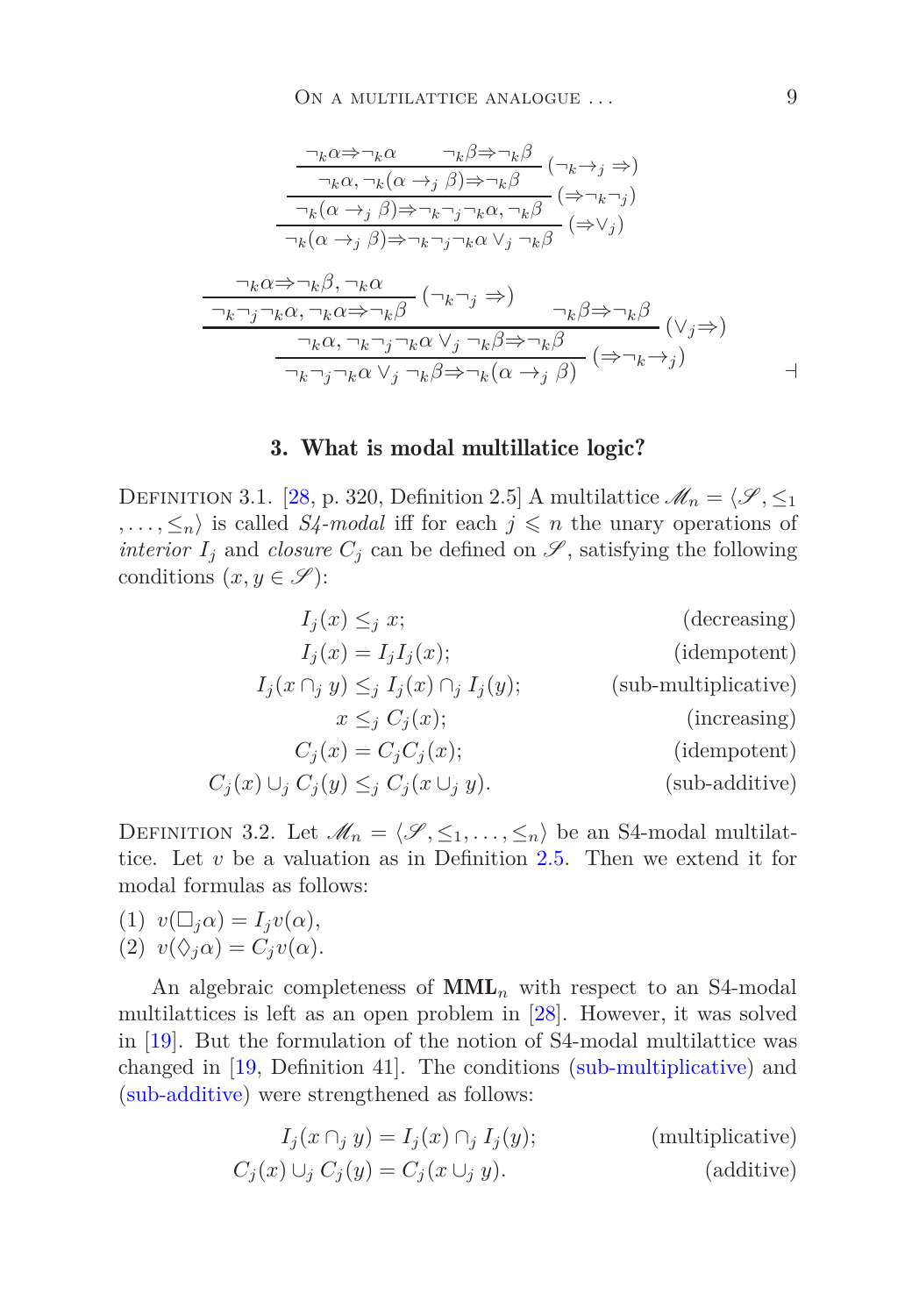$$\dfrac{\dfrac{\dfrac{\neg_k\alpha \Rightarrow \neg_k\alpha \qquad \neg_k\beta \Rightarrow \neg_k\beta}{\neg_k\alpha, \neg_k(\alpha \rightarrow_j \beta) \Rightarrow \neg_k\beta}\ (\neg_k{\rightarrow_j} \Rightarrow)}{\neg_k(\alpha \rightarrow_j \beta) \Rightarrow \neg_k\neg_j\neg_k\alpha, \neg_k\beta}\ (\Rightarrow \neg_k\neg_j)}{\neg_k(\alpha \rightarrow_j \beta) \Rightarrow \neg_k\neg_j\neg_k\alpha \vee_j \neg_k\beta}\ (\Rightarrow \vee_j)$$

$$\dfrac{\dfrac{\dfrac{\neg_k\alpha \Rightarrow \neg_k\beta, \neg_k\alpha}{\neg_k\neg_j\neg_k\alpha, \neg_k\alpha \Rightarrow \neg_k\beta}\ (\neg_k\neg_j \Rightarrow) \qquad \neg_k\beta \Rightarrow \neg_k\beta}{\neg_k\alpha, \neg_k\neg_j\neg_k\alpha \vee_j \neg_k\beta \Rightarrow \neg_k\beta}\ (\vee_j \Rightarrow)}{\neg_k\neg_j\neg_k\alpha \vee_j \neg_k\beta \Rightarrow \neg_k(\alpha \rightarrow_j \beta)}\ (\Rightarrow \neg_k{\rightarrow_j})$$

⊣

## 3. What is modal multillatice logic?

Definition 3.1. [28, p. 320, Definition 2.5] A multilattice $\mathscr{M}_n = \langle \mathscr{S}, \leq_1, \ldots, \leq_n \rangle$ is called *S4-modal* iff for each $j \leqslant n$ the unary operations of *interior* $I_j$ and *closure* $C_j$ can be defined on $\mathscr{S}$, satisfying the following conditions ($x, y \in \mathscr{S}$):

$$I_j(x) \leq_j x; \qquad \text{(decreasing)}$$
$$I_j(x) = I_j I_j(x); \qquad \text{(idempotent)}$$
$$I_j(x \cap_j y) \leq_j I_j(x) \cap_j I_j(y); \qquad \text{(sub-multiplicative)}$$
$$x \leq_j C_j(x); \qquad \text{(increasing)}$$
$$C_j(x) = C_j C_j(x); \qquad \text{(idempotent)}$$
$$C_j(x) \cup_j C_j(y) \leq_j C_j(x \cup_j y). \qquad \text{(sub-additive)}$$

Definition 3.2. Let $\mathscr{M}_n = \langle \mathscr{S}, \leq_1, \ldots, \leq_n \rangle$ be an S4-modal multilattice. Let $v$ be a valuation as in Definition 2.5. Then we extend it for modal formulas as follows:

(1) $v(\Box_j \alpha) = I_j v(\alpha)$,
(2) $v(\Diamond_j \alpha) = C_j v(\alpha)$.

An algebraic completeness of $\mathbf{MML}_n$ with respect to an S4-modal multilattice is left as an open problem in [28]. However, it was solved in [19]. But the formulation of the notion of S4-modal multilattice was changed in [19, Definition 41]. The conditions (sub-multiplicative) and (sub-additive) were strengthened as follows:

$$I_j(x \cap_j y) = I_j(x) \cap_j I_j(y); \qquad \text{(multiplicative)}$$
$$C_j(x) \cup_j C_j(y) = C_j(x \cup_j y). \qquad \text{(additive)}$$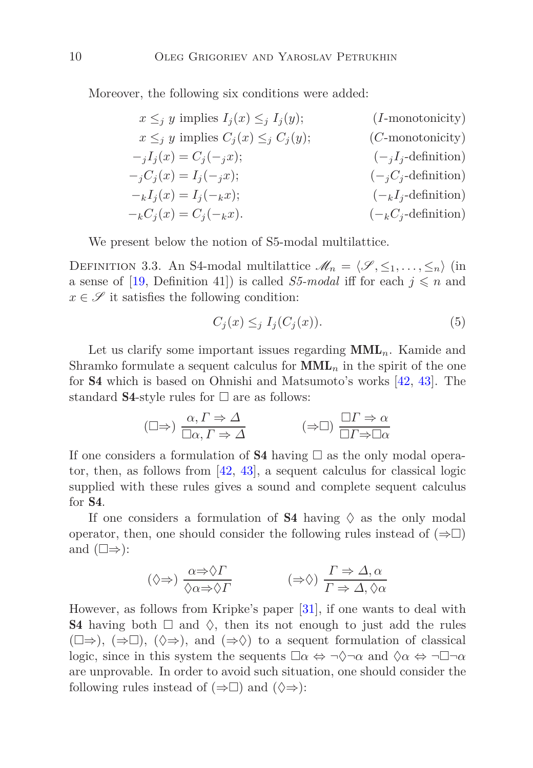Moreover, the following six conditions were added:

$$x \leq_j y \text{ implies } I_j(x) \leq_j I_j(y); \qquad (I\text{-monotonicity})$$

$$x \leq_j y \text{ implies } C_j(x) \leq_j C_j(y); \qquad (C\text{-monotonicity})$$

$$-_j I_j(x) = C_j(-_j x); \qquad (-_j I_j\text{-definition})$$

$$-_j C_j(x) = I_j(-_j x); \qquad (-_j C_j\text{-definition})$$

$$-_k I_j(x) = I_j(-_k x); \qquad (-_k I_j\text{-definition})$$

$$-_k C_j(x) = C_j(-_k x). \qquad (-_k C_j\text{-definition})$$

We present below the notion of S5-modal multilattice.

Definition 3.3. An S4-modal multilattice $\mathscr{M}_n = \langle \mathscr{S}, \leq_1, \ldots, \leq_n \rangle$ (in a sense of [19, Definition 41]) is called *S5-modal* iff for each $j \leqslant n$ and $x \in \mathscr{S}$ it satisfies the following condition:

$$C_j(x) \leq_j I_j(C_j(x)). \tag{5}$$

Let us clarify some important issues regarding $\mathbf{MML}_n$. Kamide and Shramko formulate a sequent calculus for $\mathbf{MML}_n$ in the spirit of the one for **S4** which is based on Ohnishi and Matsumoto's works [42, 43]. The standard **S4**-style rules for $\Box$ are as follows:

$$(\Box\Rightarrow)\ \frac{\alpha, \Gamma \Rightarrow \Delta}{\Box\alpha, \Gamma \Rightarrow \Delta} \qquad\qquad (\Rightarrow\Box)\ \frac{\Box\Gamma \Rightarrow \alpha}{\Box\Gamma \Rightarrow \Box\alpha}$$

If one considers a formulation of **S4** having $\Box$ as the only modal operator, then, as follows from [42, 43], a sequent calculus for classical logic supplied with these rules gives a sound and complete sequent calculus for **S4**.

If one considers a formulation of **S4** having $\Diamond$ as the only modal operator, then, one should consider the following rules instead of $(\Rightarrow\Box)$ and $(\Box\Rightarrow)$:

$$(\Diamond\Rightarrow)\ \frac{\alpha \Rightarrow \Diamond\Gamma}{\Diamond\alpha \Rightarrow \Diamond\Gamma} \qquad\qquad (\Rightarrow\Diamond)\ \frac{\Gamma \Rightarrow \Delta, \alpha}{\Gamma \Rightarrow \Delta, \Diamond\alpha}$$

However, as follows from Kripke's paper [31], if one wants to deal with **S4** having both $\Box$ and $\Diamond$, then its not enough to just add the rules $(\Box\Rightarrow)$, $(\Rightarrow\Box)$, $(\Diamond\Rightarrow)$, and $(\Rightarrow\Diamond)$ to a sequent formulation of classical logic, since in this system the sequents $\Box\alpha \Leftrightarrow \neg\Diamond\neg\alpha$ and $\Diamond\alpha \Leftrightarrow \neg\Box\neg\alpha$ are unprovable. In order to avoid such situation, one should consider the following rules instead of $(\Rightarrow\Box)$ and $(\Diamond\Rightarrow)$: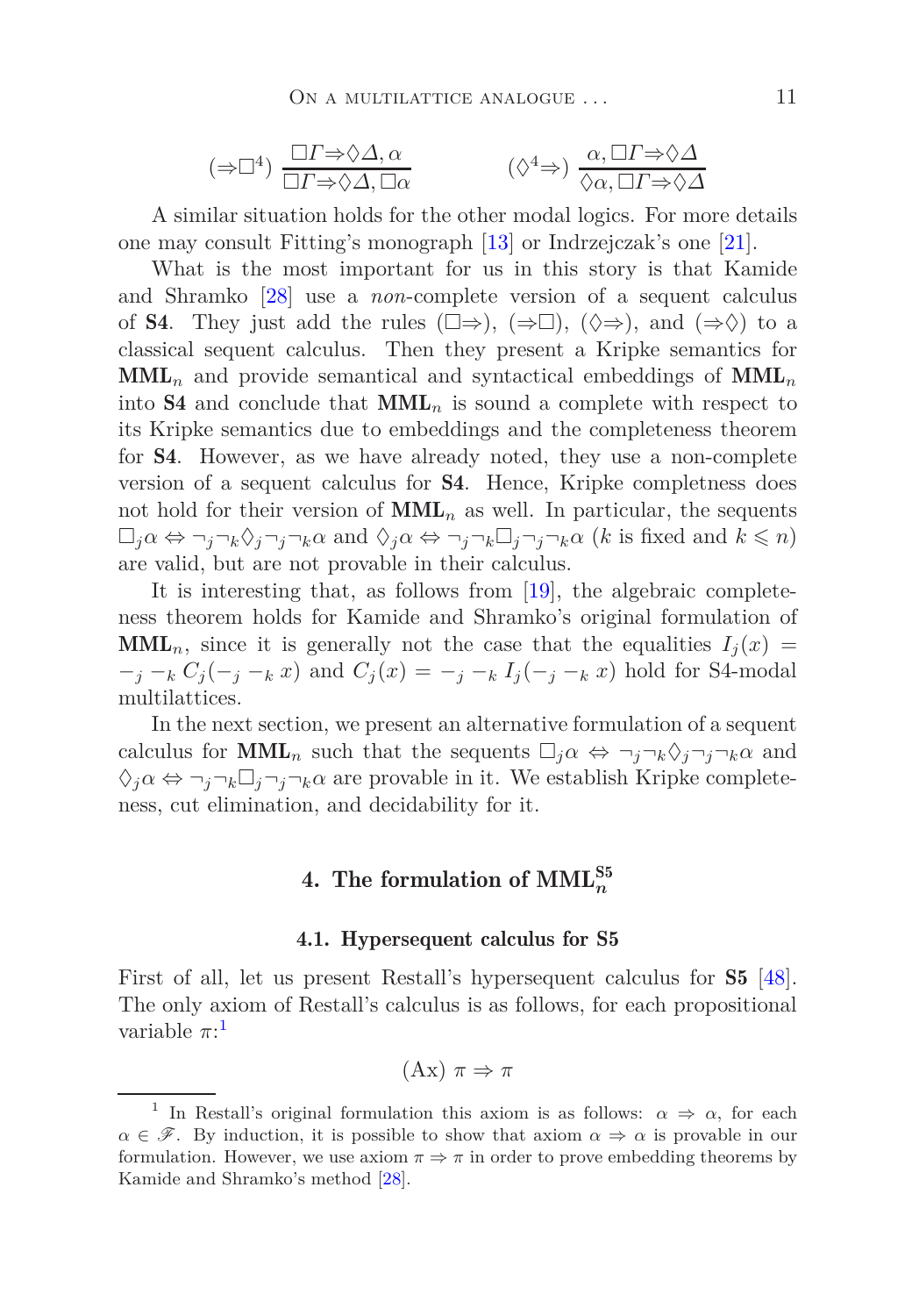$$(\Rightarrow\Box^4)\ \frac{\Box\Gamma\Rightarrow\Diamond\Delta,\alpha}{\Box\Gamma\Rightarrow\Diamond\Delta,\Box\alpha} \qquad\qquad (\Diamond^4\Rightarrow)\ \frac{\alpha,\Box\Gamma\Rightarrow\Diamond\Delta}{\Diamond\alpha,\Box\Gamma\Rightarrow\Diamond\Delta}$$

A similar situation holds for the other modal logics. For more details one may consult Fitting's monograph [13] or Indrzejczak's one [21].

What is the most important for us in this story is that Kamide and Shramko [28] use a *non*-complete version of a sequent calculus of **S4**. They just add the rules $(\Box\Rightarrow)$, $(\Rightarrow\Box)$, $(\Diamond\Rightarrow)$, and $(\Rightarrow\Diamond)$ to a classical sequent calculus. Then they present a Kripke semantics for $\mathbf{MML}_n$ and provide semantical and syntactical embeddings of $\mathbf{MML}_n$ into **S4** and conclude that $\mathbf{MML}_n$ is sound a complete with respect to its Kripke semantics due to embeddings and the completeness theorem for **S4**. However, as we have already noted, they use a non-complete version of a sequent calculus for **S4**. Hence, Kripke completness does not hold for their version of $\mathbf{MML}_n$ as well. In particular, the sequents $\Box_j\alpha \Leftrightarrow \neg_j\neg_k\Diamond_j\neg_j\neg_k\alpha$ and $\Diamond_j\alpha \Leftrightarrow \neg_j\neg_k\Box_j\neg_j\neg_k\alpha$ ($k$ is fixed and $k \leqslant n$) are valid, but are not provable in their calculus.

It is interesting that, as follows from [19], the algebraic completeness theorem holds for Kamide and Shramko's original formulation of $\mathbf{MML}_n$, since it is generally not the case that the equalities $I_j(x) = -_j -_k C_j(-_j -_k x)$ and $C_j(x) = -_j -_k I_j(-_j -_k x)$ hold for S4-modal multilattices.

In the next section, we present an alternative formulation of a sequent calculus for $\mathbf{MML}_n$ such that the sequents $\Box_j\alpha \Leftrightarrow \neg_j\neg_k\Diamond_j\neg_j\neg_k\alpha$ and $\Diamond_j\alpha \Leftrightarrow \neg_j\neg_k\Box_j\neg_j\neg_k\alpha$ are provable in it. We establish Kripke completeness, cut elimination, and decidability for it.

## 4. The formulation of $\mathbf{MML}_n^{\mathbf{S5}}$

### 4.1. Hypersequent calculus for S5

First of all, let us present Restall's hypersequent calculus for **S5** [48]. The only axiom of Restall's calculus is as follows, for each propositional variable $\pi$:[1]

$$(\mathrm{Ax})\ \pi \Rightarrow \pi$$

[1] In Restall's original formulation this axiom is as follows: $\alpha \Rightarrow \alpha$, for each $\alpha \in \mathscr{F}$. By induction, it is possible to show that axiom $\alpha \Rightarrow \alpha$ is provable in our formulation. However, we use axiom $\pi \Rightarrow \pi$ in order to prove embedding theorems by Kamide and Shramko's method [28].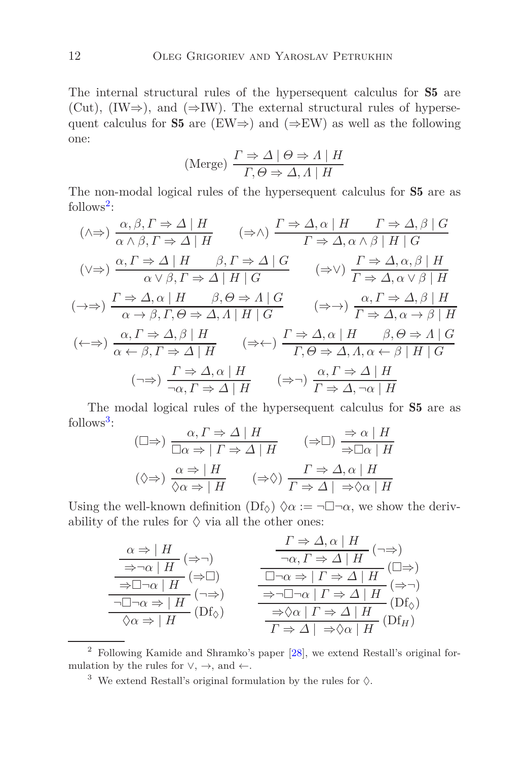The internal structural rules of the hypersequent calculus for **S5** are (Cut), (IW$\Rightarrow$), and ($\Rightarrow$IW). The external structural rules of hypersequent calculus for **S5** are (EW$\Rightarrow$) and ($\Rightarrow$EW) as well as the following one:

$$\text{(Merge)}\ \frac{\Gamma \Rightarrow \Delta \mid \Theta \Rightarrow \Lambda \mid H}{\Gamma, \Theta \Rightarrow \Delta, \Lambda \mid H}$$

The non-modal logical rules of the hypersequent calculus for **S5** are as follows[2]:

$$(\wedge\Rightarrow)\ \frac{\alpha, \beta, \Gamma \Rightarrow \Delta \mid H}{\alpha \wedge \beta, \Gamma \Rightarrow \Delta \mid H} \qquad (\Rightarrow\wedge)\ \frac{\Gamma \Rightarrow \Delta, \alpha \mid H \qquad \Gamma \Rightarrow \Delta, \beta \mid G}{\Gamma \Rightarrow \Delta, \alpha \wedge \beta \mid H \mid G}$$

$$(\vee\Rightarrow)\ \frac{\alpha, \Gamma \Rightarrow \Delta \mid H \qquad \beta, \Gamma \Rightarrow \Delta \mid G}{\alpha \vee \beta, \Gamma \Rightarrow \Delta \mid H \mid G} \qquad (\Rightarrow\vee)\ \frac{\Gamma \Rightarrow \Delta, \alpha, \beta \mid H}{\Gamma \Rightarrow \Delta, \alpha \vee \beta \mid H}$$

$$(\rightarrow\Rightarrow)\ \frac{\Gamma \Rightarrow \Delta, \alpha \mid H \qquad \beta, \Theta \Rightarrow \Lambda \mid G}{\alpha \rightarrow \beta, \Gamma, \Theta \Rightarrow \Delta, \Lambda \mid H \mid G} \qquad (\Rightarrow\rightarrow)\ \frac{\alpha, \Gamma \Rightarrow \Delta, \beta \mid H}{\Gamma \Rightarrow \Delta, \alpha \rightarrow \beta \mid H}$$

$$(\leftarrow\Rightarrow)\ \frac{\alpha, \Gamma \Rightarrow \Delta, \beta \mid H}{\alpha \leftarrow \beta, \Gamma \Rightarrow \Delta \mid H} \qquad (\Rightarrow\leftarrow)\ \frac{\Gamma \Rightarrow \Delta, \alpha \mid H \qquad \beta, \Theta \Rightarrow \Lambda \mid G}{\Gamma, \Theta \Rightarrow \Delta, \Lambda, \alpha \leftarrow \beta \mid H \mid G}$$

$$(\neg\Rightarrow)\ \frac{\Gamma \Rightarrow \Delta, \alpha \mid H}{\neg\alpha, \Gamma \Rightarrow \Delta \mid H} \qquad (\Rightarrow\neg)\ \frac{\alpha, \Gamma \Rightarrow \Delta \mid H}{\Gamma \Rightarrow \Delta, \neg\alpha \mid H}$$

The modal logical rules of the hypersequent calculus for **S5** are as follows[3]:

$$(\Box\Rightarrow)\ \frac{\alpha, \Gamma \Rightarrow \Delta \mid H}{\Box\alpha \Rightarrow\ \mid \Gamma \Rightarrow \Delta \mid H} \qquad (\Rightarrow\Box)\ \frac{\Rightarrow \alpha \mid H}{\Rightarrow \Box\alpha \mid H}$$

$$(\Diamond\Rightarrow)\ \frac{\alpha \Rightarrow\ \mid H}{\Diamond\alpha \Rightarrow\ \mid H} \qquad (\Rightarrow\Diamond)\ \frac{\Gamma \Rightarrow \Delta, \alpha \mid H}{\Gamma \Rightarrow \Delta \mid\ \Rightarrow \Diamond\alpha \mid H}$$

Using the well-known definition (Df$_\Diamond$) $\Diamond\alpha := \neg\Box\neg\alpha$, we show the derivability of the rules for $\Diamond$ via all the other ones:

$$\cfrac{\cfrac{\cfrac{\cfrac{\alpha \Rightarrow\ \mid H}{\Rightarrow \neg\alpha \mid H}\,(\Rightarrow\neg)}{\Rightarrow \Box\neg\alpha \mid H}\,(\Rightarrow\Box)}{\neg\Box\neg\alpha \Rightarrow\ \mid H}\,(\neg\Rightarrow)}{\Diamond\alpha \Rightarrow\ \mid H}\,(\mathrm{Df}_\Diamond) \qquad \cfrac{\cfrac{\cfrac{\cfrac{\cfrac{\Gamma \Rightarrow \Delta, \alpha \mid H}{\neg\alpha, \Gamma \Rightarrow \Delta \mid H}\,(\neg\Rightarrow)}{\Box\neg\alpha \Rightarrow\ \mid \Gamma \Rightarrow \Delta \mid H}\,(\Box\Rightarrow)}{\Rightarrow \neg\Box\neg\alpha \mid \Gamma \Rightarrow \Delta \mid H}\,(\Rightarrow\neg)}{\Rightarrow \Diamond\alpha \mid \Gamma \Rightarrow \Delta \mid H}\,(\mathrm{Df}_\Diamond)}{\Gamma \Rightarrow \Delta \mid\ \Rightarrow \Diamond\alpha \mid H}\,(\mathrm{Df}_H)$$

[2] Following Kamide and Shramko's paper [28], we extend Restall's original formulation by the rules for $\vee$, $\rightarrow$, and $\leftarrow$.

[3] We extend Restall's original formulation by the rules for $\Diamond$.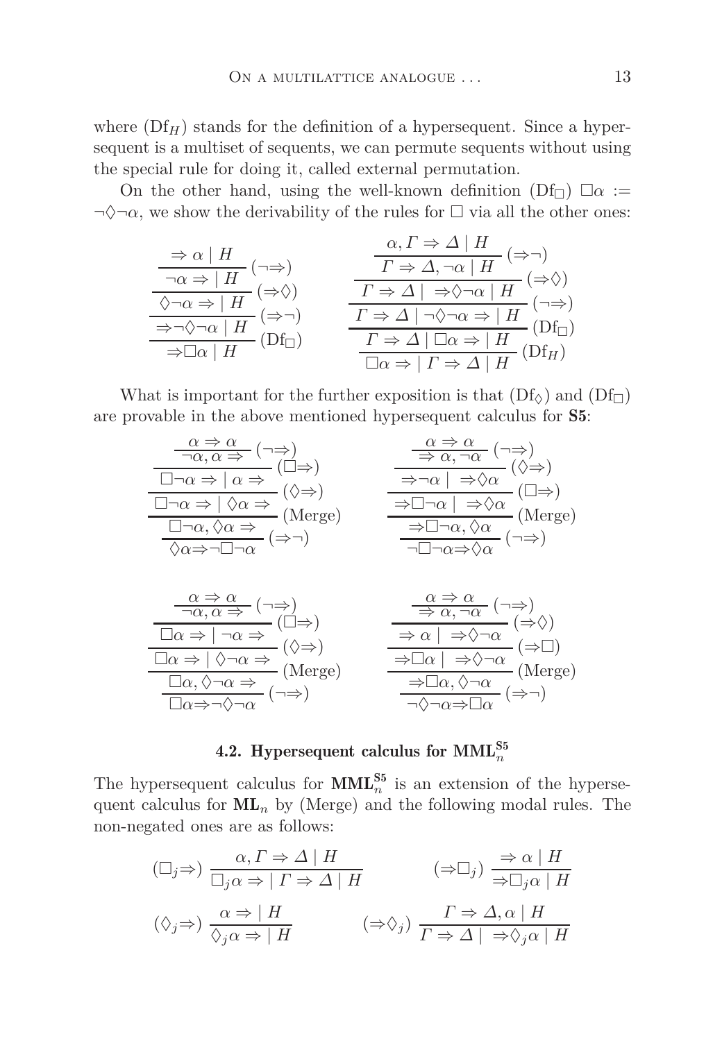where $(\mathrm{Df}_H)$ stands for the definition of a hypersequent. Since a hypersequent is a multiset of sequents, we can permute sequents without using the special rule for doing it, called external permutation.

On the other hand, using the well-known definition $(\mathrm{Df}_\Box)$ $\Box\alpha := \neg\Diamond\neg\alpha$, we show the derivability of the rules for $\Box$ via all the other ones:

$$
\dfrac{\dfrac{\dfrac{\dfrac{\Rightarrow \alpha \mid H}{\neg\alpha \Rightarrow \mid H}\,(\neg\Rightarrow)}{\Diamond\neg\alpha \Rightarrow \mid H}\,(\Rightarrow\Diamond)}{\Rightarrow\neg\Diamond\neg\alpha \mid H}\,(\Rightarrow\neg)}{\Rightarrow\Box\alpha \mid H}\,(\mathrm{Df}_\Box)
\qquad
\dfrac{\dfrac{\dfrac{\dfrac{\dfrac{\alpha, \Gamma \Rightarrow \Delta \mid H}{\Gamma \Rightarrow \Delta, \neg\alpha \mid H}\,(\Rightarrow\neg)}{\Gamma \Rightarrow \Delta \mid\ \Rightarrow\Diamond\neg\alpha \mid H}\,(\Rightarrow\Diamond)}{\Gamma \Rightarrow \Delta \mid \neg\Diamond\neg\alpha \Rightarrow \mid H}\,(\neg\Rightarrow)}{\Gamma \Rightarrow \Delta \mid \Box\alpha \Rightarrow \mid H}\,(\mathrm{Df}_\Box)}{\Box\alpha \Rightarrow \mid \Gamma \Rightarrow \Delta \mid H}\,(\mathrm{Df}_H)
$$

What is important for the further exposition is that $(\mathrm{Df}_\Diamond)$ and $(\mathrm{Df}_\Box)$ are provable in the above mentioned hypersequent calculus for **S5**:

$$
\dfrac{\dfrac{\dfrac{\dfrac{\dfrac{\alpha \Rightarrow \alpha}{\neg\alpha, \alpha \Rightarrow}\,(\neg\Rightarrow)}{\Box\neg\alpha \Rightarrow \mid \alpha \Rightarrow}\,(\Box\Rightarrow)}{\Box\neg\alpha \Rightarrow \mid \Diamond\alpha \Rightarrow}\,(\Diamond\Rightarrow)}{\Box\neg\alpha, \Diamond\alpha \Rightarrow}\,(\mathrm{Merge})}{\Diamond\alpha \Rightarrow \neg\Box\neg\alpha}\,(\Rightarrow\neg)
\qquad
\dfrac{\dfrac{\dfrac{\dfrac{\dfrac{\alpha \Rightarrow \alpha}{\Rightarrow \alpha, \neg\alpha}\,(\neg\Rightarrow)}{\Rightarrow\neg\alpha \mid\ \Rightarrow\Diamond\alpha}\,(\Diamond\Rightarrow)}{\Rightarrow\Box\neg\alpha \mid\ \Rightarrow\Diamond\alpha}\,(\Box\Rightarrow)}{\Rightarrow\Box\neg\alpha, \Diamond\alpha}\,(\mathrm{Merge})}{\neg\Box\neg\alpha \Rightarrow \Diamond\alpha}\,(\neg\Rightarrow)
$$

$$
\dfrac{\dfrac{\dfrac{\dfrac{\dfrac{\alpha \Rightarrow \alpha}{\neg\alpha, \alpha \Rightarrow}\,(\neg\Rightarrow)}{\Box\alpha \Rightarrow \mid \neg\alpha \Rightarrow}\,(\Box\Rightarrow)}{\Box\alpha \Rightarrow \mid \Diamond\neg\alpha \Rightarrow}\,(\Diamond\Rightarrow)}{\Box\alpha, \Diamond\neg\alpha \Rightarrow}\,(\mathrm{Merge})}{\Box\alpha \Rightarrow \neg\Diamond\neg\alpha}\,(\neg\Rightarrow)
\qquad
\dfrac{\dfrac{\dfrac{\dfrac{\dfrac{\alpha \Rightarrow \alpha}{\Rightarrow \alpha, \neg\alpha}\,(\neg\Rightarrow)}{\Rightarrow \alpha \mid\ \Rightarrow\Diamond\neg\alpha}\,(\Rightarrow\Diamond)}{\Rightarrow\Box\alpha \mid\ \Rightarrow\Diamond\neg\alpha}\,(\Rightarrow\Box)}{\Rightarrow\Box\alpha, \Diamond\neg\alpha}\,(\mathrm{Merge})}{\neg\Diamond\neg\alpha \Rightarrow \Box\alpha}\,(\Rightarrow\neg)
$$

### 4.2. Hypersequent calculus for $\mathbf{MML}_n^{\mathbf{S5}}$

The hypersequent calculus for $\mathbf{MML}_n^{\mathbf{S5}}$ is an extension of the hypersequent calculus for $\mathbf{ML}_n$ by (Merge) and the following modal rules. The non-negated ones are as follows:

$$
(\Box_j\Rightarrow)\ \dfrac{\alpha, \Gamma \Rightarrow \Delta \mid H}{\Box_j\alpha \Rightarrow \mid \Gamma \Rightarrow \Delta \mid H}
\qquad
(\Rightarrow\Box_j)\ \dfrac{\Rightarrow \alpha \mid H}{\Rightarrow\Box_j\alpha \mid H}
$$

$$
(\Diamond_j\Rightarrow)\ \dfrac{\alpha \Rightarrow \mid H}{\Diamond_j\alpha \Rightarrow \mid H}
\qquad
(\Rightarrow\Diamond_j)\ \dfrac{\Gamma \Rightarrow \Delta, \alpha \mid H}{\Gamma \Rightarrow \Delta \mid\ \Rightarrow\Diamond_j\alpha \mid H}
$$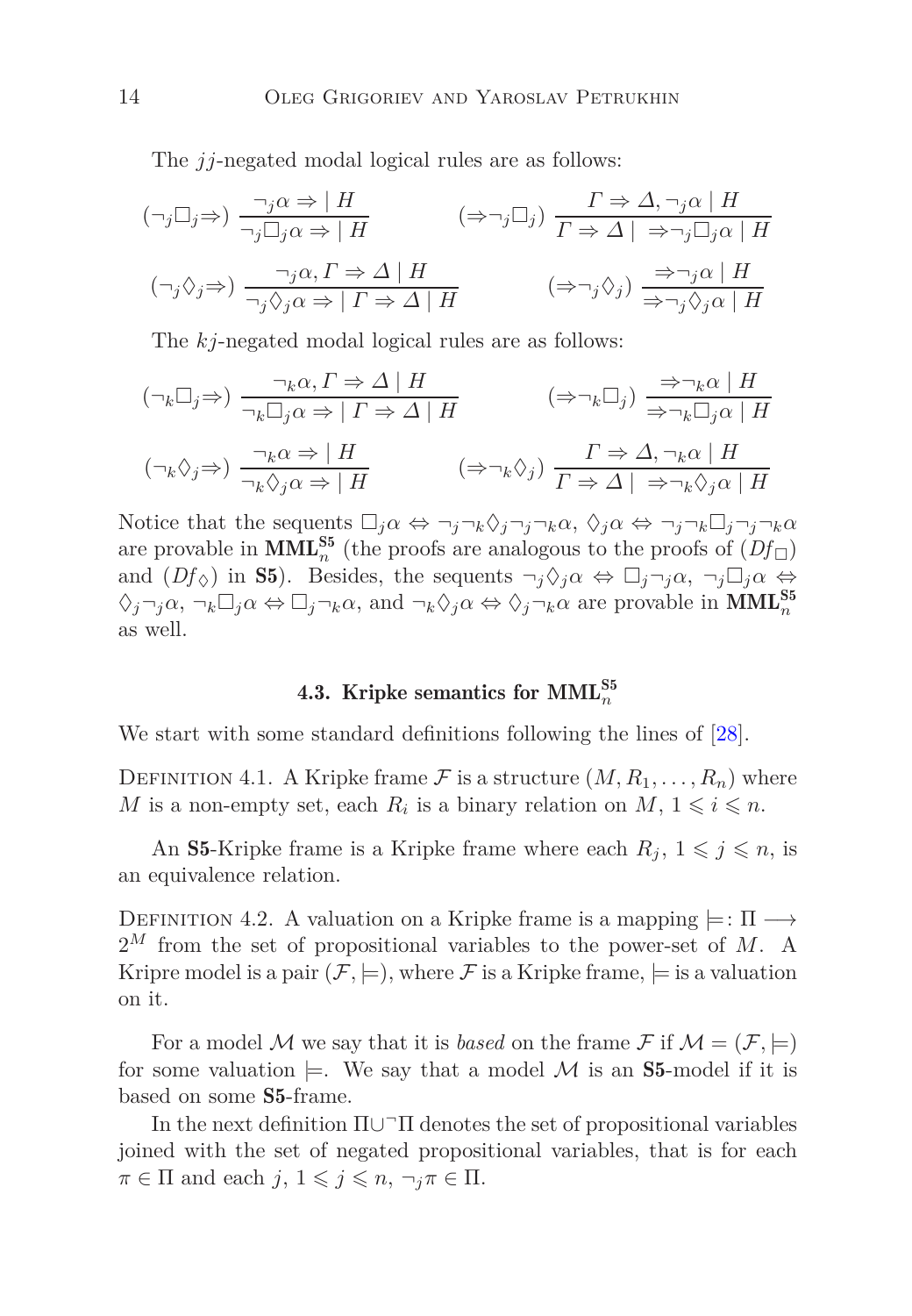The $jj$-negated modal logical rules are as follows:

$$(\neg_j\Box_j\Rightarrow)\ \frac{\neg_j\alpha \Rightarrow \mid H}{\neg_j\Box_j\alpha \Rightarrow \mid H} \qquad (\Rightarrow\neg_j\Box_j)\ \frac{\Gamma \Rightarrow \Delta, \neg_j\alpha \mid H}{\Gamma \Rightarrow \Delta \mid\ \Rightarrow\neg_j\Box_j\alpha \mid H}$$

$$(\neg_j\Diamond_j\Rightarrow)\ \frac{\neg_j\alpha, \Gamma \Rightarrow \Delta \mid H}{\neg_j\Diamond_j\alpha \Rightarrow \mid \Gamma \Rightarrow \Delta \mid H} \qquad (\Rightarrow\neg_j\Diamond_j)\ \frac{\Rightarrow\neg_j\alpha \mid H}{\Rightarrow\neg_j\Diamond_j\alpha \mid H}$$

The $kj$-negated modal logical rules are as follows:

$$(\neg_k\Box_j\Rightarrow)\ \frac{\neg_k\alpha, \Gamma \Rightarrow \Delta \mid H}{\neg_k\Box_j\alpha \Rightarrow \mid \Gamma \Rightarrow \Delta \mid H} \qquad (\Rightarrow\neg_k\Box_j)\ \frac{\Rightarrow\neg_k\alpha \mid H}{\Rightarrow\neg_k\Box_j\alpha \mid H}$$

$$(\neg_k\Diamond_j\Rightarrow)\ \frac{\neg_k\alpha \Rightarrow \mid H}{\neg_k\Diamond_j\alpha \Rightarrow \mid H} \qquad (\Rightarrow\neg_k\Diamond_j)\ \frac{\Gamma \Rightarrow \Delta, \neg_k\alpha \mid H}{\Gamma \Rightarrow \Delta \mid\ \Rightarrow\neg_k\Diamond_j\alpha \mid H}$$

Notice that the sequents $\Box_j\alpha \Leftrightarrow \neg_j\neg_k\Diamond_j\neg_j\neg_k\alpha$, $\Diamond_j\alpha \Leftrightarrow \neg_j\neg_k\Box_j\neg_j\neg_k\alpha$ are provable in $\mathbf{MML}_n^{\mathbf{S5}}$ (the proofs are analogous to the proofs of $(Df_\Box)$ and $(Df_\Diamond)$ in **S5**). Besides, the sequents $\neg_j\Diamond_j\alpha \Leftrightarrow \Box_j\neg_j\alpha$, $\neg_j\Box_j\alpha \Leftrightarrow \Diamond_j\neg_j\alpha$, $\neg_k\Box_j\alpha \Leftrightarrow \Box_j\neg_k\alpha$, and $\neg_k\Diamond_j\alpha \Leftrightarrow \Diamond_j\neg_k\alpha$ are provable in $\mathbf{MML}_n^{\mathbf{S5}}$ as well.

### 4.3. Kripke semantics for $\mathbf{MML}_n^{\mathbf{S5}}$

We start with some standard definitions following the lines of [28].

Definition 4.1. A Kripke frame $\mathcal{F}$ is a structure $(M, R_1, \ldots, R_n)$ where $M$ is a non-empty set, each $R_i$ is a binary relation on $M$, $1 \leqslant i \leqslant n$.

An **S5**-Kripke frame is a Kripke frame where each $R_j$, $1 \leqslant j \leqslant n$, is an equivalence relation.

Definition 4.2. A valuation on a Kripke frame is a mapping $\models : \Pi \longrightarrow 2^M$ from the set of propositional variables to the power-set of $M$. A Kripre model is a pair $(\mathcal{F}, \models)$, where $\mathcal{F}$ is a Kripke frame, $\models$ is a valuation on it.

For a model $\mathcal{M}$ we say that it is *based* on the frame $\mathcal{F}$ if $\mathcal{M} = (\mathcal{F}, \models)$ for some valuation $\models$. We say that a model $\mathcal{M}$ is an **S5**-model if it is based on some **S5**-frame.

In the next definition $\Pi \cup {}^{\neg}\Pi$ denotes the set of propositional variables joined with the set of negated propositional variables, that is for each $\pi \in \Pi$ and each $j$, $1 \leqslant j \leqslant n$, $\neg_j\pi \in \Pi$.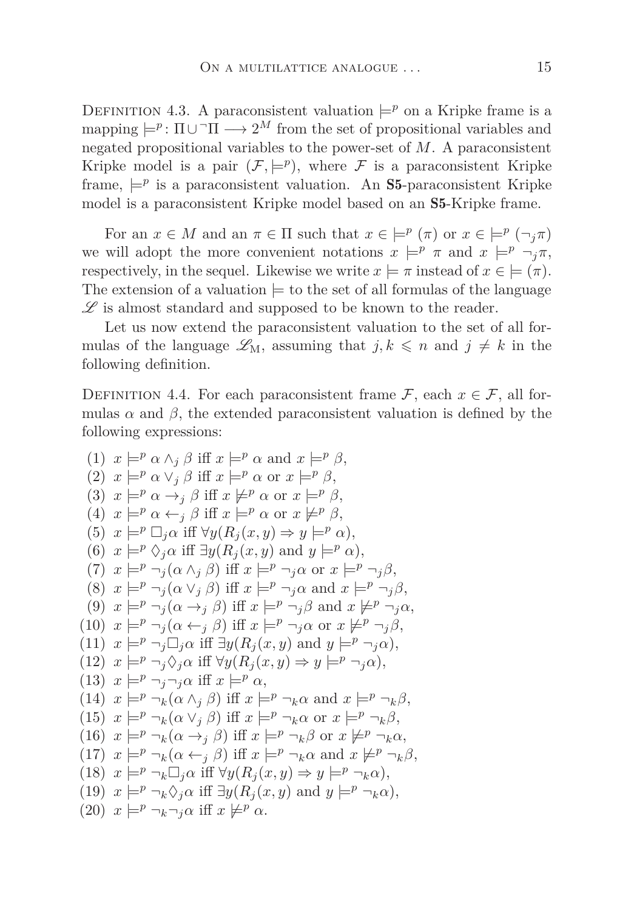Definition 4.3. A paraconsistent valuation $\models^p$ on a Kripke frame is a mapping $\models^p : \Pi \cup {}^\neg\Pi \longrightarrow 2^M$ from the set of propositional variables and negated propositional variables to the power-set of $M$. A paraconsistent Kripke model is a pair $(\mathcal{F}, \models^p)$, where $\mathcal{F}$ is a paraconsistent Kripke frame, $\models^p$ is a paraconsistent valuation. An **S5**-paraconsistent Kripke model is a paraconsistent Kripke model based on an **S5**-Kripke frame.

For an $x \in M$ and an $\pi \in \Pi$ such that $x \in \models^p (\pi)$ or $x \in \models^p (\neg_j \pi)$ we will adopt the more convenient notations $x \models^p \pi$ and $x \models^p \neg_j \pi$, respectively, in the sequel. Likewise we write $x \models \pi$ instead of $x \in \models (\pi)$. The extension of a valuation $\models$ to the set of all formulas of the language $\mathscr{L}$ is almost standard and supposed to be known to the reader.

Let us now extend the paraconsistent valuation to the set of all formulas of the language $\mathscr{L}_{\mathrm{M}}$, assuming that $j, k \leqslant n$ and $j \neq k$ in the following definition.

Definition 4.4. For each paraconsistent frame $\mathcal{F}$, each $x \in \mathcal{F}$, all formulas $\alpha$ and $\beta$, the extended paraconsistent valuation is defined by the following expressions:

(1) $x \models^p \alpha \wedge_j \beta$ iff $x \models^p \alpha$ and $x \models^p \beta$,
(2) $x \models^p \alpha \vee_j \beta$ iff $x \models^p \alpha$ or $x \models^p \beta$,
(3) $x \models^p \alpha \rightarrow_j \beta$ iff $x \not\models^p \alpha$ or $x \models^p \beta$,
(4) $x \models^p \alpha \leftarrow_j \beta$ iff $x \models^p \alpha$ or $x \not\models^p \beta$,
(5) $x \models^p \Box_j \alpha$ iff $\forall y (R_j(x, y) \Rightarrow y \models^p \alpha)$,
(6) $x \models^p \Diamond_j \alpha$ iff $\exists y (R_j(x, y)$ and $y \models^p \alpha)$,
(7) $x \models^p \neg_j (\alpha \wedge_j \beta)$ iff $x \models^p \neg_j \alpha$ or $x \models^p \neg_j \beta$,
(8) $x \models^p \neg_j (\alpha \vee_j \beta)$ iff $x \models^p \neg_j \alpha$ and $x \models^p \neg_j \beta$,
(9) $x \models^p \neg_j (\alpha \rightarrow_j \beta)$ iff $x \models^p \neg_j \beta$ and $x \not\models^p \neg_j \alpha$,
(10) $x \models^p \neg_j (\alpha \leftarrow_j \beta)$ iff $x \models^p \neg_j \alpha$ or $x \not\models^p \neg_j \beta$,
(11) $x \models^p \neg_j \Box_j \alpha$ iff $\exists y (R_j(x, y)$ and $y \models^p \neg_j \alpha)$,
(12) $x \models^p \neg_j \Diamond_j \alpha$ iff $\forall y (R_j(x, y) \Rightarrow y \models^p \neg_j \alpha)$,
(13) $x \models^p \neg_j \neg_j \alpha$ iff $x \models^p \alpha$,
(14) $x \models^p \neg_k (\alpha \wedge_j \beta)$ iff $x \models^p \neg_k \alpha$ and $x \models^p \neg_k \beta$,
(15) $x \models^p \neg_k (\alpha \vee_j \beta)$ iff $x \models^p \neg_k \alpha$ or $x \models^p \neg_k \beta$,
(16) $x \models^p \neg_k (\alpha \rightarrow_j \beta)$ iff $x \models^p \neg_k \beta$ or $x \not\models^p \neg_k \alpha$,
(17) $x \models^p \neg_k (\alpha \leftarrow_j \beta)$ iff $x \models^p \neg_k \alpha$ and $x \not\models^p \neg_k \beta$,
(18) $x \models^p \neg_k \Box_j \alpha$ iff $\forall y (R_j(x, y) \Rightarrow y \models^p \neg_k \alpha)$,
(19) $x \models^p \neg_k \Diamond_j \alpha$ iff $\exists y (R_j(x, y)$ and $y \models^p \neg_k \alpha)$,
(20) $x \models^p \neg_k \neg_j \alpha$ iff $x \not\models^p \alpha$.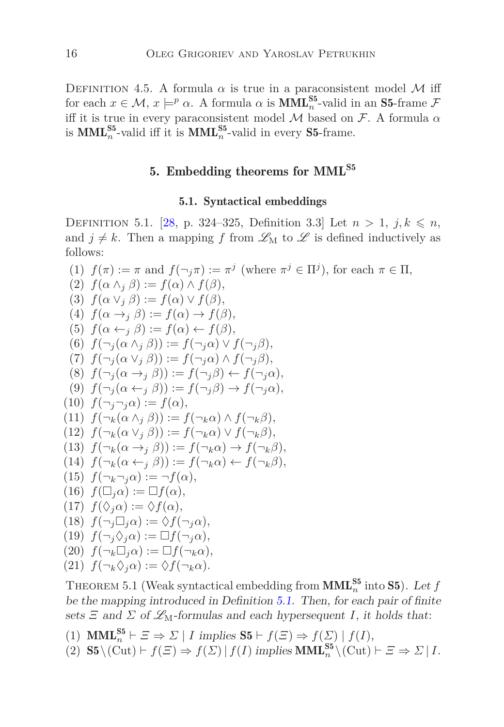Definition 4.5. A formula $\alpha$ is true in a paraconsistent model $\mathcal{M}$ iff for each $x \in \mathcal{M}$, $x \models^p \alpha$. A formula $\alpha$ is $\mathbf{MML}_n^{\mathbf{S5}}$-valid in an $\mathbf{S5}$-frame $\mathcal{F}$ iff it is true in every paraconsistent model $\mathcal{M}$ based on $\mathcal{F}$. A formula $\alpha$ is $\mathbf{MML}_n^{\mathbf{S5}}$-valid iff it is $\mathbf{MML}_n^{\mathbf{S5}}$-valid in every $\mathbf{S5}$-frame.

## 5. Embedding theorems for $\mathbf{MML}^{\mathbf{S5}}$

### 5.1. Syntactical embeddings

Definition 5.1. [28, p. 324–325, Definition 3.3] Let $n > 1$, $j, k \leqslant n$, and $j \neq k$. Then a mapping $f$ from $\mathscr{L}_{\mathrm{M}}$ to $\mathscr{L}$ is defined inductively as follows:

(1) $f(\pi) := \pi$ and $f(\neg_j \pi) := \pi^j$ (where $\pi^j \in \Pi^j$), for each $\pi \in \Pi$,
(2) $f(\alpha \wedge_j \beta) := f(\alpha) \wedge f(\beta)$,
(3) $f(\alpha \vee_j \beta) := f(\alpha) \vee f(\beta)$,
(4) $f(\alpha \rightarrow_j \beta) := f(\alpha) \rightarrow f(\beta)$,
(5) $f(\alpha \leftarrow_j \beta) := f(\alpha) \leftarrow f(\beta)$,
(6) $f(\neg_j(\alpha \wedge_j \beta)) := f(\neg_j \alpha) \vee f(\neg_j \beta)$,
(7) $f(\neg_j(\alpha \vee_j \beta)) := f(\neg_j \alpha) \wedge f(\neg_j \beta)$,
(8) $f(\neg_j(\alpha \rightarrow_j \beta)) := f(\neg_j \beta) \leftarrow f(\neg_j \alpha)$,
(9) $f(\neg_j(\alpha \leftarrow_j \beta)) := f(\neg_j \beta) \rightarrow f(\neg_j \alpha)$,
(10) $f(\neg_j \neg_j \alpha) := f(\alpha)$,
(11) $f(\neg_k(\alpha \wedge_j \beta)) := f(\neg_k \alpha) \wedge f(\neg_k \beta)$,
(12) $f(\neg_k(\alpha \vee_j \beta)) := f(\neg_k \alpha) \vee f(\neg_k \beta)$,
(13) $f(\neg_k(\alpha \rightarrow_j \beta)) := f(\neg_k \alpha) \rightarrow f(\neg_k \beta)$,
(14) $f(\neg_k(\alpha \leftarrow_j \beta)) := f(\neg_k \alpha) \leftarrow f(\neg_k \beta)$,
(15) $f(\neg_k \neg_j \alpha) := \neg f(\alpha)$,
(16) $f(\Box_j \alpha) := \Box f(\alpha)$,
(17) $f(\Diamond_j \alpha) := \Diamond f(\alpha)$,
(18) $f(\neg_j \Box_j \alpha) := \Diamond f(\neg_j \alpha)$,
(19) $f(\neg_j \Diamond_j \alpha) := \Box f(\neg_j \alpha)$,
(20) $f(\neg_k \Box_j \alpha) := \Box f(\neg_k \alpha)$,
(21) $f(\neg_k \Diamond_j \alpha) := \Diamond f(\neg_k \alpha)$.

Theorem 5.1 (Weak syntactical embedding from $\mathbf{MML}_n^{\mathbf{S5}}$ into $\mathbf{S5}$). *Let $f$ be the mapping introduced in Definition 5.1. Then, for each pair of finite sets $\Xi$ and $\Sigma$ of $\mathscr{L}_{\mathrm{M}}$-formulas and each hypersequent $I$, it holds that:*

(1) $\mathbf{MML}_n^{\mathbf{S5}} \vdash \Xi \Rightarrow \Sigma \mid I$ *implies* $\mathbf{S5} \vdash f(\Xi) \Rightarrow f(\Sigma) \mid f(I)$,
(2) $\mathbf{S5} \setminus (\mathrm{Cut}) \vdash f(\Xi) \Rightarrow f(\Sigma) \mid f(I)$ *implies* $\mathbf{MML}_n^{\mathbf{S5}} \setminus (\mathrm{Cut}) \vdash \Xi \Rightarrow \Sigma \mid I$.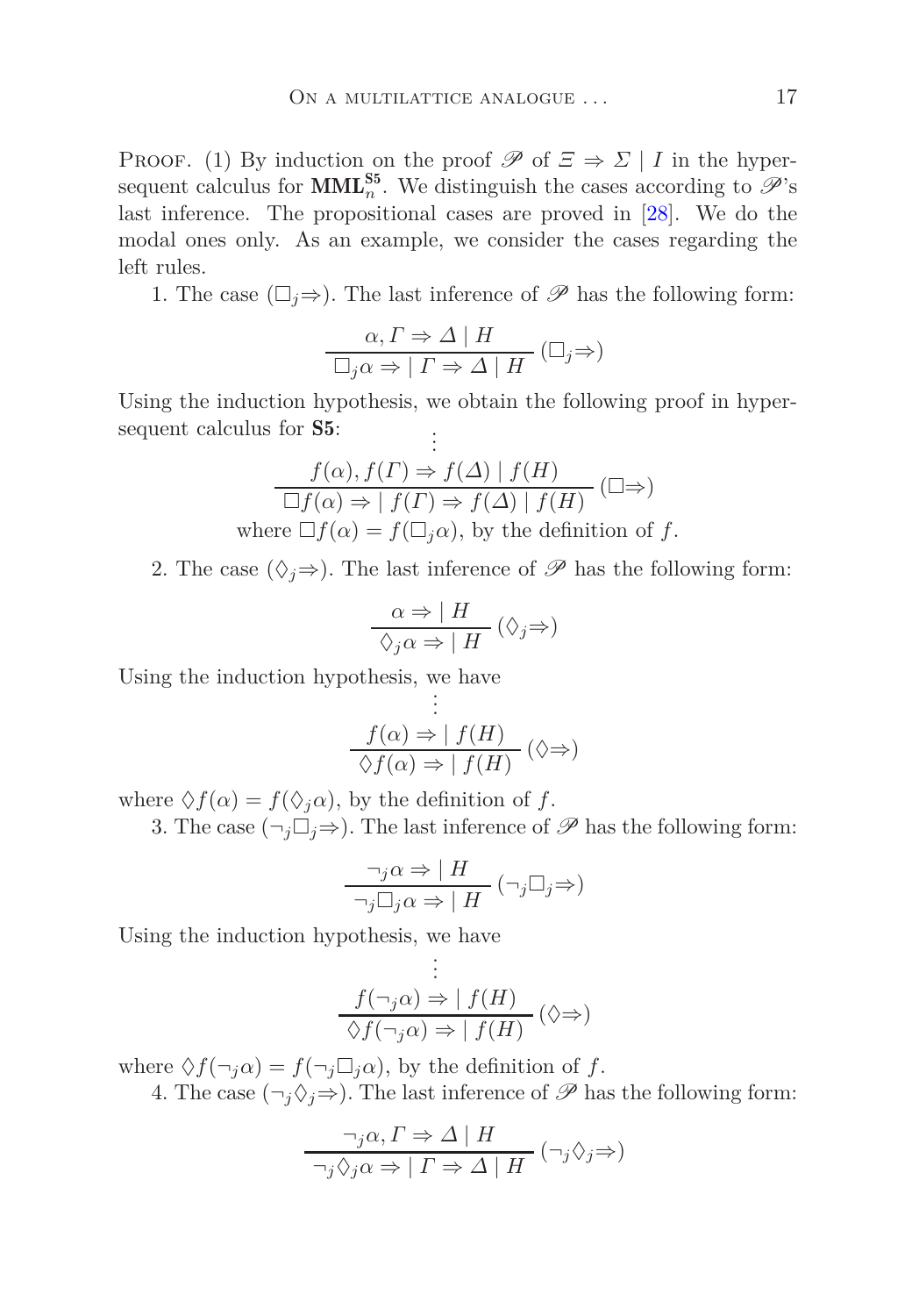PROOF. (1) By induction on the proof $\mathscr{P}$ of $\Xi \Rightarrow \Sigma \mid I$ in the hypersequent calculus for $\mathbf{MML}_n^{\mathbf{S5}}$. We distinguish the cases according to $\mathscr{P}$'s last inference. The propositional cases are proved in [28]. We do the modal ones only. As an example, we consider the cases regarding the left rules.

1. The case $(\Box_j\Rightarrow)$. The last inference of $\mathscr{P}$ has the following form:

$$\frac{\alpha, \Gamma \Rightarrow \Delta \mid H}{\Box_j \alpha \Rightarrow \mid \Gamma \Rightarrow \Delta \mid H}\,(\Box_j\Rightarrow)$$

Using the induction hypothesis, we obtain the following proof in hypersequent calculus for **S5**:

$$\frac{\begin{array}{c}\vdots\\ f(\alpha), f(\Gamma) \Rightarrow f(\Delta) \mid f(H)\end{array}}{\Box f(\alpha) \Rightarrow \mid f(\Gamma) \Rightarrow f(\Delta) \mid f(H)}\,(\Box\Rightarrow)$$

where $\Box f(\alpha) = f(\Box_j \alpha)$, by the definition of $f$.

2. The case $(\Diamond_j\Rightarrow)$. The last inference of $\mathscr{P}$ has the following form:

$$\frac{\alpha \Rightarrow \mid H}{\Diamond_j \alpha \Rightarrow \mid H}\,(\Diamond_j\Rightarrow)$$

Using the induction hypothesis, we have

$$\frac{\begin{array}{c}\vdots\\ f(\alpha) \Rightarrow \mid f(H)\end{array}}{\Diamond f(\alpha) \Rightarrow \mid f(H)}\,(\Diamond\Rightarrow)$$

where $\Diamond f(\alpha) = f(\Diamond_j \alpha)$, by the definition of $f$.

3. The case $(\neg_j\Box_j\Rightarrow)$. The last inference of $\mathscr{P}$ has the following form:

$$\frac{\neg_j \alpha \Rightarrow \mid H}{\neg_j \Box_j \alpha \Rightarrow \mid H}\,(\neg_j\Box_j\Rightarrow)$$

Using the induction hypothesis, we have

$$\frac{\begin{array}{c}\vdots\\ f(\neg_j \alpha) \Rightarrow \mid f(H)\end{array}}{\Diamond f(\neg_j \alpha) \Rightarrow \mid f(H)}\,(\Diamond\Rightarrow)$$

where $\Diamond f(\neg_j \alpha) = f(\neg_j \Box_j \alpha)$, by the definition of $f$.

4. The case $(\neg_j\Diamond_j\Rightarrow)$. The last inference of $\mathscr{P}$ has the following form:

$$\frac{\neg_j \alpha, \Gamma \Rightarrow \Delta \mid H}{\neg_j \Diamond_j \alpha \Rightarrow \mid \Gamma \Rightarrow \Delta \mid H}\,(\neg_j\Diamond_j\Rightarrow)$$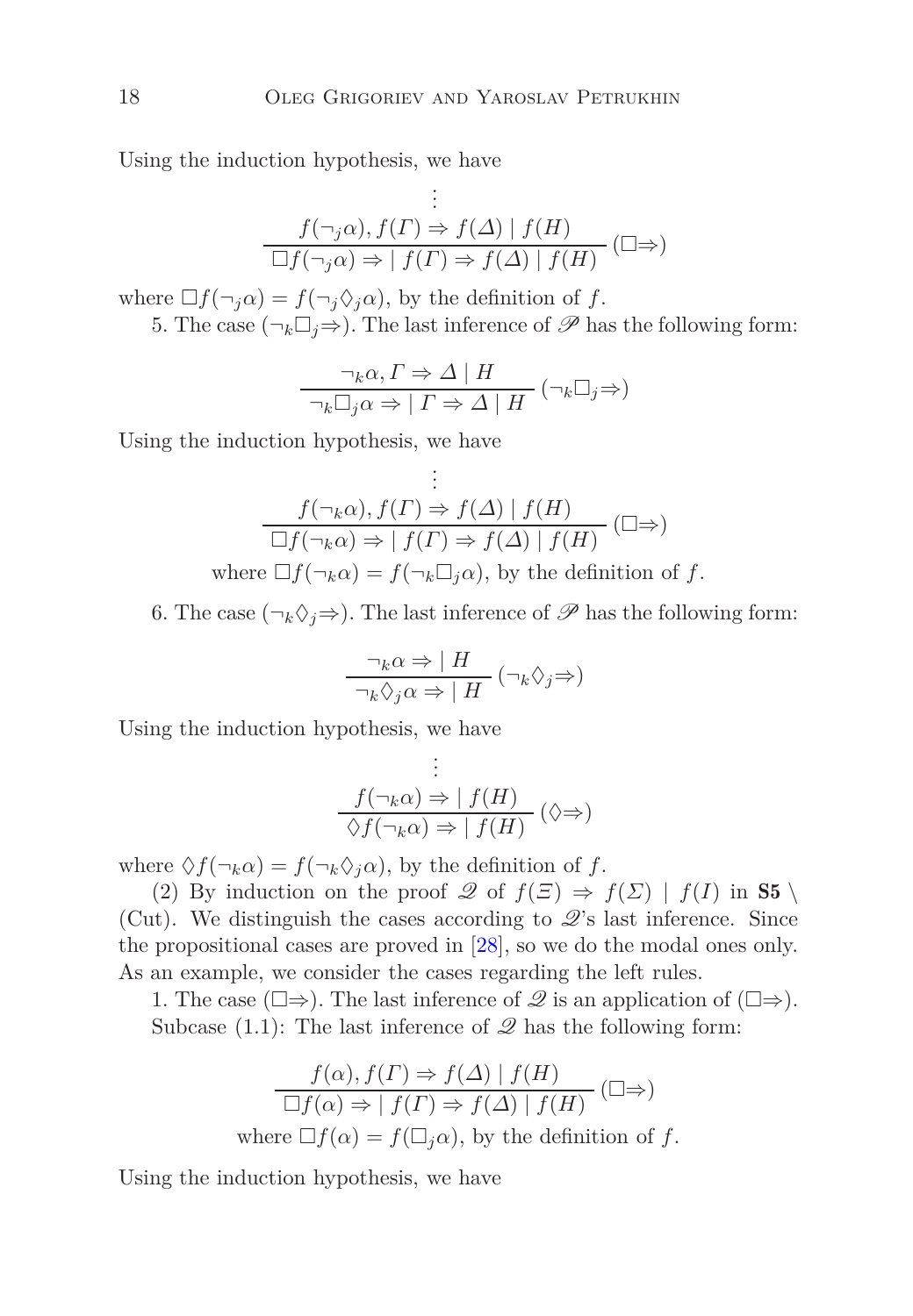Using the induction hypothesis, we have

$$\dfrac{\begin{array}{c}\vdots\\ f(\neg_j\alpha), f(\Gamma) \Rightarrow f(\Delta) \mid f(H)\end{array}}{\Box f(\neg_j\alpha) \Rightarrow \mid f(\Gamma) \Rightarrow f(\Delta) \mid f(H)}\ (\Box\Rightarrow)$$

where $\Box f(\neg_j\alpha) = f(\neg_j\Diamond_j\alpha)$, by the definition of $f$.

5. The case $(\neg_k\Box_j\Rightarrow)$. The last inference of $\mathscr{P}$ has the following form:

$$\dfrac{\neg_k\alpha, \Gamma \Rightarrow \Delta \mid H}{\neg_k\Box_j\alpha \Rightarrow \mid \Gamma \Rightarrow \Delta \mid H}\ (\neg_k\Box_j\Rightarrow)$$

Using the induction hypothesis, we have

$$\dfrac{\begin{array}{c}\vdots\\ f(\neg_k\alpha), f(\Gamma) \Rightarrow f(\Delta) \mid f(H)\end{array}}{\Box f(\neg_k\alpha) \Rightarrow \mid f(\Gamma) \Rightarrow f(\Delta) \mid f(H)}\ (\Box\Rightarrow)$$

where $\Box f(\neg_k\alpha) = f(\neg_k\Box_j\alpha)$, by the definition of $f$.

6. The case $(\neg_k\Diamond_j\Rightarrow)$. The last inference of $\mathscr{P}$ has the following form:

$$\dfrac{\neg_k\alpha \Rightarrow \mid H}{\neg_k\Diamond_j\alpha \Rightarrow \mid H}\ (\neg_k\Diamond_j\Rightarrow)$$

Using the induction hypothesis, we have

$$\dfrac{\begin{array}{c}\vdots\\ f(\neg_k\alpha) \Rightarrow \mid f(H)\end{array}}{\Diamond f(\neg_k\alpha) \Rightarrow \mid f(H)}\ (\Diamond\Rightarrow)$$

where $\Diamond f(\neg_k\alpha) = f(\neg_k\Diamond_j\alpha)$, by the definition of $f$.

(2) By induction on the proof $\mathscr{Q}$ of $f(\Xi) \Rightarrow f(\Sigma) \mid f(I)$ in **S5** $\setminus$ (Cut). We distinguish the cases according to $\mathscr{Q}$'s last inference. Since the propositional cases are proved in [28], so we do the modal ones only. As an example, we consider the cases regarding the left rules.

1. The case $(\Box\Rightarrow)$. The last inference of $\mathscr{Q}$ is an application of $(\Box\Rightarrow)$.

Subcase (1.1): The last inference of $\mathscr{Q}$ has the following form:

$$\dfrac{f(\alpha), f(\Gamma) \Rightarrow f(\Delta) \mid f(H)}{\Box f(\alpha) \Rightarrow \mid f(\Gamma) \Rightarrow f(\Delta) \mid f(H)}\ (\Box\Rightarrow)$$

where $\Box f(\alpha) = f(\Box_j\alpha)$, by the definition of $f$.

Using the induction hypothesis, we have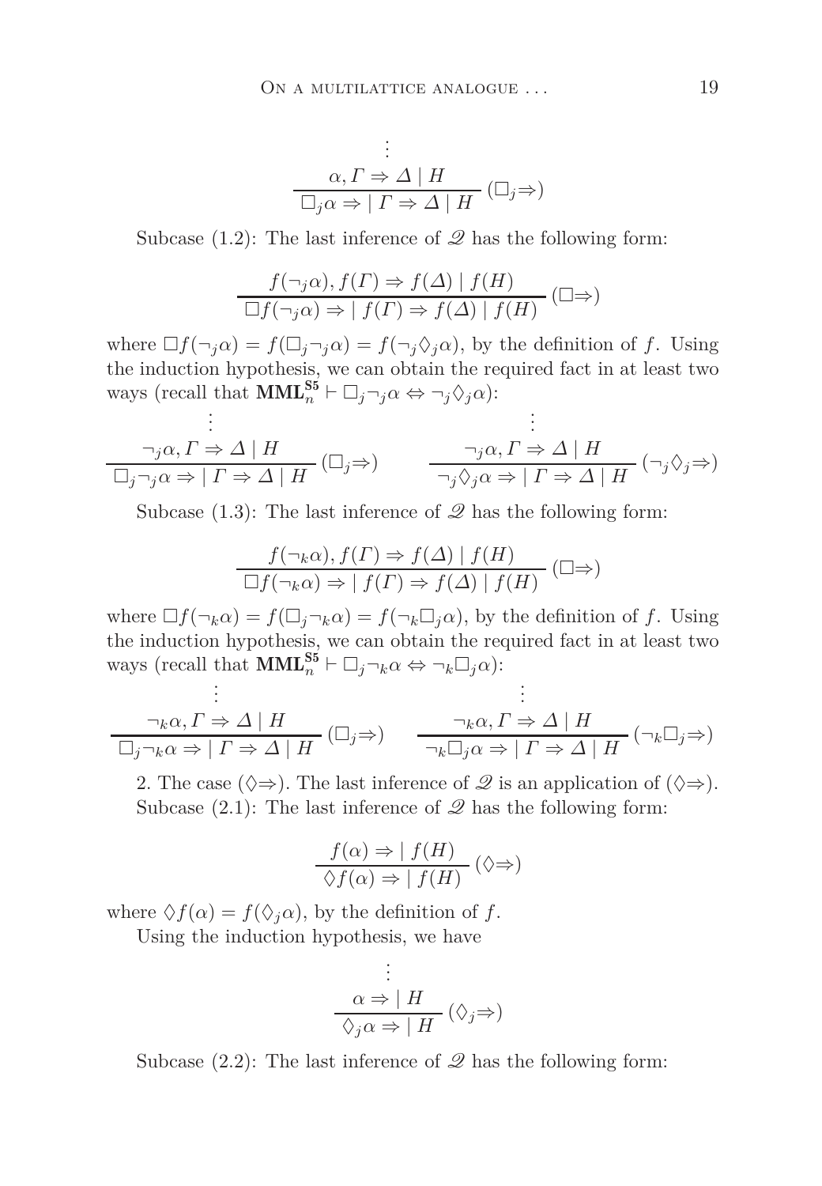$$\frac{\begin{array}{c}\vdots\\ \alpha, \Gamma \Rightarrow \Delta \mid H\end{array}}{\Box_j \alpha \Rightarrow \mid \Gamma \Rightarrow \Delta \mid H} \,(\Box_j{\Rightarrow})$$

Subcase (1.2): The last inference of $\mathscr{Q}$ has the following form:

$$\frac{f(\neg_j \alpha), f(\Gamma) \Rightarrow f(\Delta) \mid f(H)}{\Box f(\neg_j \alpha) \Rightarrow \mid f(\Gamma) \Rightarrow f(\Delta) \mid f(H)} \,(\Box{\Rightarrow})$$

where $\Box f(\neg_j \alpha) = f(\Box_j \neg_j \alpha) = f(\neg_j \Diamond_j \alpha)$, by the definition of $f$. Using the induction hypothesis, we can obtain the required fact in at least two ways (recall that $\mathbf{MML}_n^{\mathbf{S5}} \vdash \Box_j \neg_j \alpha \Leftrightarrow \neg_j \Diamond_j \alpha$):

$$\frac{\begin{array}{c}\vdots\\ \neg_j \alpha, \Gamma \Rightarrow \Delta \mid H\end{array}}{\Box_j \neg_j \alpha \Rightarrow \mid \Gamma \Rightarrow \Delta \mid H} \,(\Box_j{\Rightarrow}) \qquad \frac{\begin{array}{c}\vdots\\ \neg_j \alpha, \Gamma \Rightarrow \Delta \mid H\end{array}}{\neg_j \Diamond_j \alpha \Rightarrow \mid \Gamma \Rightarrow \Delta \mid H} \,(\neg_j \Diamond_j{\Rightarrow})$$

Subcase (1.3): The last inference of $\mathscr{Q}$ has the following form:

$$\frac{f(\neg_k \alpha), f(\Gamma) \Rightarrow f(\Delta) \mid f(H)}{\Box f(\neg_k \alpha) \Rightarrow \mid f(\Gamma) \Rightarrow f(\Delta) \mid f(H)} \,(\Box{\Rightarrow})$$

where $\Box f(\neg_k \alpha) = f(\Box_j \neg_k \alpha) = f(\neg_k \Box_j \alpha)$, by the definition of $f$. Using the induction hypothesis, we can obtain the required fact in at least two ways (recall that $\mathbf{MML}_n^{\mathbf{S5}} \vdash \Box_j \neg_k \alpha \Leftrightarrow \neg_k \Box_j \alpha$):

$$\frac{\begin{array}{c}\vdots\\ \neg_k \alpha, \Gamma \Rightarrow \Delta \mid H\end{array}}{\Box_j \neg_k \alpha \Rightarrow \mid \Gamma \Rightarrow \Delta \mid H} \,(\Box_j{\Rightarrow}) \qquad \frac{\begin{array}{c}\vdots\\ \neg_k \alpha, \Gamma \Rightarrow \Delta \mid H\end{array}}{\neg_k \Box_j \alpha \Rightarrow \mid \Gamma \Rightarrow \Delta \mid H} \,(\neg_k \Box_j{\Rightarrow})$$

2. The case $(\Diamond{\Rightarrow})$. The last inference of $\mathscr{Q}$ is an application of $(\Diamond{\Rightarrow})$. Subcase (2.1): The last inference of $\mathscr{Q}$ has the following form:

$$\frac{f(\alpha) \Rightarrow \mid f(H)}{\Diamond f(\alpha) \Rightarrow \mid f(H)} \,(\Diamond{\Rightarrow})$$

where $\Diamond f(\alpha) = f(\Diamond_j \alpha)$, by the definition of $f$.

Using the induction hypothesis, we have

$$\frac{\begin{array}{c}\vdots\\ \alpha \Rightarrow \mid H\end{array}}{\Diamond_j \alpha \Rightarrow \mid H} \,(\Diamond_j{\Rightarrow})$$

Subcase (2.2): The last inference of $\mathscr{Q}$ has the following form: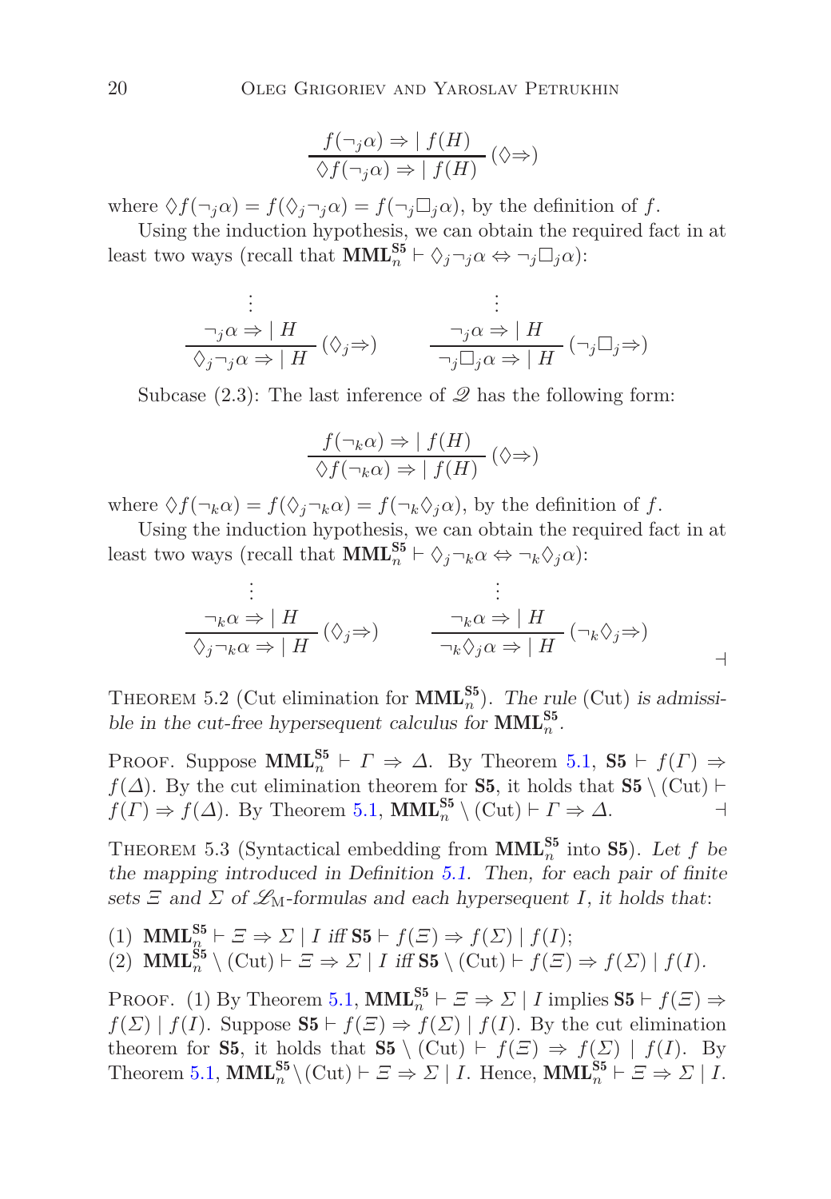$$\frac{f(\neg_j \alpha) \Rightarrow \mid f(H)}{\Diamond f(\neg_j \alpha) \Rightarrow \mid f(H)}\,(\Diamond\Rightarrow)$$

where $\Diamond f(\neg_j \alpha) = f(\Diamond_j \neg_j \alpha) = f(\neg_j \Box_j \alpha)$, by the definition of $f$.

Using the induction hypothesis, we can obtain the required fact in at least two ways (recall that $\mathbf{MML}_n^{\mathbf{S5}} \vdash \Diamond_j \neg_j \alpha \Leftrightarrow \neg_j \Box_j \alpha$):

$$\frac{\begin{array}{c}\vdots\\ \neg_j \alpha \Rightarrow \mid H\end{array}}{\Diamond_j \neg_j \alpha \Rightarrow \mid H}\,(\Diamond_j\Rightarrow) \qquad \frac{\begin{array}{c}\vdots\\ \neg_j \alpha \Rightarrow \mid H\end{array}}{\neg_j \Box_j \alpha \Rightarrow \mid H}\,(\neg_j\Box_j\Rightarrow)$$

Subcase (2.3): The last inference of $\mathscr{D}$ has the following form:

$$\frac{f(\neg_k \alpha) \Rightarrow \mid f(H)}{\Diamond f(\neg_k \alpha) \Rightarrow \mid f(H)}\,(\Diamond\Rightarrow)$$

where $\Diamond f(\neg_k \alpha) = f(\Diamond_j \neg_k \alpha) = f(\neg_k \Diamond_j \alpha)$, by the definition of $f$.

Using the induction hypothesis, we can obtain the required fact in at least two ways (recall that $\mathbf{MML}_n^{\mathbf{S5}} \vdash \Diamond_j \neg_k \alpha \Leftrightarrow \neg_k \Diamond_j \alpha$):

$$\frac{\begin{array}{c}\vdots\\ \neg_k \alpha \Rightarrow \mid H\end{array}}{\Diamond_j \neg_k \alpha \Rightarrow \mid H}\,(\Diamond_j\Rightarrow) \qquad \frac{\begin{array}{c}\vdots\\ \neg_k \alpha \Rightarrow \mid H\end{array}}{\neg_k \Diamond_j \alpha \Rightarrow \mid H}\,(\neg_k\Diamond_j\Rightarrow)$$

⊣

THEOREM 5.2 (Cut elimination for $\mathbf{MML}_n^{\mathbf{S5}}$). *The rule* (Cut) *is admissible in the cut-free hypersequent calculus for* $\mathbf{MML}_n^{\mathbf{S5}}$.

PROOF. Suppose $\mathbf{MML}_n^{\mathbf{S5}} \vdash \Gamma \Rightarrow \Delta$. By Theorem 5.1, $\mathbf{S5} \vdash f(\Gamma) \Rightarrow f(\Delta)$. By the cut elimination theorem for $\mathbf{S5}$, it holds that $\mathbf{S5} \setminus (\mathrm{Cut}) \vdash f(\Gamma) \Rightarrow f(\Delta)$. By Theorem 5.1, $\mathbf{MML}_n^{\mathbf{S5}} \setminus (\mathrm{Cut}) \vdash \Gamma \Rightarrow \Delta$. ⊣

THEOREM 5.3 (Syntactical embedding from $\mathbf{MML}_n^{\mathbf{S5}}$ into $\mathbf{S5}$). *Let $f$ be the mapping introduced in Definition 5.1. Then, for each pair of finite sets $\Xi$ and $\Sigma$ of $\mathscr{L}_{\mathrm{M}}$-formulas and each hypersequent $I$, it holds that*:

(1) $\mathbf{MML}_n^{\mathbf{S5}} \vdash \Xi \Rightarrow \Sigma \mid I$ *iff* $\mathbf{S5} \vdash f(\Xi) \Rightarrow f(\Sigma) \mid f(I)$;
(2) $\mathbf{MML}_n^{\mathbf{S5}} \setminus (\mathrm{Cut}) \vdash \Xi \Rightarrow \Sigma \mid I$ *iff* $\mathbf{S5} \setminus (\mathrm{Cut}) \vdash f(\Xi) \Rightarrow f(\Sigma) \mid f(I)$.

PROOF. (1) By Theorem 5.1, $\mathbf{MML}_n^{\mathbf{S5}} \vdash \Xi \Rightarrow \Sigma \mid I$ implies $\mathbf{S5} \vdash f(\Xi) \Rightarrow f(\Sigma) \mid f(I)$. Suppose $\mathbf{S5} \vdash f(\Xi) \Rightarrow f(\Sigma) \mid f(I)$. By the cut elimination theorem for $\mathbf{S5}$, it holds that $\mathbf{S5} \setminus (\mathrm{Cut}) \vdash f(\Xi) \Rightarrow f(\Sigma) \mid f(I)$. By Theorem 5.1, $\mathbf{MML}_n^{\mathbf{S5}} \setminus (\mathrm{Cut}) \vdash \Xi \Rightarrow \Sigma \mid I$. Hence, $\mathbf{MML}_n^{\mathbf{S5}} \vdash \Xi \Rightarrow \Sigma \mid I$.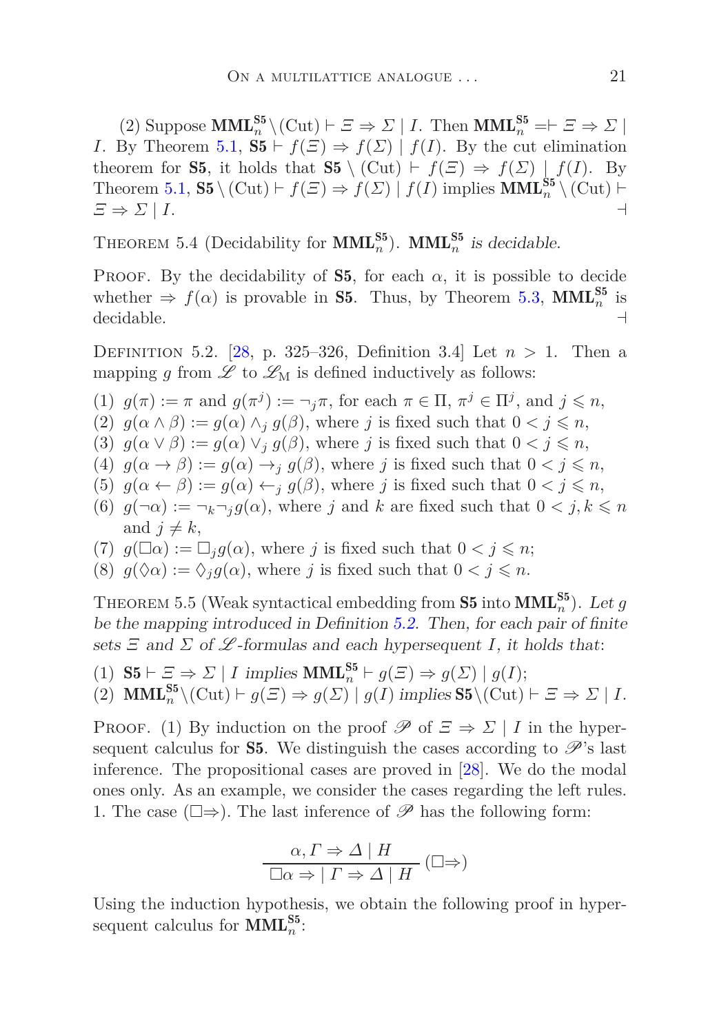(2) Suppose $\mathbf{MML}_n^{\mathbf{S5}} \setminus (\text{Cut}) \vdash \Xi \Rightarrow \Sigma \mid I$. Then $\mathbf{MML}_n^{\mathbf{S5}} \dashv\vdash \Xi \Rightarrow \Sigma \mid I$. By Theorem 5.1, $\mathbf{S5} \vdash f(\Xi) \Rightarrow f(\Sigma) \mid f(I)$. By the cut elimination theorem for $\mathbf{S5}$, it holds that $\mathbf{S5} \setminus (\text{Cut}) \vdash f(\Xi) \Rightarrow f(\Sigma) \mid f(I)$. By Theorem 5.1, $\mathbf{S5} \setminus (\text{Cut}) \vdash f(\Xi) \Rightarrow f(\Sigma) \mid f(I)$ implies $\mathbf{MML}_n^{\mathbf{S5}} \setminus (\text{Cut}) \vdash \Xi \Rightarrow \Sigma \mid I$. ⊣

Theorem 5.4 (Decidability for $\mathbf{MML}_n^{\mathbf{S5}}$). *$\mathbf{MML}_n^{\mathbf{S5}}$ is decidable.*

Proof. By the decidability of $\mathbf{S5}$, for each $\alpha$, it is possible to decide whether $\Rightarrow f(\alpha)$ is provable in $\mathbf{S5}$. Thus, by Theorem 5.3, $\mathbf{MML}_n^{\mathbf{S5}}$ is decidable. ⊣

Definition 5.2. [28, p. 325–326, Definition 3.4] Let $n > 1$. Then a mapping $g$ from $\mathscr{L}$ to $\mathscr{L}_{\mathrm{M}}$ is defined inductively as follows:

(1) $g(\pi) := \pi$ and $g(\pi^j) := \neg_j \pi$, for each $\pi \in \Pi$, $\pi^j \in \Pi^j$, and $j \leqslant n$,
(2) $g(\alpha \wedge \beta) := g(\alpha) \wedge_j g(\beta)$, where $j$ is fixed such that $0 < j \leqslant n$,
(3) $g(\alpha \vee \beta) := g(\alpha) \vee_j g(\beta)$, where $j$ is fixed such that $0 < j \leqslant n$,
(4) $g(\alpha \rightarrow \beta) := g(\alpha) \rightarrow_j g(\beta)$, where $j$ is fixed such that $0 < j \leqslant n$,
(5) $g(\alpha \leftarrow \beta) := g(\alpha) \leftarrow_j g(\beta)$, where $j$ is fixed such that $0 < j \leqslant n$,
(6) $g(\neg\alpha) := \neg_k \neg_j g(\alpha)$, where $j$ and $k$ are fixed such that $0 < j, k \leqslant n$ and $j \neq k$,
(7) $g(\Box\alpha) := \Box_j g(\alpha)$, where $j$ is fixed such that $0 < j \leqslant n$;
(8) $g(\Diamond\alpha) := \Diamond_j g(\alpha)$, where $j$ is fixed such that $0 < j \leqslant n$.

Theorem 5.5 (Weak syntactical embedding from $\mathbf{S5}$ into $\mathbf{MML}_n^{\mathbf{S5}}$). *Let $g$ be the mapping introduced in Definition 5.2. Then, for each pair of finite sets $\Xi$ and $\Sigma$ of $\mathscr{L}$-formulas and each hypersequent $I$, it holds that:*

(1) $\mathbf{S5} \vdash \Xi \Rightarrow \Sigma \mid I$ *implies* $\mathbf{MML}_n^{\mathbf{S5}} \vdash g(\Xi) \Rightarrow g(\Sigma) \mid g(I)$;
(2) $\mathbf{MML}_n^{\mathbf{S5}} \setminus (\text{Cut}) \vdash g(\Xi) \Rightarrow g(\Sigma) \mid g(I)$ *implies* $\mathbf{S5} \setminus (\text{Cut}) \vdash \Xi \Rightarrow \Sigma \mid I$.

Proof. (1) By induction on the proof $\mathscr{P}$ of $\Xi \Rightarrow \Sigma \mid I$ in the hypersequent calculus for $\mathbf{S5}$. We distinguish the cases according to $\mathscr{P}$'s last inference. The propositional cases are proved in [28]. We do the modal ones only. As an example, we consider the cases regarding the left rules.
1. The case ($\Box\Rightarrow$). The last inference of $\mathscr{P}$ has the following form:

$$\frac{\alpha, \Gamma \Rightarrow \Delta \mid H}{\Box\alpha \Rightarrow \mid \Gamma \Rightarrow \Delta \mid H}\,(\Box\Rightarrow)$$

Using the induction hypothesis, we obtain the following proof in hypersequent calculus for $\mathbf{MML}_n^{\mathbf{S5}}$: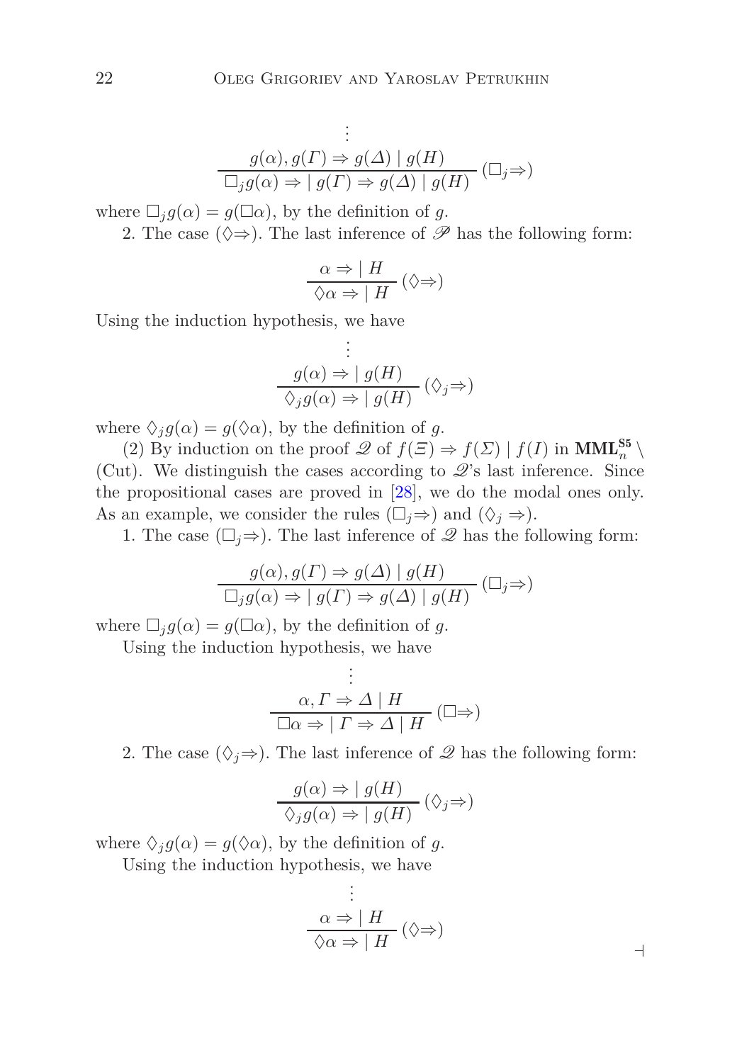$$\dfrac{\begin{array}{c}\vdots\\ g(\alpha), g(\Gamma) \Rightarrow g(\Delta) \mid g(H)\end{array}}{\Box_j g(\alpha) \Rightarrow \mid g(\Gamma) \Rightarrow g(\Delta) \mid g(H)}\,(\Box_j\!\Rightarrow)$$

where $\Box_j g(\alpha) = g(\Box\alpha)$, by the definition of $g$.

2. The case $(\Diamond\!\Rightarrow)$. The last inference of $\mathscr{P}$ has the following form:

$$\dfrac{\alpha \Rightarrow \mid H}{\Diamond\alpha \Rightarrow \mid H}\,(\Diamond\!\Rightarrow)$$

Using the induction hypothesis, we have

$$\dfrac{\begin{array}{c}\vdots\\ g(\alpha) \Rightarrow \mid g(H)\end{array}}{\Diamond_j g(\alpha) \Rightarrow \mid g(H)}\,(\Diamond_j\!\Rightarrow)$$

where $\Diamond_j g(\alpha) = g(\Diamond\alpha)$, by the definition of $g$.

(2) By induction on the proof $\mathscr{Q}$ of $f(\Xi) \Rightarrow f(\Sigma) \mid f(I)$ in $\mathbf{MML}_n^{\mathbf{S5}} \setminus$ (Cut). We distinguish the cases according to $\mathscr{Q}$'s last inference. Since the propositional cases are proved in [28], we do the modal ones only. As an example, we consider the rules $(\Box_j\!\Rightarrow)$ and $(\Diamond_j \Rightarrow)$.

1. The case $(\Box_j\!\Rightarrow)$. The last inference of $\mathscr{Q}$ has the following form:

$$\dfrac{g(\alpha), g(\Gamma) \Rightarrow g(\Delta) \mid g(H)}{\Box_j g(\alpha) \Rightarrow \mid g(\Gamma) \Rightarrow g(\Delta) \mid g(H)}\,(\Box_j\!\Rightarrow)$$

where $\Box_j g(\alpha) = g(\Box\alpha)$, by the definition of $g$.

Using the induction hypothesis, we have

$$\dfrac{\begin{array}{c}\vdots\\ \alpha, \Gamma \Rightarrow \Delta \mid H\end{array}}{\Box\alpha \Rightarrow \mid \Gamma \Rightarrow \Delta \mid H}\,(\Box\!\Rightarrow)$$

2. The case $(\Diamond_j\!\Rightarrow)$. The last inference of $\mathscr{Q}$ has the following form:

$$\dfrac{g(\alpha) \Rightarrow \mid g(H)}{\Diamond_j g(\alpha) \Rightarrow \mid g(H)}\,(\Diamond_j\!\Rightarrow)$$

where $\Diamond_j g(\alpha) = g(\Diamond\alpha)$, by the definition of $g$.

Using the induction hypothesis, we have

$$\dfrac{\begin{array}{c}\vdots\\ \alpha \Rightarrow \mid H\end{array}}{\Diamond\alpha \Rightarrow \mid H}\,(\Diamond\!\Rightarrow)$$

⊣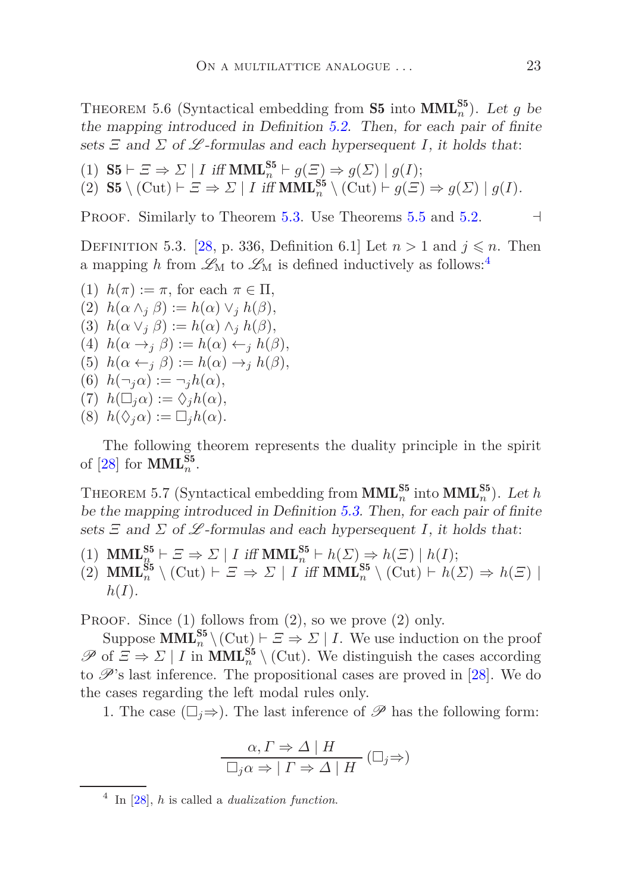Theorem 5.6 (Syntactical embedding from **S5** into $\mathbf{MML}_n^{\mathbf{S5}}$). *Let $g$ be the mapping introduced in Definition 5.2. Then, for each pair of finite sets $\Xi$ and $\Sigma$ of $\mathscr{L}$-formulas and each hypersequent $I$, it holds that*:

(1) $\mathbf{S5} \vdash \Xi \Rightarrow \Sigma \mid I$ *iff* $\mathbf{MML}_n^{\mathbf{S5}} \vdash g(\Xi) \Rightarrow g(\Sigma) \mid g(I)$;
(2) $\mathbf{S5} \setminus (\mathrm{Cut}) \vdash \Xi \Rightarrow \Sigma \mid I$ *iff* $\mathbf{MML}_n^{\mathbf{S5}} \setminus (\mathrm{Cut}) \vdash g(\Xi) \Rightarrow g(\Sigma) \mid g(I)$.

Proof. Similarly to Theorem 5.3. Use Theorems 5.5 and 5.2. ⊣

Definition 5.3. [28, p. 336, Definition 6.1] Let $n > 1$ and $j \leqslant n$. Then a mapping $h$ from $\mathscr{L}_{\mathrm{M}}$ to $\mathscr{L}_{\mathrm{M}}$ is defined inductively as follows:[4]

(1) $h(\pi) := \pi$, for each $\pi \in \Pi$,
(2) $h(\alpha \wedge_j \beta) := h(\alpha) \vee_j h(\beta)$,
(3) $h(\alpha \vee_j \beta) := h(\alpha) \wedge_j h(\beta)$,
(4) $h(\alpha \rightarrow_j \beta) := h(\alpha) \leftarrow_j h(\beta)$,
(5) $h(\alpha \leftarrow_j \beta) := h(\alpha) \rightarrow_j h(\beta)$,
(6) $h(\neg_j \alpha) := \neg_j h(\alpha)$,
(7) $h(\Box_j \alpha) := \Diamond_j h(\alpha)$,
(8) $h(\Diamond_j \alpha) := \Box_j h(\alpha)$.

The following theorem represents the duality principle in the spirit of [28] for $\mathbf{MML}_n^{\mathbf{S5}}$.

Theorem 5.7 (Syntactical embedding from $\mathbf{MML}_n^{\mathbf{S5}}$ into $\mathbf{MML}_n^{\mathbf{S5}}$). *Let $h$ be the mapping introduced in Definition 5.3. Then, for each pair of finite sets $\Xi$ and $\Sigma$ of $\mathscr{L}$-formulas and each hypersequent $I$, it holds that*:

(1) $\mathbf{MML}_n^{\mathbf{S5}} \vdash \Xi \Rightarrow \Sigma \mid I$ *iff* $\mathbf{MML}_n^{\mathbf{S5}} \vdash h(\Sigma) \Rightarrow h(\Xi) \mid h(I)$;
(2) $\mathbf{MML}_n^{\mathbf{S5}} \setminus (\mathrm{Cut}) \vdash \Xi \Rightarrow \Sigma \mid I$ *iff* $\mathbf{MML}_n^{\mathbf{S5}} \setminus (\mathrm{Cut}) \vdash h(\Sigma) \Rightarrow h(\Xi) \mid h(I)$.

Proof. Since (1) follows from (2), so we prove (2) only.

Suppose $\mathbf{MML}_n^{\mathbf{S5}} \setminus (\mathrm{Cut}) \vdash \Xi \Rightarrow \Sigma \mid I$. We use induction on the proof $\mathscr{P}$ of $\Xi \Rightarrow \Sigma \mid I$ in $\mathbf{MML}_n^{\mathbf{S5}} \setminus (\mathrm{Cut})$. We distinguish the cases according to $\mathscr{P}$'s last inference. The propositional cases are proved in [28]. We do the cases regarding the left modal rules only.

1. The case ($\Box_j\!\Rightarrow$). The last inference of $\mathscr{P}$ has the following form:

$$\frac{\alpha, \Gamma \Rightarrow \Delta \mid H}{\Box_j \alpha \Rightarrow \mid \Gamma \Rightarrow \Delta \mid H} \,(\Box_j\!\Rightarrow)$$

[4] In [28], $h$ is called a *dualization function*.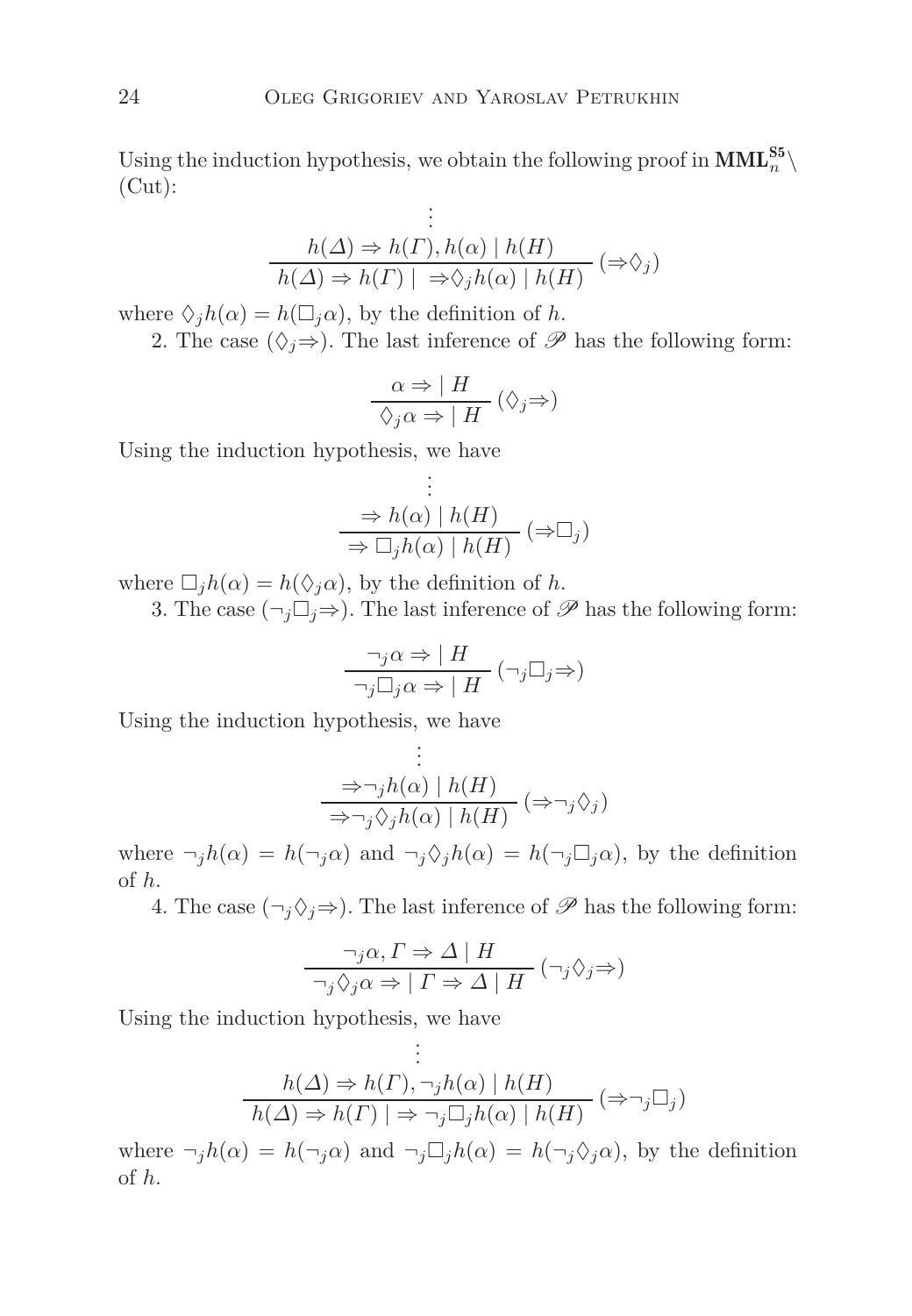Using the induction hypothesis, we obtain the following proof in $\mathbf{MML}_n^{\mathbf{S5}} \setminus$ (Cut):

$$\dfrac{\begin{array}{c}\vdots\\ h(\varDelta) \Rightarrow h(\varGamma), h(\alpha) \mid h(H)\end{array}}{h(\varDelta) \Rightarrow h(\varGamma) \mid \ \Rightarrow \Diamond_j h(\alpha) \mid h(H)}\,(\Rightarrow\Diamond_j)$$

where $\Diamond_j h(\alpha) = h(\Box_j \alpha)$, by the definition of $h$.

2. The case $(\Diamond_j\Rightarrow)$. The last inference of $\mathscr{P}$ has the following form:

$$\dfrac{\alpha \Rightarrow \mid H}{\Diamond_j \alpha \Rightarrow \mid H}\,(\Diamond_j\Rightarrow)$$

Using the induction hypothesis, we have

$$\dfrac{\begin{array}{c}\vdots\\ \Rightarrow h(\alpha) \mid h(H)\end{array}}{\Rightarrow \Box_j h(\alpha) \mid h(H)}\,(\Rightarrow\Box_j)$$

where $\Box_j h(\alpha) = h(\Diamond_j \alpha)$, by the definition of $h$.

3. The case $(\neg_j\Box_j\Rightarrow)$. The last inference of $\mathscr{P}$ has the following form:

$$\dfrac{\neg_j \alpha \Rightarrow \mid H}{\neg_j \Box_j \alpha \Rightarrow \mid H}\,(\neg_j\Box_j\Rightarrow)$$

Using the induction hypothesis, we have

$$\dfrac{\begin{array}{c}\vdots\\ \Rightarrow \neg_j h(\alpha) \mid h(H)\end{array}}{\Rightarrow \neg_j \Diamond_j h(\alpha) \mid h(H)}\,(\Rightarrow\neg_j\Diamond_j)$$

where $\neg_j h(\alpha) = h(\neg_j \alpha)$ and $\neg_j \Diamond_j h(\alpha) = h(\neg_j \Box_j \alpha)$, by the definition of $h$.

4. The case $(\neg_j\Diamond_j\Rightarrow)$. The last inference of $\mathscr{P}$ has the following form:

$$\dfrac{\neg_j \alpha, \varGamma \Rightarrow \varDelta \mid H}{\neg_j \Diamond_j \alpha \Rightarrow \mid \varGamma \Rightarrow \varDelta \mid H}\,(\neg_j\Diamond_j\Rightarrow)$$

Using the induction hypothesis, we have

$$\dfrac{\begin{array}{c}\vdots\\ h(\varDelta) \Rightarrow h(\varGamma), \neg_j h(\alpha) \mid h(H)\end{array}}{h(\varDelta) \Rightarrow h(\varGamma) \mid \Rightarrow \neg_j \Box_j h(\alpha) \mid h(H)}\,(\Rightarrow\neg_j\Box_j)$$

where $\neg_j h(\alpha) = h(\neg_j \alpha)$ and $\neg_j \Box_j h(\alpha) = h(\neg_j \Diamond_j \alpha)$, by the definition of $h$.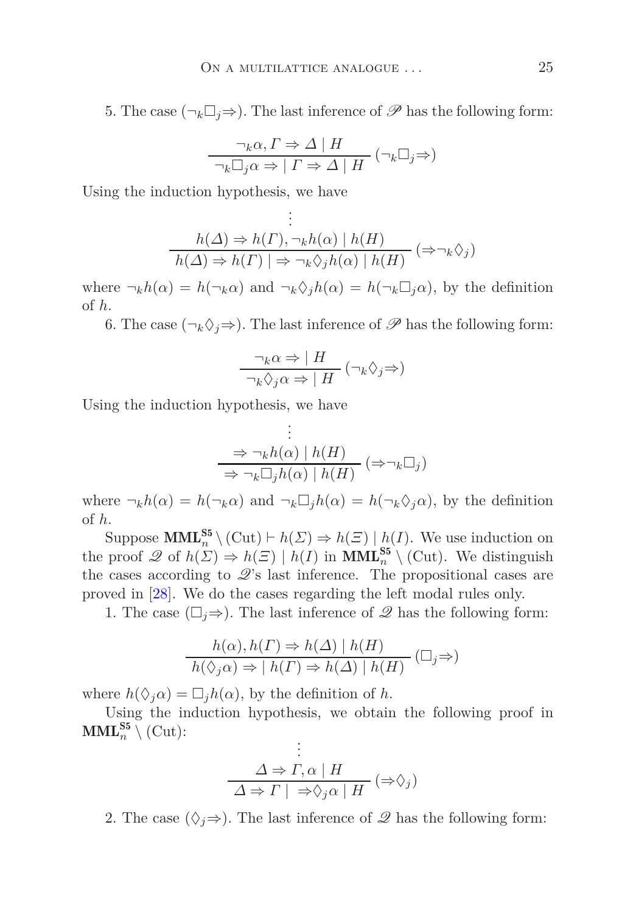5. The case ($\neg_k\Box_j\Rightarrow$). The last inference of $\mathscr{P}$ has the following form:

$$\frac{\neg_k\alpha, \varGamma \Rightarrow \varDelta \mid H}{\neg_k\Box_j\alpha \Rightarrow \mid \varGamma \Rightarrow \varDelta \mid H}\,(\neg_k\Box_j\Rightarrow)$$

Using the induction hypothesis, we have

$$\frac{\begin{array}{c}\vdots\\ h(\varDelta) \Rightarrow h(\varGamma), \neg_k h(\alpha) \mid h(H)\end{array}}{h(\varDelta) \Rightarrow h(\varGamma) \mid \Rightarrow \neg_k\Diamond_j h(\alpha) \mid h(H)}\,(\Rightarrow\neg_k\Diamond_j)$$

where $\neg_k h(\alpha) = h(\neg_k\alpha)$ and $\neg_k\Diamond_j h(\alpha) = h(\neg_k\Box_j\alpha)$, by the definition of $h$.

6. The case ($\neg_k\Diamond_j\Rightarrow$). The last inference of $\mathscr{P}$ has the following form:

$$\frac{\neg_k\alpha \Rightarrow \mid H}{\neg_k\Diamond_j\alpha \Rightarrow \mid H}\,(\neg_k\Diamond_j\Rightarrow)$$

Using the induction hypothesis, we have

$$\frac{\begin{array}{c}\vdots\\ \Rightarrow \neg_k h(\alpha) \mid h(H)\end{array}}{\Rightarrow \neg_k\Box_j h(\alpha) \mid h(H)}\,(\Rightarrow\neg_k\Box_j)$$

where $\neg_k h(\alpha) = h(\neg_k\alpha)$ and $\neg_k\Box_j h(\alpha) = h(\neg_k\Diamond_j\alpha)$, by the definition of $h$.

Suppose $\mathbf{MML}_n^{\mathbf{S5}} \setminus (\mathrm{Cut}) \vdash h(\varSigma) \Rightarrow h(\varXi) \mid h(I)$. We use induction on the proof $\mathscr{Q}$ of $h(\varSigma) \Rightarrow h(\varXi) \mid h(I)$ in $\mathbf{MML}_n^{\mathbf{S5}} \setminus (\mathrm{Cut})$. We distinguish the cases according to $\mathscr{Q}$'s last inference. The propositional cases are proved in [28]. We do the cases regarding the left modal rules only.

1. The case ($\Box_j\Rightarrow$). The last inference of $\mathscr{Q}$ has the following form:

$$\frac{h(\alpha), h(\varGamma) \Rightarrow h(\varDelta) \mid h(H)}{h(\Diamond_j\alpha) \Rightarrow \mid h(\varGamma) \Rightarrow h(\varDelta) \mid h(H)}\,(\Box_j\Rightarrow)$$

where $h(\Diamond_j\alpha) = \Box_j h(\alpha)$, by the definition of $h$.

Using the induction hypothesis, we obtain the following proof in $\mathbf{MML}_n^{\mathbf{S5}} \setminus (\mathrm{Cut})$:

$$\frac{\begin{array}{c}\vdots\\ \varDelta \Rightarrow \varGamma, \alpha \mid H\end{array}}{\varDelta \Rightarrow \varGamma \mid \ \Rightarrow \Diamond_j\alpha \mid H}\,(\Rightarrow\Diamond_j)$$

2. The case ($\Diamond_j\Rightarrow$). The last inference of $\mathscr{Q}$ has the following form: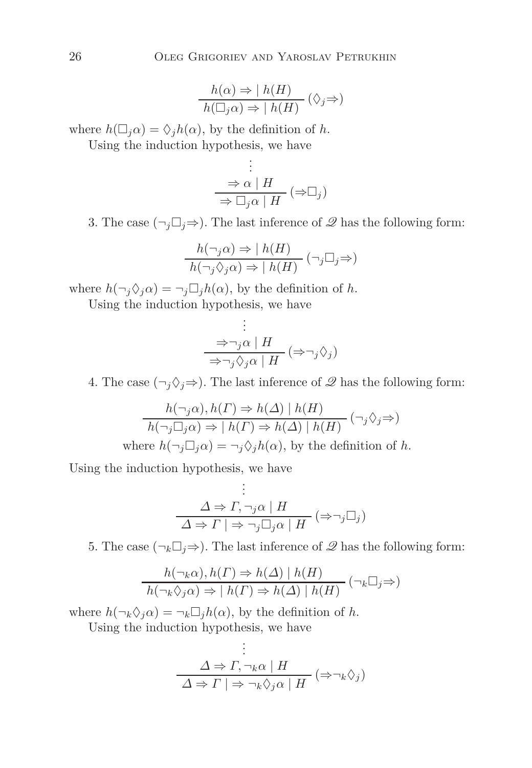$$\frac{h(\alpha) \Rightarrow \mid h(H)}{h(\Box_j \alpha) \Rightarrow \mid h(H)} \, (\Diamond_j \Rightarrow)$$

where $h(\Box_j \alpha) = \Diamond_j h(\alpha)$, by the definition of $h$.

Using the induction hypothesis, we have

$$\frac{\begin{matrix}\vdots \\ \Rightarrow \alpha \mid H\end{matrix}}{\Rightarrow \Box_j \alpha \mid H} \, (\Rightarrow \Box_j)$$

3. The case $(\neg_j \Box_j \Rightarrow)$. The last inference of $\mathscr{Q}$ has the following form:

$$\frac{h(\neg_j \alpha) \Rightarrow \mid h(H)}{h(\neg_j \Diamond_j \alpha) \Rightarrow \mid h(H)} \, (\neg_j \Box_j \Rightarrow)$$

where $h(\neg_j \Diamond_j \alpha) = \neg_j \Box_j h(\alpha)$, by the definition of $h$.

Using the induction hypothesis, we have

$$\frac{\begin{matrix}\vdots \\ \Rightarrow \neg_j \alpha \mid H\end{matrix}}{\Rightarrow \neg_j \Diamond_j \alpha \mid H} \, (\Rightarrow \neg_j \Diamond_j)$$

4. The case $(\neg_j \Diamond_j \Rightarrow)$. The last inference of $\mathscr{Q}$ has the following form:

$$\frac{h(\neg_j \alpha), h(\Gamma) \Rightarrow h(\Delta) \mid h(H)}{h(\neg_j \Box_j \alpha) \Rightarrow \mid h(\Gamma) \Rightarrow h(\Delta) \mid h(H)} \, (\neg_j \Diamond_j \Rightarrow)$$

where $h(\neg_j \Box_j \alpha) = \neg_j \Diamond_j h(\alpha)$, by the definition of $h$.

Using the induction hypothesis, we have

$$\frac{\begin{matrix}\vdots \\ \Delta \Rightarrow \Gamma, \neg_j \alpha \mid H\end{matrix}}{\Delta \Rightarrow \Gamma \mid \Rightarrow \neg_j \Box_j \alpha \mid H} \, (\Rightarrow \neg_j \Box_j)$$

5. The case $(\neg_k \Box_j \Rightarrow)$. The last inference of $\mathscr{Q}$ has the following form:

$$\frac{h(\neg_k \alpha), h(\Gamma) \Rightarrow h(\Delta) \mid h(H)}{h(\neg_k \Diamond_j \alpha) \Rightarrow \mid h(\Gamma) \Rightarrow h(\Delta) \mid h(H)} \, (\neg_k \Box_j \Rightarrow)$$

where $h(\neg_k \Diamond_j \alpha) = \neg_k \Box_j h(\alpha)$, by the definition of $h$.

Using the induction hypothesis, we have

$$\frac{\begin{matrix}\vdots \\ \Delta \Rightarrow \Gamma, \neg_k \alpha \mid H\end{matrix}}{\Delta \Rightarrow \Gamma \mid \Rightarrow \neg_k \Diamond_j \alpha \mid H} \, (\Rightarrow \neg_k \Diamond_j)$$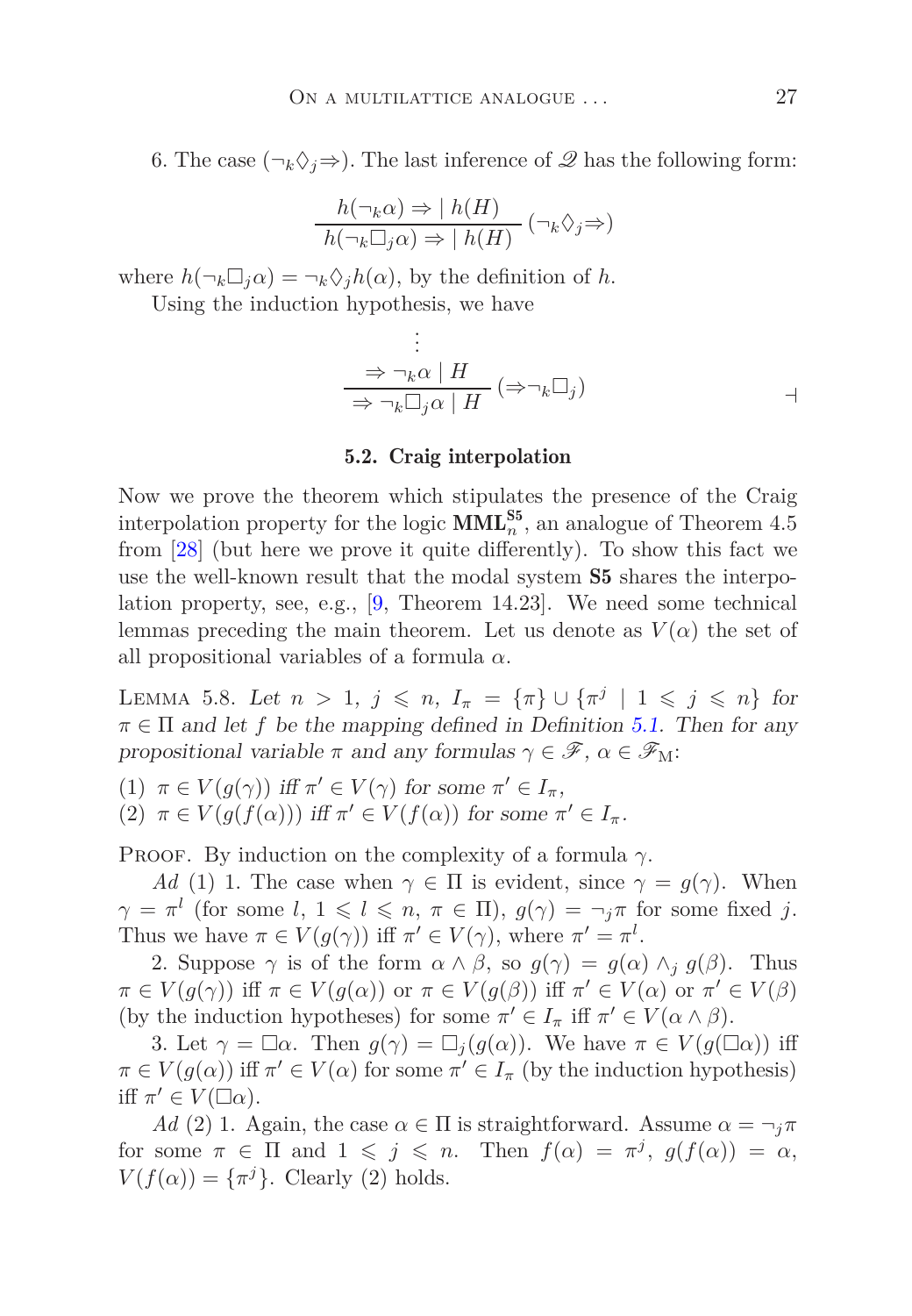6. The case $(\neg_k\Diamond_j\Rightarrow)$. The last inference of $\mathscr{Q}$ has the following form:

$$\frac{h(\neg_k\alpha) \Rightarrow \mid h(H)}{h(\neg_k\Box_j\alpha) \Rightarrow \mid h(H)}\ (\neg_k\Diamond_j\Rightarrow)$$

where $h(\neg_k\Box_j\alpha) = \neg_k\Diamond_j h(\alpha)$, by the definition of $h$.

Using the induction hypothesis, we have

$$\frac{\begin{array}{c}\vdots\\ \Rightarrow \neg_k\alpha \mid H\end{array}}{\Rightarrow \neg_k\Box_j\alpha \mid H}\ (\Rightarrow\neg_k\Box_j)$$

$\dashv$

### 5.2. Craig interpolation

Now we prove the theorem which stipulates the presence of the Craig interpolation property for the logic $\mathbf{MML}_n^{\mathbf{S5}}$, an analogue of Theorem 4.5 from [28] (but here we prove it quite differently). To show this fact we use the well-known result that the modal system **S5** shares the interpolation property, see, e.g., [9, Theorem 14.23]. We need some technical lemmas preceding the main theorem. Let us denote as $V(\alpha)$ the set of all propositional variables of a formula $\alpha$.

Lemma 5.8. *Let $n > 1$, $j \leqslant n$, $I_\pi = \{\pi\} \cup \{\pi^j \mid 1 \leqslant j \leqslant n\}$ for $\pi \in \Pi$ and let $f$ be the mapping defined in Definition 5.1. Then for any propositional variable $\pi$ and any formulas $\gamma \in \mathscr{F}$, $\alpha \in \mathscr{F}_{\mathrm{M}}$:*

(1) *$\pi \in V(g(\gamma))$ iff $\pi' \in V(\gamma)$ for some $\pi' \in I_\pi$,*
(2) *$\pi \in V(g(f(\alpha)))$ iff $\pi' \in V(f(\alpha))$ for some $\pi' \in I_\pi$.*

Proof. By induction on the complexity of a formula $\gamma$.

*Ad* (1) 1. The case when $\gamma \in \Pi$ is evident, since $\gamma = g(\gamma)$. When $\gamma = \pi^l$ (for some $l$, $1 \leqslant l \leqslant n$, $\pi \in \Pi$), $g(\gamma) = \neg_j\pi$ for some fixed $j$. Thus we have $\pi \in V(g(\gamma))$ iff $\pi' \in V(\gamma)$, where $\pi' = \pi^l$.

2. Suppose $\gamma$ is of the form $\alpha \wedge \beta$, so $g(\gamma) = g(\alpha) \wedge_j g(\beta)$. Thus $\pi \in V(g(\gamma))$ iff $\pi \in V(g(\alpha))$ or $\pi \in V(g(\beta))$ iff $\pi' \in V(\alpha)$ or $\pi' \in V(\beta)$ (by the induction hypotheses) for some $\pi' \in I_\pi$ iff $\pi' \in V(\alpha \wedge \beta)$.

3. Let $\gamma = \Box\alpha$. Then $g(\gamma) = \Box_j(g(\alpha))$. We have $\pi \in V(g(\Box\alpha))$ iff $\pi \in V(g(\alpha))$ iff $\pi' \in V(\alpha)$ for some $\pi' \in I_\pi$ (by the induction hypothesis) iff $\pi' \in V(\Box\alpha)$.

*Ad* (2) 1. Again, the case $\alpha \in \Pi$ is straightforward. Assume $\alpha = \neg_j\pi$ for some $\pi \in \Pi$ and $1 \leqslant j \leqslant n$. Then $f(\alpha) = \pi^j$, $g(f(\alpha)) = \alpha$, $V(f(\alpha)) = \{\pi^j\}$. Clearly (2) holds.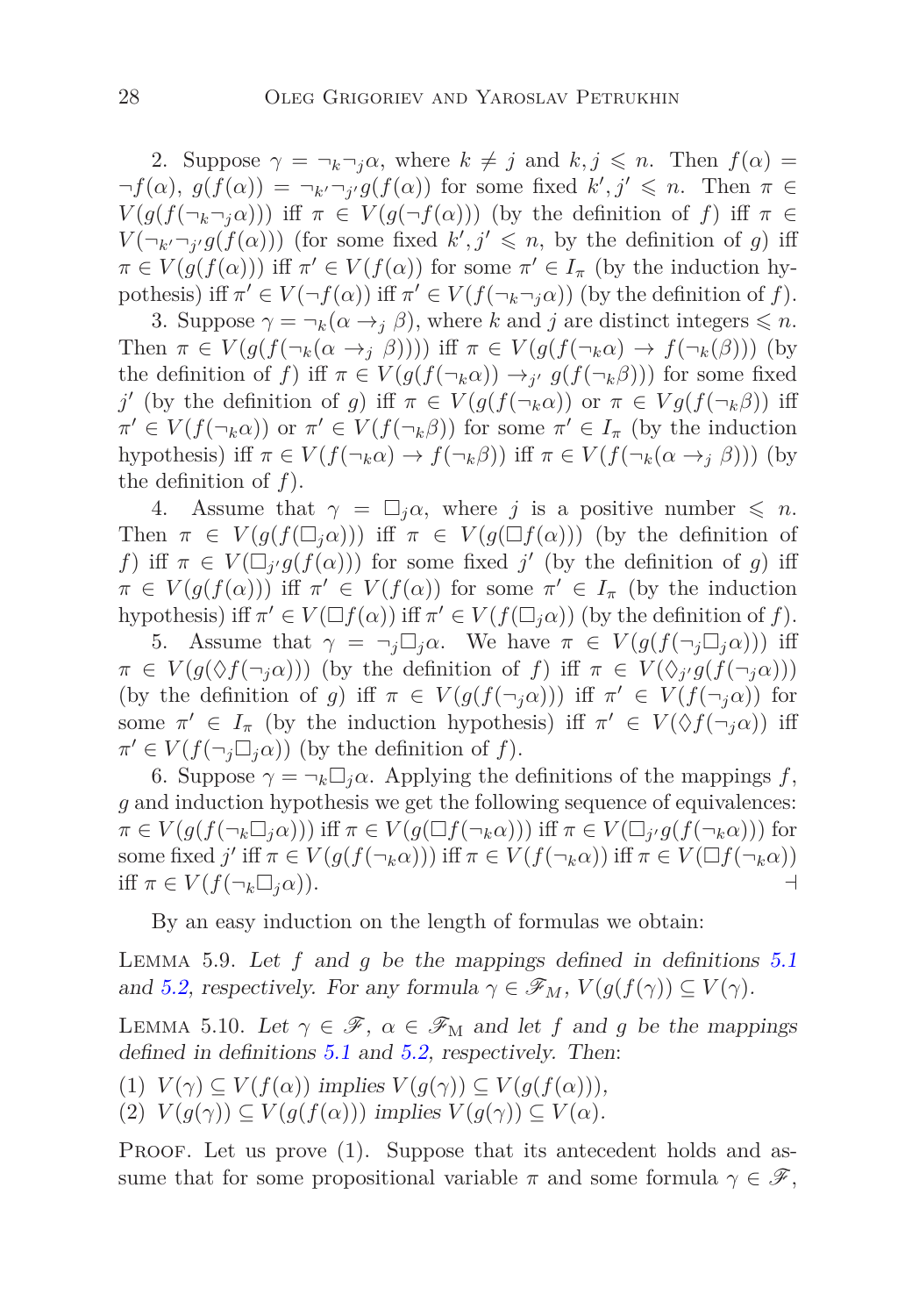2. Suppose $\gamma = \neg_k \neg_j \alpha$, where $k \neq j$ and $k, j \leqslant n$. Then $f(\alpha) = \neg f(\alpha)$, $g(f(\alpha)) = \neg_{k'} \neg_{j'} g(f(\alpha))$ for some fixed $k', j' \leqslant n$. Then $\pi \in V(g(f(\neg_k \neg_j \alpha)))$ iff $\pi \in V(g(\neg f(\alpha)))$ (by the definition of $f$) iff $\pi \in V(\neg_{k'} \neg_{j'} g(f(\alpha)))$ (for some fixed $k', j' \leqslant n$, by the definition of $g$) iff $\pi \in V(g(f(\alpha)))$ iff $\pi' \in V(f(\alpha))$ for some $\pi' \in I_\pi$ (by the induction hypothesis) iff $\pi' \in V(\neg f(\alpha))$ iff $\pi' \in V(f(\neg_k \neg_j \alpha))$ (by the definition of $f$).

3. Suppose $\gamma = \neg_k(\alpha \to_j \beta)$, where $k$ and $j$ are distinct integers $\leqslant n$. Then $\pi \in V(g(f(\neg_k(\alpha \to_j \beta))))$ iff $\pi \in V(g(f(\neg_k \alpha) \to f(\neg_k(\beta)))$ (by the definition of $f$) iff $\pi \in V(g(f(\neg_k \alpha)) \to_{j'} g(f(\neg_k \beta)))$ for some fixed $j'$ (by the definition of $g$) iff $\pi \in V(g(f(\neg_k \alpha))$ or $\pi \in Vg(f(\neg_k \beta))$ iff $\pi' \in V(f(\neg_k \alpha))$ or $\pi' \in V(f(\neg_k \beta))$ for some $\pi' \in I_\pi$ (by the induction hypothesis) iff $\pi \in V(f(\neg_k \alpha) \to f(\neg_k \beta))$ iff $\pi \in V(f(\neg_k(\alpha \to_j \beta)))$ (by the definition of $f$).

4. Assume that $\gamma = \Box_j \alpha$, where $j$ is a positive number $\leqslant n$. Then $\pi \in V(g(f(\Box_j \alpha)))$ iff $\pi \in V(g(\Box f(\alpha)))$ (by the definition of $f$) iff $\pi \in V(\Box_{j'} g(f(\alpha)))$ for some fixed $j'$ (by the definition of $g$) iff $\pi \in V(g(f(\alpha)))$ iff $\pi' \in V(f(\alpha))$ for some $\pi' \in I_\pi$ (by the induction hypothesis) iff $\pi' \in V(\Box f(\alpha))$ iff $\pi' \in V(f(\Box_j \alpha))$ (by the definition of $f$).

5. Assume that $\gamma = \neg_j \Box_j \alpha$. We have $\pi \in V(g(f(\neg_j \Box_j \alpha)))$ iff $\pi \in V(g(\Diamond f(\neg_j \alpha)))$ (by the definition of $f$) iff $\pi \in V(\Diamond_{j'} g(f(\neg_j \alpha)))$ (by the definition of $g$) iff $\pi \in V(g(f(\neg_j \alpha)))$ iff $\pi' \in V(f(\neg_j \alpha))$ for some $\pi' \in I_\pi$ (by the induction hypothesis) iff $\pi' \in V(\Diamond f(\neg_j \alpha))$ iff $\pi' \in V(f(\neg_j \Box_j \alpha))$ (by the definition of $f$).

6. Suppose $\gamma = \neg_k \Box_j \alpha$. Applying the definitions of the mappings $f$, $g$ and induction hypothesis we get the following sequence of equivalences: $\pi \in V(g(f(\neg_k \Box_j \alpha)))$ iff $\pi \in V(g(\Box f(\neg_k \alpha)))$ iff $\pi \in V(\Box_{j'} g(f(\neg_k \alpha)))$ for some fixed $j'$ iff $\pi \in V(g(f(\neg_k \alpha)))$ iff $\pi \in V(f(\neg_k \alpha))$ iff $\pi \in V(\Box f(\neg_k \alpha))$ iff $\pi \in V(f(\neg_k \Box_j \alpha))$. ⊣

By an easy induction on the length of formulas we obtain:

Lemma 5.9. *Let $f$ and $g$ be the mappings defined in definitions 5.1 and 5.2, respectively. For any formula $\gamma \in \mathscr{F}_M$, $V(g(f(\gamma)) \subseteq V(\gamma)$.*

Lemma 5.10. *Let $\gamma \in \mathscr{F}$, $\alpha \in \mathscr{F}_{\mathrm{M}}$ and let $f$ and $g$ be the mappings defined in definitions 5.1 and 5.2, respectively. Then:*

(1) $V(\gamma) \subseteq V(f(\alpha))$ *implies* $V(g(\gamma)) \subseteq V(g(f(\alpha)))$,
(2) $V(g(\gamma)) \subseteq V(g(f(\alpha)))$ *implies* $V(g(\gamma)) \subseteq V(\alpha)$.

Proof. Let us prove (1). Suppose that its antecedent holds and assume that for some propositional variable $\pi$ and some formula $\gamma \in \mathscr{F}$,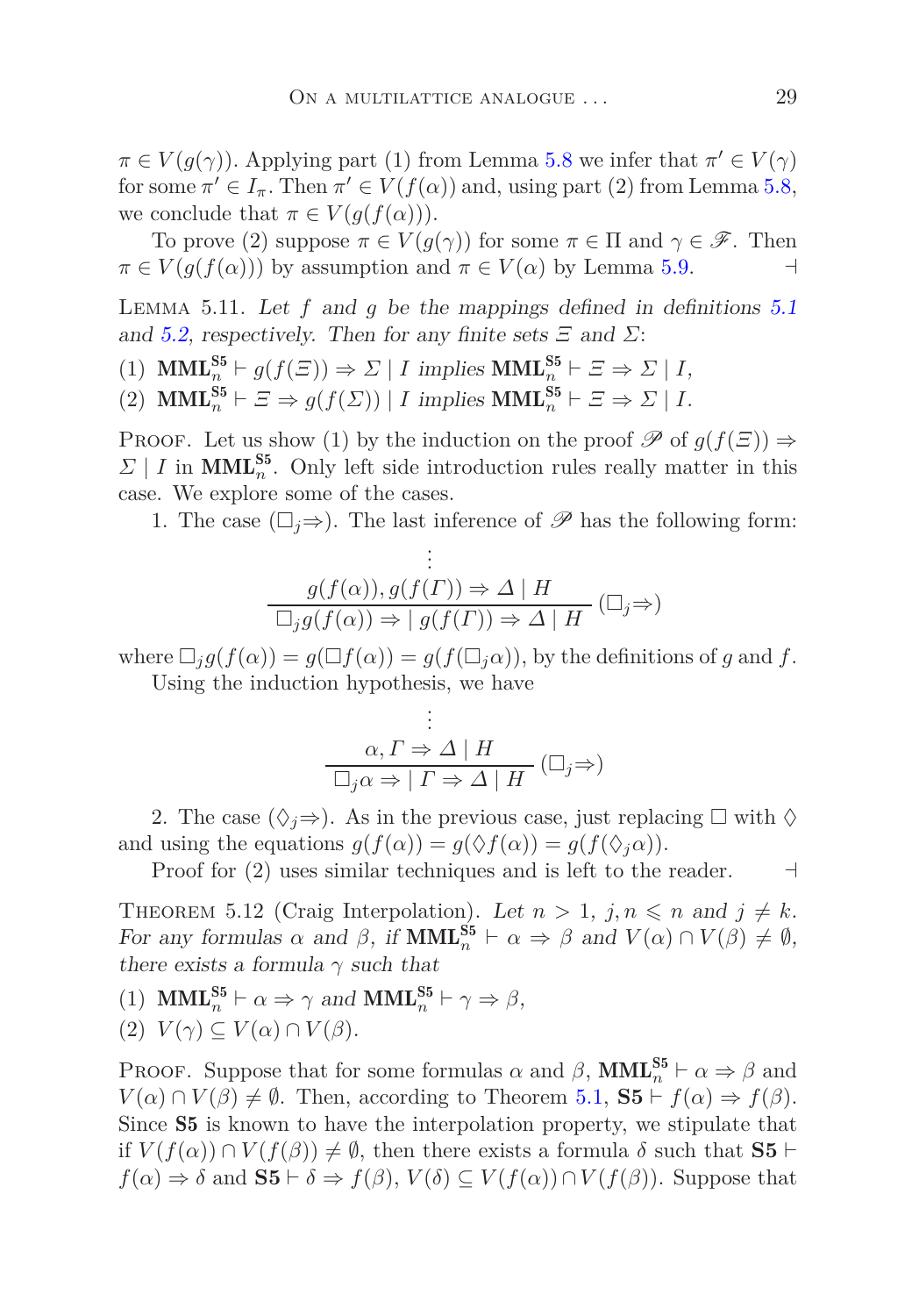$\pi \in V(g(\gamma))$. Applying part (1) from Lemma 5.8 we infer that $\pi' \in V(\gamma)$ for some $\pi' \in I_\pi$. Then $\pi' \in V(f(\alpha))$ and, using part (2) from Lemma 5.8, we conclude that $\pi \in V(g(f(\alpha)))$.

To prove (2) suppose $\pi \in V(g(\gamma))$ for some $\pi \in \Pi$ and $\gamma \in \mathscr{F}$. Then $\pi \in V(g(f(\alpha)))$ by assumption and $\pi \in V(\alpha)$ by Lemma 5.9. ⊣

Lemma 5.11. *Let $f$ and $g$ be the mappings defined in definitions 5.1 and 5.2, respectively. Then for any finite sets $\Xi$ and $\Sigma$:*

(1) $\mathbf{MML}_n^{\mathbf{S5}} \vdash g(f(\Xi)) \Rightarrow \Sigma \mid I$ *implies* $\mathbf{MML}_n^{\mathbf{S5}} \vdash \Xi \Rightarrow \Sigma \mid I$,

(2) $\mathbf{MML}_n^{\mathbf{S5}} \vdash \Xi \Rightarrow g(f(\Sigma)) \mid I$ *implies* $\mathbf{MML}_n^{\mathbf{S5}} \vdash \Xi \Rightarrow \Sigma \mid I$.

Proof. Let us show (1) by the induction on the proof $\mathscr{P}$ of $g(f(\Xi)) \Rightarrow \Sigma \mid I$ in $\mathbf{MML}_n^{\mathbf{S5}}$. Only left side introduction rules really matter in this case. We explore some of the cases.

1. The case $(\Box_j\Rightarrow)$. The last inference of $\mathscr{P}$ has the following form:

$$\dfrac{\begin{array}{c}\vdots\\ g(f(\alpha)), g(f(\Gamma)) \Rightarrow \Delta \mid H\end{array}}{\Box_j g(f(\alpha)) \Rightarrow \mid g(f(\Gamma)) \Rightarrow \Delta \mid H}\ (\Box_j\Rightarrow)$$

where $\Box_j g(f(\alpha)) = g(\Box f(\alpha)) = g(f(\Box_j \alpha))$, by the definitions of $g$ and $f$.

Using the induction hypothesis, we have

$$\dfrac{\begin{array}{c}\vdots\\ \alpha, \Gamma \Rightarrow \Delta \mid H\end{array}}{\Box_j \alpha \Rightarrow \mid \Gamma \Rightarrow \Delta \mid H}\ (\Box_j\Rightarrow)$$

2. The case $(\Diamond_j\Rightarrow)$. As in the previous case, just replacing $\Box$ with $\Diamond$ and using the equations $g(f(\alpha)) = g(\Diamond f(\alpha)) = g(f(\Diamond_j \alpha))$.

Proof for (2) uses similar techniques and is left to the reader. ⊣

Theorem 5.12 (Craig Interpolation). *Let $n > 1$, $j, n \leqslant n$ and $j \neq k$. For any formulas $\alpha$ and $\beta$, if $\mathbf{MML}_n^{\mathbf{S5}} \vdash \alpha \Rightarrow \beta$ and $V(\alpha) \cap V(\beta) \neq \emptyset$, there exists a formula $\gamma$ such that*

(1) $\mathbf{MML}_n^{\mathbf{S5}} \vdash \alpha \Rightarrow \gamma$ *and* $\mathbf{MML}_n^{\mathbf{S5}} \vdash \gamma \Rightarrow \beta$,

(2) $V(\gamma) \subseteq V(\alpha) \cap V(\beta)$.

Proof. Suppose that for some formulas $\alpha$ and $\beta$, $\mathbf{MML}_n^{\mathbf{S5}} \vdash \alpha \Rightarrow \beta$ and $V(\alpha) \cap V(\beta) \neq \emptyset$. Then, according to Theorem 5.1, $\mathbf{S5} \vdash f(\alpha) \Rightarrow f(\beta)$. Since $\mathbf{S5}$ is known to have the interpolation property, we stipulate that if $V(f(\alpha)) \cap V(f(\beta)) \neq \emptyset$, then there exists a formula $\delta$ such that $\mathbf{S5} \vdash f(\alpha) \Rightarrow \delta$ and $\mathbf{S5} \vdash \delta \Rightarrow f(\beta)$, $V(\delta) \subseteq V(f(\alpha)) \cap V(f(\beta))$. Suppose that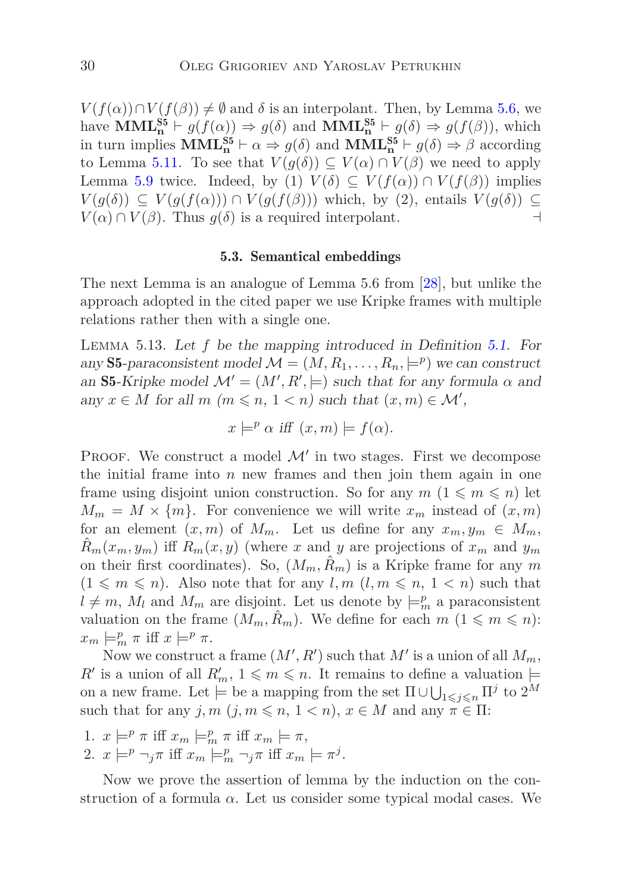$V(f(\alpha)) \cap V(f(\beta)) \neq \emptyset$ and $\delta$ is an interpolant. Then, by Lemma 5.6, we have $\mathbf{MML_n^{S5}} \vdash g(f(\alpha)) \Rightarrow g(\delta)$ and $\mathbf{MML_n^{S5}} \vdash g(\delta) \Rightarrow g(f(\beta))$, which in turn implies $\mathbf{MML_n^{S5}} \vdash \alpha \Rightarrow g(\delta)$ and $\mathbf{MML_n^{S5}} \vdash g(\delta) \Rightarrow \beta$ according to Lemma 5.11. To see that $V(g(\delta)) \subseteq V(\alpha) \cap V(\beta)$ we need to apply Lemma 5.9 twice. Indeed, by (1) $V(\delta) \subseteq V(f(\alpha)) \cap V(f(\beta))$ implies $V(g(\delta)) \subseteq V(g(f(\alpha))) \cap V(g(f(\beta)))$ which, by (2), entails $V(g(\delta)) \subseteq V(\alpha) \cap V(\beta)$. Thus $g(\delta)$ is a required interpolant. ⊣

### 5.3. Semantical embeddings

The next Lemma is an analogue of Lemma 5.6 from [28], but unlike the approach adopted in the cited paper we use Kripke frames with multiple relations rather then with a single one.

Lemma 5.13. *Let $f$ be the mapping introduced in Definition 5.1. For any* **S5***-paraconsistent model $\mathcal{M} = (M, R_1, \ldots, R_n, \models^p)$ we can construct an* **S5***-Kripke model $\mathcal{M}' = (M', R', \models)$ such that for any formula $\alpha$ and any $x \in M$ for all $m$ ($m \leqslant n$, $1 < n$) such that $(x, m) \in \mathcal{M}'$,*

$$x \models^p \alpha \text{ iff } (x, m) \models f(\alpha).$$

Proof. We construct a model $\mathcal{M}'$ in two stages. First we decompose the initial frame into $n$ new frames and then join them again in one frame using disjoint union construction. So for any $m$ ($1 \leqslant m \leqslant n$) let $M_m = M \times \{m\}$. For convenience we will write $x_m$ instead of $(x, m)$ for an element $(x, m)$ of $M_m$. Let us define for any $x_m, y_m \in M_m$, $\hat{R}_m(x_m, y_m)$ iff $R_m(x, y)$ (where $x$ and $y$ are projections of $x_m$ and $y_m$ on their first coordinates). So, $(M_m, \hat{R}_m)$ is a Kripke frame for any $m$ ($1 \leqslant m \leqslant n$). Also note that for any $l, m$ ($l, m \leqslant n$, $1 < n$) such that $l \neq m$, $M_l$ and $M_m$ are disjoint. Let us denote by $\models^p_m$ a paraconsistent valuation on the frame $(M_m, \hat{R}_m)$. We define for each $m$ ($1 \leqslant m \leqslant n$): $x_m \models^p_m \pi$ iff $x \models^p \pi$.

Now we construct a frame $(M', R')$ such that $M'$ is a union of all $M_m$, $R'$ is a union of all $R'_m$, $1 \leqslant m \leqslant n$. It remains to define a valuation $\models$ on a new frame. Let $\models$ be a mapping from the set $\Pi \cup \bigcup_{1 \leqslant j \leqslant n} \Pi^j$ to $2^M$ such that for any $j, m$ ($j, m \leqslant n$, $1 < n$), $x \in M$ and any $\pi \in \Pi$:

1. $x \models^p \pi$ iff $x_m \models^p_m \pi$ iff $x_m \models \pi$,
2. $x \models^p \neg_j \pi$ iff $x_m \models^p_m \neg_j \pi$ iff $x_m \models \pi^j$.

Now we prove the assertion of lemma by the induction on the construction of a formula $\alpha$. Let us consider some typical modal cases. We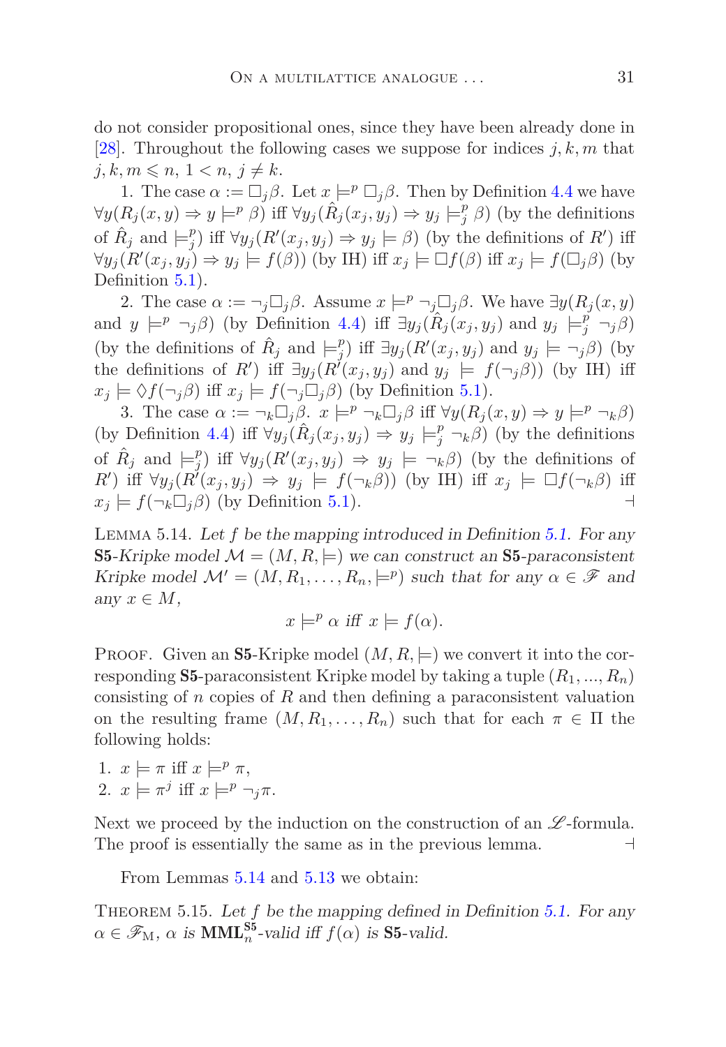do not consider propositional ones, since they have been already done in [28]. Throughout the following cases we suppose for indices $j, k, m$ that $j, k, m \leqslant n$, $1 < n$, $j \neq k$.

1. The case $\alpha := \Box_j \beta$. Let $x \models^p \Box_j \beta$. Then by Definition 4.4 we have $\forall y (R_j(x, y) \Rightarrow y \models^p \beta)$ iff $\forall y_j (\hat{R}_j(x_j, y_j) \Rightarrow y_j \models^p_j \beta)$ (by the definitions of $\hat{R}_j$ and $\models^p_j$) iff $\forall y_j (R'(x_j, y_j) \Rightarrow y_j \models \beta)$ (by the definitions of $R'$) iff $\forall y_j (R'(x_j, y_j) \Rightarrow y_j \models f(\beta))$ (by IH) iff $x_j \models \Box f(\beta)$ iff $x_j \models f(\Box_j \beta)$ (by Definition 5.1).

2. The case $\alpha := \neg_j \Box_j \beta$. Assume $x \models^p \neg_j \Box_j \beta$. We have $\exists y (R_j(x, y)$ and $y \models^p \neg_j \beta)$ (by Definition 4.4) iff $\exists y_j (\hat{R}_j(x_j, y_j)$ and $y_j \models^p_j \neg_j \beta)$ (by the definitions of $\hat{R}_j$ and $\models^p_j$) iff $\exists y_j (R'(x_j, y_j)$ and $y_j \models \neg_j \beta)$ (by the definitions of $R'$) iff $\exists y_j (R'(x_j, y_j)$ and $y_j \models f(\neg_j \beta))$ (by IH) iff $x_j \models \Diamond f(\neg_j \beta)$ iff $x_j \models f(\neg_j \Box_j \beta)$ (by Definition 5.1).

3. The case $\alpha := \neg_k \Box_j \beta$. $x \models^p \neg_k \Box_j \beta$ iff $\forall y (R_j(x, y) \Rightarrow y \models^p \neg_k \beta)$ (by Definition 4.4) iff $\forall y_j (\hat{R}_j(x_j, y_j) \Rightarrow y_j \models^p_j \neg_k \beta)$ (by the definitions of $\hat{R}_j$ and $\models^p_j$) iff $\forall y_j (R'(x_j, y_j) \Rightarrow y_j \models \neg_k \beta)$ (by the definitions of $R'$) iff $\forall y_j (R'(x_j, y_j) \Rightarrow y_j \models f(\neg_k \beta))$ (by IH) iff $x_j \models \Box f(\neg_k \beta)$ iff $x_j \models f(\neg_k \Box_j \beta)$ (by Definition 5.1). ⊣

Lemma 5.14. *Let $f$ be the mapping introduced in Definition 5.1. For any* **S5***-Kripke model $\mathcal{M} = (M, R, \models)$ we can construct an* **S5***-paraconsistent Kripke model $\mathcal{M}' = (M, R_1, \ldots, R_n, \models^p)$ such that for any $\alpha \in \mathscr{F}$ and any $x \in M$,*

$$x \models^p \alpha \text{ iff } x \models f(\alpha).$$

Proof. Given an **S5**-Kripke model $(M, R, \models)$ we convert it into the corresponding **S5**-paraconsistent Kripke model by taking a tuple $(R_1, ..., R_n)$ consisting of $n$ copies of $R$ and then defining a paraconsistent valuation on the resulting frame $(M, R_1, \ldots, R_n)$ such that for each $\pi \in \Pi$ the following holds:

1. $x \models \pi$ iff $x \models^p \pi$,
2. $x \models \pi^j$ iff $x \models^p \neg_j \pi$.

Next we proceed by the induction on the construction of an $\mathscr{L}$-formula. The proof is essentially the same as in the previous lemma. ⊣

From Lemmas 5.14 and 5.13 we obtain:

Theorem 5.15. *Let $f$ be the mapping defined in Definition 5.1. For any $\alpha \in \mathscr{F}_{\mathrm{M}}$, $\alpha$ is $\mathbf{MML}^{\mathbf{S5}}_n$-valid iff $f(\alpha)$ is* **S5***-valid.*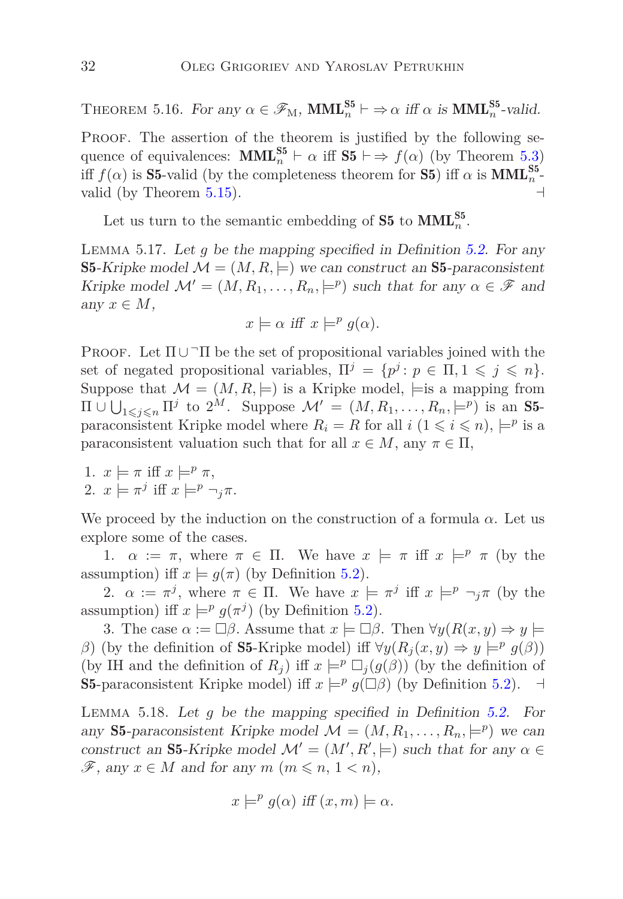Theorem 5.16. *For any $\alpha \in \mathscr{F}_{\mathrm{M}}$, $\mathbf{MML}_n^{\mathbf{S5}} \vdash \Rightarrow \alpha$ iff $\alpha$ is $\mathbf{MML}_n^{\mathbf{S5}}$-valid.*

Proof. The assertion of the theorem is justified by the following sequence of equivalences: $\mathbf{MML}_n^{\mathbf{S5}} \vdash \alpha$ iff $\mathbf{S5} \vdash \Rightarrow f(\alpha)$ (by Theorem 5.3) iff $f(\alpha)$ is $\mathbf{S5}$-valid (by the completeness theorem for $\mathbf{S5}$) iff $\alpha$ is $\mathbf{MML}_n^{\mathbf{S5}}$-valid (by Theorem 5.15). ⊣

Let us turn to the semantic embedding of $\mathbf{S5}$ to $\mathbf{MML}_n^{\mathbf{S5}}$.

Lemma 5.17. *Let $g$ be the mapping specified in Definition 5.2. For any $\mathbf{S5}$-Kripke model $\mathcal{M} = (M, R, \models)$ we can construct an $\mathbf{S5}$-paraconsistent Kripke model $\mathcal{M}' = (M, R_1, \ldots, R_n, \models^p)$ such that for any $\alpha \in \mathscr{F}$ and any $x \in M$,*

$$x \models \alpha \text{ iff } x \models^p g(\alpha).$$

Proof. Let $\Pi \cup {}^{\neg}\Pi$ be the set of propositional variables joined with the set of negated propositional variables, $\Pi^j = \{p^j : p \in \Pi, 1 \leqslant j \leqslant n\}$. Suppose that $\mathcal{M} = (M, R, \models)$ is a Kripke model, $\models$is a mapping from $\Pi \cup \bigcup_{1 \leqslant j \leqslant n} \Pi^j$ to $2^M$. Suppose $\mathcal{M}' = (M, R_1, \ldots, R_n, \models^p)$ is an $\mathbf{S5}$-paraconsistent Kripke model where $R_i = R$ for all $i$ $(1 \leqslant i \leqslant n)$, $\models^p$ is a paraconsistent valuation such that for all $x \in M$, any $\pi \in \Pi$,

1. $x \models \pi$ iff $x \models^p \pi$,
2. $x \models \pi^j$ iff $x \models^p \neg_j \pi$.

We proceed by the induction on the construction of a formula $\alpha$. Let us explore some of the cases.

1. $\alpha := \pi$, where $\pi \in \Pi$. We have $x \models \pi$ iff $x \models^p \pi$ (by the assumption) iff $x \models g(\pi)$ (by Definition 5.2).

2. $\alpha := \pi^j$, where $\pi \in \Pi$. We have $x \models \pi^j$ iff $x \models^p \neg_j \pi$ (by the assumption) iff $x \models^p g(\pi^j)$ (by Definition 5.2).

3. The case $\alpha := \Box\beta$. Assume that $x \models \Box\beta$. Then $\forall y(R(x,y) \Rightarrow y \models \beta)$ (by the definition of $\mathbf{S5}$-Kripke model) iff $\forall y(R_j(x,y) \Rightarrow y \models^p g(\beta))$ (by IH and the definition of $R_j$) iff $x \models^p \Box_j(g(\beta))$ (by the definition of $\mathbf{S5}$-paraconsistent Kripke model) iff $x \models^p g(\Box\beta)$ (by Definition 5.2). ⊣

Lemma 5.18. *Let $g$ be the mapping specified in Definition 5.2. For any $\mathbf{S5}$-paraconsistent Kripke model $\mathcal{M} = (M, R_1, \ldots, R_n, \models^p)$ we can construct an $\mathbf{S5}$-Kripke model $\mathcal{M}' = (M', R', \models)$ such that for any $\alpha \in \mathscr{F}$, any $x \in M$ and for any $m$ $(m \leqslant n, 1 < n)$,*

$$x \models^p g(\alpha) \text{ iff } (x, m) \models \alpha.$$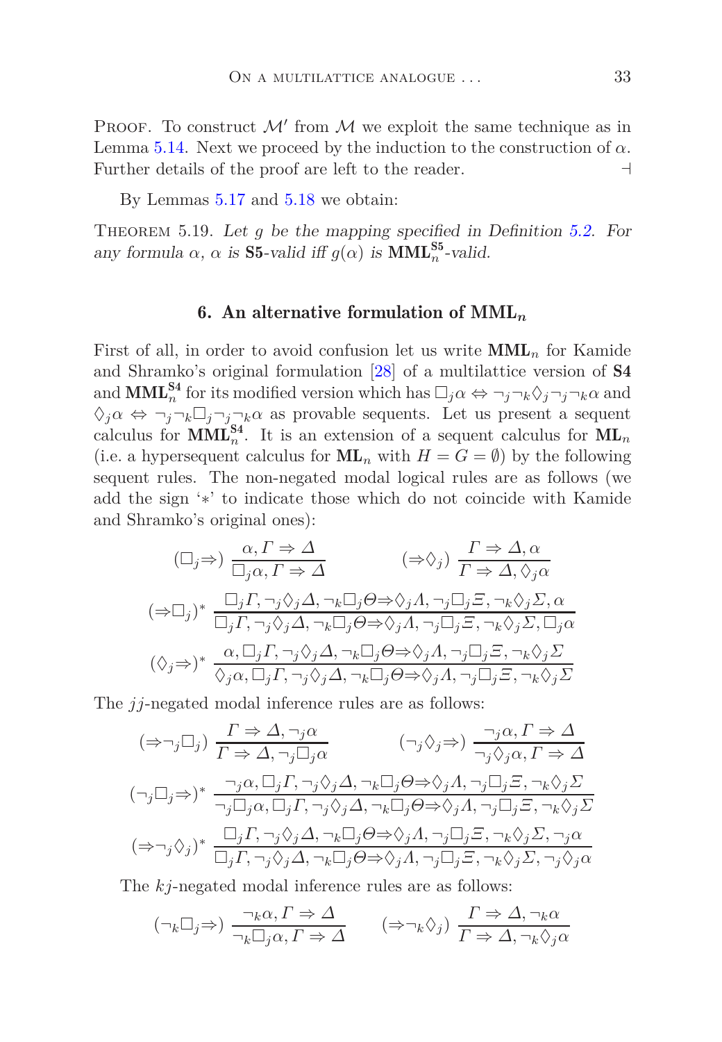Proof. To construct $\mathcal{M}'$ from $\mathcal{M}$ we exploit the same technique as in Lemma 5.14. Next we proceed by the induction to the construction of $\alpha$. Further details of the proof are left to the reader. ⊣

By Lemmas 5.17 and 5.18 we obtain:

Theorem 5.19. *Let $g$ be the mapping specified in Definition 5.2. For any formula $\alpha$, $\alpha$ is* **S5***-valid iff $g(\alpha)$ is $\mathbf{MML}_n^{\mathbf{S5}}$-valid.*

## 6. An alternative formulation of $\mathbf{MML}_n$

First of all, in order to avoid confusion let us write $\mathbf{MML}_n$ for Kamide and Shramko's original formulation [28] of a multilattice version of **S4** and $\mathbf{MML}_n^{\mathbf{S4}}$ for its modified version which has $\Box_j\alpha \Leftrightarrow \neg_j\neg_k\Diamond_j\neg_j\neg_k\alpha$ and $\Diamond_j\alpha \Leftrightarrow \neg_j\neg_k\Box_j\neg_j\neg_k\alpha$ as provable sequents. Let us present a sequent calculus for $\mathbf{MML}_n^{\mathbf{S4}}$. It is an extension of a sequent calculus for $\mathbf{ML}_n$ (i.e. a hypersequent calculus for $\mathbf{ML}_n$ with $H = G = \emptyset$) by the following sequent rules. The non-negated modal logical rules are as follows (we add the sign '*' to indicate those which do not coincide with Kamide and Shramko's original ones):

$$(\Box_j\Rightarrow)\ \frac{\alpha, \Gamma \Rightarrow \Delta}{\Box_j\alpha, \Gamma \Rightarrow \Delta} \qquad\qquad (\Rightarrow\Diamond_j)\ \frac{\Gamma \Rightarrow \Delta, \alpha}{\Gamma \Rightarrow \Delta, \Diamond_j\alpha}$$

$$(\Rightarrow\Box_j)^*\ \frac{\Box_j\Gamma, \neg_j\Diamond_j\Delta, \neg_k\Box_j\Theta \Rightarrow \Diamond_j\Lambda, \neg_j\Box_j\Xi, \neg_k\Diamond_j\Sigma, \alpha}{\Box_j\Gamma, \neg_j\Diamond_j\Delta, \neg_k\Box_j\Theta \Rightarrow \Diamond_j\Lambda, \neg_j\Box_j\Xi, \neg_k\Diamond_j\Sigma, \Box_j\alpha}$$

$$(\Diamond_j\Rightarrow)^*\ \frac{\alpha, \Box_j\Gamma, \neg_j\Diamond_j\Delta, \neg_k\Box_j\Theta \Rightarrow \Diamond_j\Lambda, \neg_j\Box_j\Xi, \neg_k\Diamond_j\Sigma}{\Diamond_j\alpha, \Box_j\Gamma, \neg_j\Diamond_j\Delta, \neg_k\Box_j\Theta \Rightarrow \Diamond_j\Lambda, \neg_j\Box_j\Xi, \neg_k\Diamond_j\Sigma}$$

The $jj$-negated modal inference rules are as follows:

$$(\Rightarrow\neg_j\Box_j)\ \frac{\Gamma \Rightarrow \Delta, \neg_j\alpha}{\Gamma \Rightarrow \Delta, \neg_j\Box_j\alpha} \qquad\qquad (\neg_j\Diamond_j\Rightarrow)\ \frac{\neg_j\alpha, \Gamma \Rightarrow \Delta}{\neg_j\Diamond_j\alpha, \Gamma \Rightarrow \Delta}$$

$$(\neg_j\Box_j\Rightarrow)^*\ \frac{\neg_j\alpha, \Box_j\Gamma, \neg_j\Diamond_j\Delta, \neg_k\Box_j\Theta \Rightarrow \Diamond_j\Lambda, \neg_j\Box_j\Xi, \neg_k\Diamond_j\Sigma}{\neg_j\Box_j\alpha, \Box_j\Gamma, \neg_j\Diamond_j\Delta, \neg_k\Box_j\Theta \Rightarrow \Diamond_j\Lambda, \neg_j\Box_j\Xi, \neg_k\Diamond_j\Sigma}$$

$$(\Rightarrow\neg_j\Diamond_j)^*\ \frac{\Box_j\Gamma, \neg_j\Diamond_j\Delta, \neg_k\Box_j\Theta \Rightarrow \Diamond_j\Lambda, \neg_j\Box_j\Xi, \neg_k\Diamond_j\Sigma, \neg_j\alpha}{\Box_j\Gamma, \neg_j\Diamond_j\Delta, \neg_k\Box_j\Theta \Rightarrow \Diamond_j\Lambda, \neg_j\Box_j\Xi, \neg_k\Diamond_j\Sigma, \neg_j\Diamond_j\alpha}$$

The $kj$-negated modal inference rules are as follows:

$$(\neg_k\Box_j\Rightarrow)\ \frac{\neg_k\alpha, \Gamma \Rightarrow \Delta}{\neg_k\Box_j\alpha, \Gamma \Rightarrow \Delta} \qquad\qquad (\Rightarrow\neg_k\Diamond_j)\ \frac{\Gamma \Rightarrow \Delta, \neg_k\alpha}{\Gamma \Rightarrow \Delta, \neg_k\Diamond_j\alpha}$$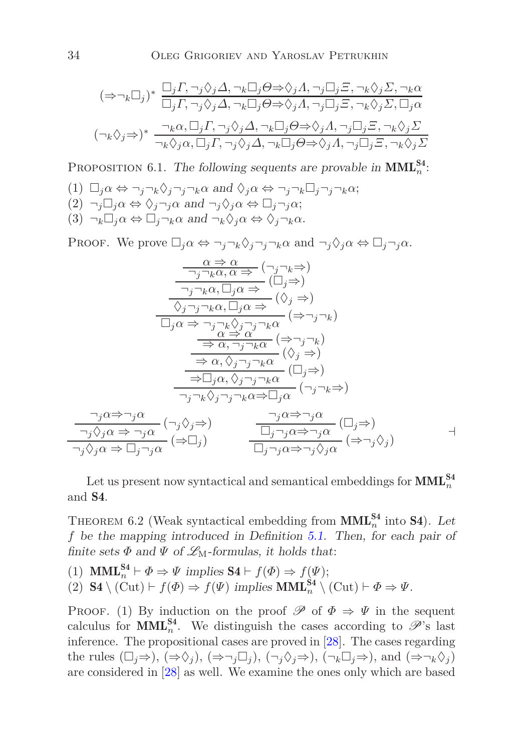$$(\Rightarrow\neg_k\Box_j)^* \ \frac{\Box_j\Gamma, \neg_j\Diamond_j\Delta, \neg_k\Box_j\Theta \Rightarrow \Diamond_j\Lambda, \neg_j\Box_j\Xi, \neg_k\Diamond_j\Sigma, \neg_k\alpha}{\Box_j\Gamma, \neg_j\Diamond_j\Delta, \neg_k\Box_j\Theta \Rightarrow \Diamond_j\Lambda, \neg_j\Box_j\Xi, \neg_k\Diamond_j\Sigma, \Box_j\alpha}$$

$$(\neg_k\Diamond_j\Rightarrow)^* \ \frac{\neg_k\alpha, \Box_j\Gamma, \neg_j\Diamond_j\Delta, \neg_k\Box_j\Theta \Rightarrow \Diamond_j\Lambda, \neg_j\Box_j\Xi, \neg_k\Diamond_j\Sigma}{\neg_k\Diamond_j\alpha, \Box_j\Gamma, \neg_j\Diamond_j\Delta, \neg_k\Box_j\Theta \Rightarrow \Diamond_j\Lambda, \neg_j\Box_j\Xi, \neg_k\Diamond_j\Sigma}$$

Proposition 6.1. *The following sequents are provable in* $\mathbf{MML}_n^{\mathbf{S4}}$:

(1) $\Box_j\alpha \Leftrightarrow \neg_j\neg_k\Diamond_j\neg_j\neg_k\alpha$ *and* $\Diamond_j\alpha \Leftrightarrow \neg_j\neg_k\Box_j\neg_j\neg_k\alpha$;
(2) $\neg_j\Box_j\alpha \Leftrightarrow \Diamond_j\neg_j\alpha$ *and* $\neg_j\Diamond_j\alpha \Leftrightarrow \Box_j\neg_j\alpha$;
(3) $\neg_k\Box_j\alpha \Leftrightarrow \Box_j\neg_k\alpha$ *and* $\neg_k\Diamond_j\alpha \Leftrightarrow \Diamond_j\neg_k\alpha$.

Proof. We prove $\Box_j\alpha \Leftrightarrow \neg_j\neg_k\Diamond_j\neg_j\neg_k\alpha$ and $\neg_j\Diamond_j\alpha \Leftrightarrow \Box_j\neg_j\alpha$.

$$\dfrac{\dfrac{\dfrac{\dfrac{\alpha \Rightarrow \alpha}{\neg_j\neg_k\alpha, \alpha \Rightarrow}\,(\neg_j\neg_k\Rightarrow)}{\neg_j\neg_k\alpha, \Box_j\alpha \Rightarrow}\,(\Box_j\Rightarrow)}{\Diamond_j\neg_j\neg_k\alpha, \Box_j\alpha \Rightarrow}\,(\Diamond_j\Rightarrow)}{\Box_j\alpha \Rightarrow \neg_j\neg_k\Diamond_j\neg_j\neg_k\alpha}\,(\Rightarrow\neg_j\neg_k)$$

$$\dfrac{\dfrac{\dfrac{\dfrac{\alpha \Rightarrow \alpha}{\Rightarrow \alpha, \neg_j\neg_k\alpha}\,(\Rightarrow\neg_j\neg_k)}{\Rightarrow \alpha, \Diamond_j\neg_j\neg_k\alpha}\,(\Diamond_j\Rightarrow)}{\Rightarrow \Box_j\alpha, \Diamond_j\neg_j\neg_k\alpha}\,(\Box_j\Rightarrow)}{\neg_j\neg_k\Diamond_j\neg_j\neg_k\alpha \Rightarrow \Box_j\alpha}\,(\neg_j\neg_k\Rightarrow)$$

$$\dfrac{\dfrac{\neg_j\alpha \Rightarrow \neg_j\alpha}{\neg_j\Diamond_j\alpha \Rightarrow \neg_j\alpha}\,(\neg_j\Diamond_j\Rightarrow)}{\neg_j\Diamond_j\alpha \Rightarrow \Box_j\neg_j\alpha}\,(\Rightarrow\Box_j) \qquad \dfrac{\dfrac{\neg_j\alpha \Rightarrow \neg_j\alpha}{\Box_j\neg_j\alpha \Rightarrow \neg_j\alpha}\,(\Box_j\Rightarrow)}{\Box_j\neg_j\alpha \Rightarrow \neg_j\Diamond_j\alpha}\,(\Rightarrow\neg_j\Diamond_j)$$

⊣

Let us present now syntactical and semantical embeddings for $\mathbf{MML}_n^{\mathbf{S4}}$ and **S4**.

Theorem 6.2 (Weak syntactical embedding from $\mathbf{MML}_n^{\mathbf{S4}}$ into **S4**). *Let* $f$ *be the mapping introduced in Definition 5.1. Then, for each pair of finite sets* $\Phi$ *and* $\Psi$ *of* $\mathscr{L}_{\mathrm{M}}$*-formulas, it holds that*:

(1) $\mathbf{MML}_n^{\mathbf{S4}} \vdash \Phi \Rightarrow \Psi$ *implies* $\mathbf{S4} \vdash f(\Phi) \Rightarrow f(\Psi)$;
(2) $\mathbf{S4} \setminus (\mathrm{Cut}) \vdash f(\Phi) \Rightarrow f(\Psi)$ *implies* $\mathbf{MML}_n^{\mathbf{S4}} \setminus (\mathrm{Cut}) \vdash \Phi \Rightarrow \Psi$.

Proof. (1) By induction on the proof $\mathscr{P}$ of $\Phi \Rightarrow \Psi$ in the sequent calculus for $\mathbf{MML}_n^{\mathbf{S4}}$. We distinguish the cases according to $\mathscr{P}$'s last inference. The propositional cases are proved in [28]. The cases regarding the rules $(\Box_j\Rightarrow)$, $(\Rightarrow\Diamond_j)$, $(\Rightarrow\neg_j\Box_j)$, $(\neg_j\Diamond_j\Rightarrow)$, $(\neg_k\Box_j\Rightarrow)$, and $(\Rightarrow\neg_k\Diamond_j)$ are considered in [28] as well. We examine the ones only which are based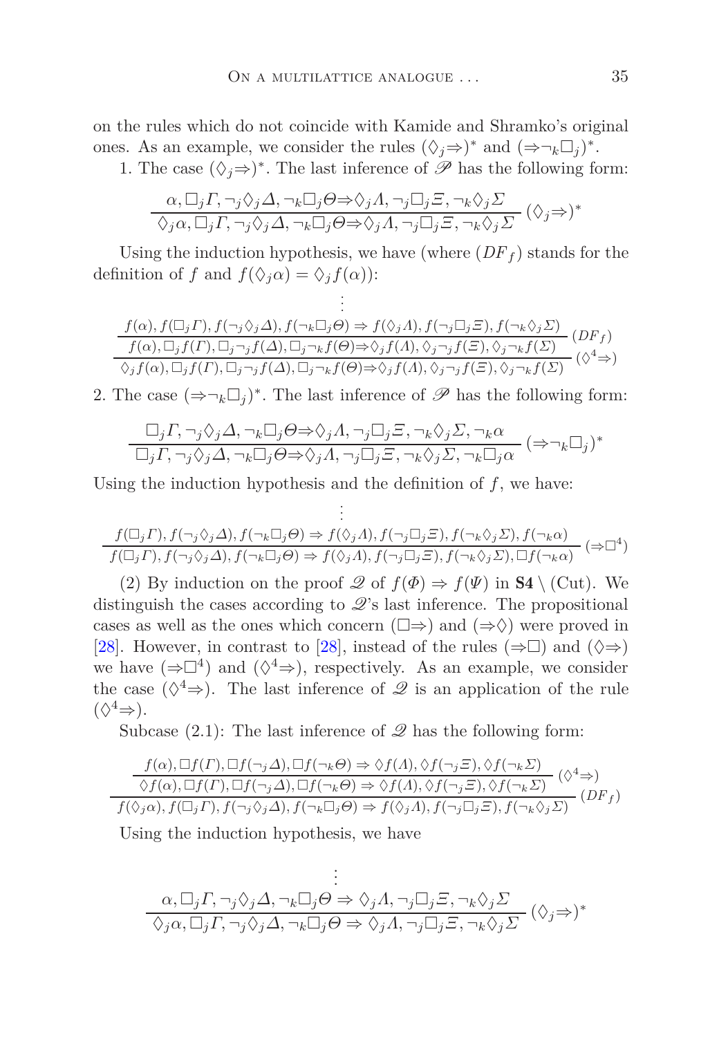on the rules which do not coincide with Kamide and Shramko's original ones. As an example, we consider the rules $(\Diamond_j\Rightarrow)^*$ and $(\Rightarrow\neg_k\Box_j)^*$.

1. The case $(\Diamond_j\Rightarrow)^*$. The last inference of $\mathscr{P}$ has the following form:

$$\frac{\alpha, \Box_j\Gamma, \neg_j\Diamond_j\Delta, \neg_k\Box_j\Theta \Rightarrow \Diamond_j\Lambda, \neg_j\Box_j\Xi, \neg_k\Diamond_j\Sigma}{\Diamond_j\alpha, \Box_j\Gamma, \neg_j\Diamond_j\Delta, \neg_k\Box_j\Theta \Rightarrow \Diamond_j\Lambda, \neg_j\Box_j\Xi, \neg_k\Diamond_j\Sigma}\,(\Diamond_j\Rightarrow)^*$$

Using the induction hypothesis, we have (where $(DF_f)$ stands for the definition of $f$ and $f(\Diamond_j\alpha) = \Diamond_j f(\alpha)$):

$$\cfrac{\cfrac{\begin{matrix}\vdots\\ f(\alpha), f(\Box_j\Gamma), f(\neg_j\Diamond_j\Delta), f(\neg_k\Box_j\Theta) \Rightarrow f(\Diamond_j\Lambda), f(\neg_j\Box_j\Xi), f(\neg_k\Diamond_j\Sigma)\end{matrix}}{f(\alpha), \Box_j f(\Gamma), \Box_j\neg_j f(\Delta), \Box_j\neg_k f(\Theta) \Rightarrow \Diamond_j f(\Lambda), \Diamond_j\neg_j f(\Xi), \Diamond_j\neg_k f(\Sigma)}\,(DF_f)}{\Diamond_j f(\alpha), \Box_j f(\Gamma), \Box_j\neg_j f(\Delta), \Box_j\neg_k f(\Theta) \Rightarrow \Diamond_j f(\Lambda), \Diamond_j\neg_j f(\Xi), \Diamond_j\neg_k f(\Sigma)}\,(\Diamond^4\Rightarrow)$$

2. The case $(\Rightarrow\neg_k\Box_j)^*$. The last inference of $\mathscr{P}$ has the following form:

$$\frac{\Box_j\Gamma, \neg_j\Diamond_j\Delta, \neg_k\Box_j\Theta \Rightarrow \Diamond_j\Lambda, \neg_j\Box_j\Xi, \neg_k\Diamond_j\Sigma, \neg_k\alpha}{\Box_j\Gamma, \neg_j\Diamond_j\Delta, \neg_k\Box_j\Theta \Rightarrow \Diamond_j\Lambda, \neg_j\Box_j\Xi, \neg_k\Diamond_j\Sigma, \neg_k\Box_j\alpha}\,(\Rightarrow\neg_k\Box_j)^*$$

Using the induction hypothesis and the definition of $f$, we have:

$$\cfrac{\begin{matrix}\vdots\\ f(\Box_j\Gamma), f(\neg_j\Diamond_j\Delta), f(\neg_k\Box_j\Theta) \Rightarrow f(\Diamond_j\Lambda), f(\neg_j\Box_j\Xi), f(\neg_k\Diamond_j\Sigma), f(\neg_k\alpha)\end{matrix}}{f(\Box_j\Gamma), f(\neg_j\Diamond_j\Delta), f(\neg_k\Box_j\Theta) \Rightarrow f(\Diamond_j\Lambda), f(\neg_j\Box_j\Xi), f(\neg_k\Diamond_j\Sigma), \Box f(\neg_k\alpha)}\,(\Rightarrow\Box^4)$$

(2) By induction on the proof $\mathscr{Q}$ of $f(\Phi) \Rightarrow f(\Psi)$ in **S4** $\setminus$ (Cut). We distinguish the cases according to $\mathscr{Q}$'s last inference. The propositional cases as well as the ones which concern $(\Box\Rightarrow)$ and $(\Rightarrow\Diamond)$ were proved in [28]. However, in contrast to [28], instead of the rules $(\Rightarrow\Box)$ and $(\Diamond\Rightarrow)$ we have $(\Rightarrow\Box^4)$ and $(\Diamond^4\Rightarrow)$, respectively. As an example, we consider the case $(\Diamond^4\Rightarrow)$. The last inference of $\mathscr{Q}$ is an application of the rule $(\Diamond^4\Rightarrow)$.

Subcase (2.1): The last inference of $\mathscr{Q}$ has the following form:

$$\cfrac{\cfrac{f(\alpha), \Box f(\Gamma), \Box f(\neg_j\Delta), \Box f(\neg_k\Theta) \Rightarrow \Diamond f(\Lambda), \Diamond f(\neg_j\Xi), \Diamond f(\neg_k\Sigma)}{\Diamond f(\alpha), \Box f(\Gamma), \Box f(\neg_j\Delta), \Box f(\neg_k\Theta) \Rightarrow \Diamond f(\Lambda), \Diamond f(\neg_j\Xi), \Diamond f(\neg_k\Sigma)}\,(\Diamond^4\Rightarrow)}{f(\Diamond_j\alpha), f(\Box_j\Gamma), f(\neg_j\Diamond_j\Delta), f(\neg_k\Box_j\Theta) \Rightarrow f(\Diamond_j\Lambda), f(\neg_j\Box_j\Xi), f(\neg_k\Diamond_j\Sigma)}\,(DF_f)$$

Using the induction hypothesis, we have

$$\cfrac{\begin{matrix}\vdots\\ \alpha, \Box_j\Gamma, \neg_j\Diamond_j\Delta, \neg_k\Box_j\Theta \Rightarrow \Diamond_j\Lambda, \neg_j\Box_j\Xi, \neg_k\Diamond_j\Sigma\end{matrix}}{\Diamond_j\alpha, \Box_j\Gamma, \neg_j\Diamond_j\Delta, \neg_k\Box_j\Theta \Rightarrow \Diamond_j\Lambda, \neg_j\Box_j\Xi, \neg_k\Diamond_j\Sigma}\,(\Diamond_j\Rightarrow)^*$$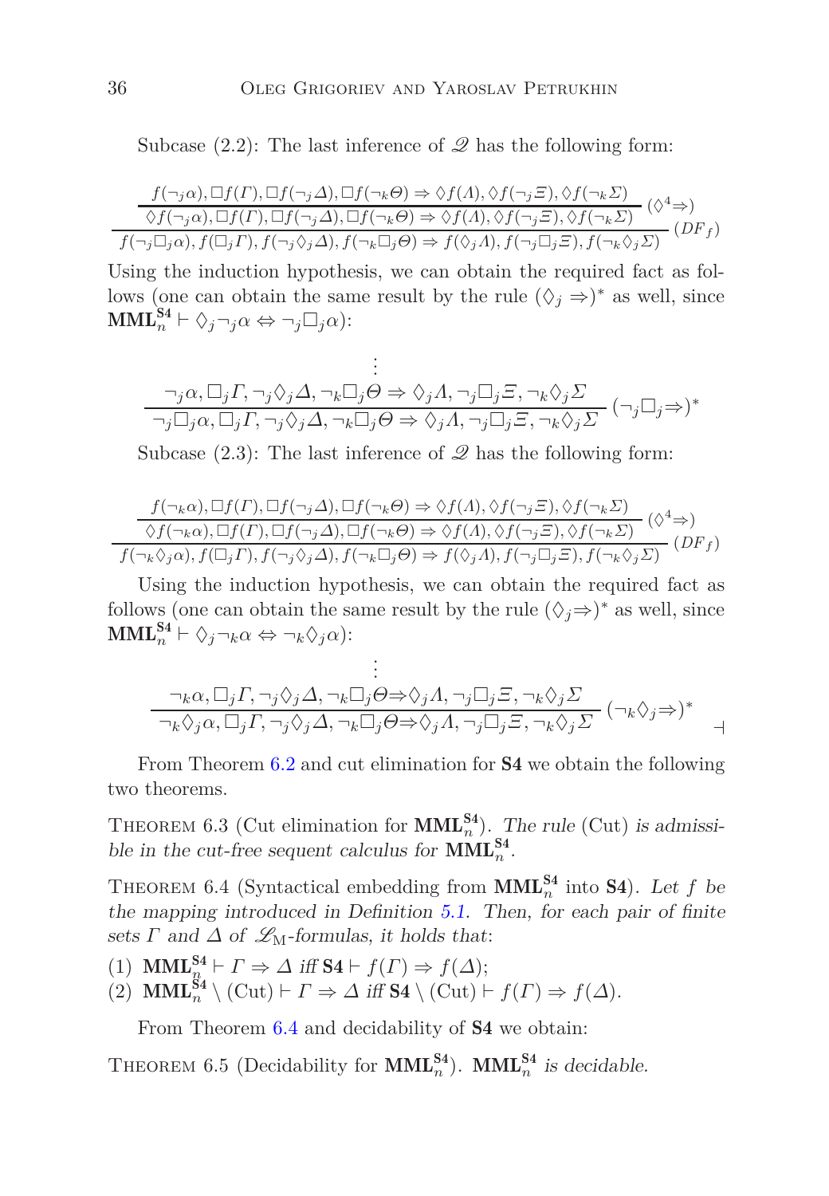Subcase (2.2): The last inference of $\mathscr{Q}$ has the following form:

$$\dfrac{\dfrac{f(\neg_j\alpha), \Box f(\Gamma), \Box f(\neg_j\Delta), \Box f(\neg_k\Theta) \Rightarrow \Diamond f(\Lambda), \Diamond f(\neg_j\Xi), \Diamond f(\neg_k\Sigma)}{\Diamond f(\neg_j\alpha), \Box f(\Gamma), \Box f(\neg_j\Delta), \Box f(\neg_k\Theta) \Rightarrow \Diamond f(\Lambda), \Diamond f(\neg_j\Xi), \Diamond f(\neg_k\Sigma)}\,(\Diamond^4\Rightarrow)}{f(\neg_j\Box_j\alpha), f(\Box_j\Gamma), f(\neg_j\Diamond_j\Delta), f(\neg_k\Box_j\Theta) \Rightarrow f(\Diamond_j\Lambda), f(\neg_j\Box_j\Xi), f(\neg_k\Diamond_j\Sigma)}\,(DF_f)$$

Using the induction hypothesis, we can obtain the required fact as follows (one can obtain the same result by the rule $(\Diamond_j \Rightarrow)^*$ as well, since $\mathbf{MML}_n^{\mathbf{S4}} \vdash \Diamond_j\neg_j\alpha \Leftrightarrow \neg_j\Box_j\alpha$):

$$\dfrac{\begin{matrix}\vdots \\ \neg_j\alpha, \Box_j\Gamma, \neg_j\Diamond_j\Delta, \neg_k\Box_j\Theta \Rightarrow \Diamond_j\Lambda, \neg_j\Box_j\Xi, \neg_k\Diamond_j\Sigma\end{matrix}}{\neg_j\Box_j\alpha, \Box_j\Gamma, \neg_j\Diamond_j\Delta, \neg_k\Box_j\Theta \Rightarrow \Diamond_j\Lambda, \neg_j\Box_j\Xi, \neg_k\Diamond_j\Sigma}\,(\neg_j\Box_j\Rightarrow)^*$$

Subcase (2.3): The last inference of $\mathscr{Q}$ has the following form:

$$\dfrac{\dfrac{f(\neg_k\alpha), \Box f(\Gamma), \Box f(\neg_j\Delta), \Box f(\neg_k\Theta) \Rightarrow \Diamond f(\Lambda), \Diamond f(\neg_j\Xi), \Diamond f(\neg_k\Sigma)}{\Diamond f(\neg_k\alpha), \Box f(\Gamma), \Box f(\neg_j\Delta), \Box f(\neg_k\Theta) \Rightarrow \Diamond f(\Lambda), \Diamond f(\neg_j\Xi), \Diamond f(\neg_k\Sigma)}\,(\Diamond^4\Rightarrow)}{f(\neg_k\Diamond_j\alpha), f(\Box_j\Gamma), f(\neg_j\Diamond_j\Delta), f(\neg_k\Box_j\Theta) \Rightarrow f(\Diamond_j\Lambda), f(\neg_j\Box_j\Xi), f(\neg_k\Diamond_j\Sigma)}\,(DF_f)$$

Using the induction hypothesis, we can obtain the required fact as follows (one can obtain the same result by the rule $(\Diamond_j\Rightarrow)^*$ as well, since $\mathbf{MML}_n^{\mathbf{S4}} \vdash \Diamond_j\neg_k\alpha \Leftrightarrow \neg_k\Diamond_j\alpha$):

$$\dfrac{\begin{matrix}\vdots \\ \neg_k\alpha, \Box_j\Gamma, \neg_j\Diamond_j\Delta, \neg_k\Box_j\Theta \Rightarrow \Diamond_j\Lambda, \neg_j\Box_j\Xi, \neg_k\Diamond_j\Sigma\end{matrix}}{\neg_k\Diamond_j\alpha, \Box_j\Gamma, \neg_j\Diamond_j\Delta, \neg_k\Box_j\Theta \Rightarrow \Diamond_j\Lambda, \neg_j\Box_j\Xi, \neg_k\Diamond_j\Sigma}\,(\neg_k\Diamond_j\Rightarrow)^*$$

⊣

From Theorem 6.2 and cut elimination for **S4** we obtain the following two theorems.

Theorem 6.3 (Cut elimination for $\mathbf{MML}_n^{\mathbf{S4}}$). *The rule* (Cut) *is admissible in the cut-free sequent calculus for* $\mathbf{MML}_n^{\mathbf{S4}}$.

Theorem 6.4 (Syntactical embedding from $\mathbf{MML}_n^{\mathbf{S4}}$ into **S4**). *Let $f$ be the mapping introduced in Definition 5.1. Then, for each pair of finite sets $\Gamma$ and $\Delta$ of $\mathscr{L}_{\mathrm{M}}$-formulas, it holds that*:

(1) $\mathbf{MML}_n^{\mathbf{S4}} \vdash \Gamma \Rightarrow \Delta$ *iff* $\mathbf{S4} \vdash f(\Gamma) \Rightarrow f(\Delta)$;
(2) $\mathbf{MML}_n^{\mathbf{S4}} \setminus (\mathrm{Cut}) \vdash \Gamma \Rightarrow \Delta$ *iff* $\mathbf{S4} \setminus (\mathrm{Cut}) \vdash f(\Gamma) \Rightarrow f(\Delta)$.

From Theorem 6.4 and decidability of **S4** we obtain:

Theorem 6.5 (Decidability for $\mathbf{MML}_n^{\mathbf{S4}}$). $\mathbf{MML}_n^{\mathbf{S4}}$ *is decidable*.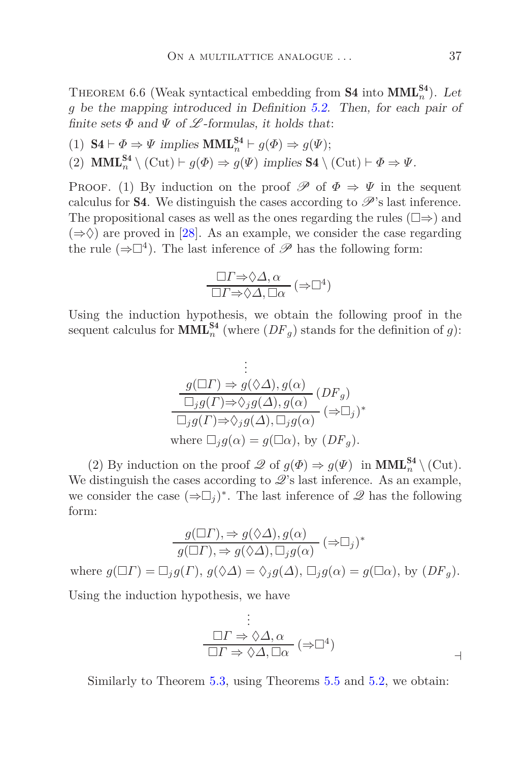THEOREM 6.6 (Weak syntactical embedding from **S4** into $\mathbf{MML}_n^{\mathbf{S4}}$). *Let $g$ be the mapping introduced in Definition 5.2. Then, for each pair of finite sets $\Phi$ and $\Psi$ of $\mathscr{L}$-formulas, it holds that*:

(1) $\mathbf{S4} \vdash \Phi \Rightarrow \Psi$ *implies* $\mathbf{MML}_n^{\mathbf{S4}} \vdash g(\Phi) \Rightarrow g(\Psi)$;

(2) $\mathbf{MML}_n^{\mathbf{S4}} \setminus (\text{Cut}) \vdash g(\Phi) \Rightarrow g(\Psi)$ *implies* $\mathbf{S4} \setminus (\text{Cut}) \vdash \Phi \Rightarrow \Psi$.

PROOF. (1) By induction on the proof $\mathscr{P}$ of $\Phi \Rightarrow \Psi$ in the sequent calculus for **S4**. We distinguish the cases according to $\mathscr{P}$'s last inference. The propositional cases as well as the ones regarding the rules $(\Box\Rightarrow)$ and $(\Rightarrow\Diamond)$ are proved in [28]. As an example, we consider the case regarding the rule $(\Rightarrow\Box^4)$. The last inference of $\mathscr{P}$ has the following form:

$$\frac{\Box\Gamma \Rightarrow \Diamond\Delta, \alpha}{\Box\Gamma \Rightarrow \Diamond\Delta, \Box\alpha}\,(\Rightarrow\Box^4)$$

Using the induction hypothesis, we obtain the following proof in the sequent calculus for $\mathbf{MML}_n^{\mathbf{S4}}$ (where $(DF_g)$ stands for the definition of $g$):

$$\dfrac{\dfrac{\begin{matrix}\vdots\\ g(\Box\Gamma) \Rightarrow g(\Diamond\Delta), g(\alpha)\end{matrix}}{\Box_j g(\Gamma) \Rightarrow \Diamond_j g(\Delta), g(\alpha)}\,(DF_g)}{\Box_j g(\Gamma) \Rightarrow \Diamond_j g(\Delta), \Box_j g(\alpha)}\,(\Rightarrow\Box_j)^*$$

where $\Box_j g(\alpha) = g(\Box\alpha)$, by $(DF_g)$.

(2) By induction on the proof $\mathscr{Q}$ of $g(\Phi) \Rightarrow g(\Psi)$ in $\mathbf{MML}_n^{\mathbf{S4}} \setminus (\text{Cut})$. We distinguish the cases according to $\mathscr{Q}$'s last inference. As an example, we consider the case $(\Rightarrow\Box_j)^*$. The last inference of $\mathscr{Q}$ has the following form:

$$\frac{g(\Box\Gamma), \Rightarrow g(\Diamond\Delta), g(\alpha)}{g(\Box\Gamma), \Rightarrow g(\Diamond\Delta), \Box_j g(\alpha)}\,(\Rightarrow\Box_j)^*$$

where $g(\Box\Gamma) = \Box_j g(\Gamma)$, $g(\Diamond\Delta) = \Diamond_j g(\Delta)$, $\Box_j g(\alpha) = g(\Box\alpha)$, by $(DF_g)$.

Using the induction hypothesis, we have

$$\frac{\begin{matrix}\vdots\\ \Box\Gamma \Rightarrow \Diamond\Delta, \alpha\end{matrix}}{\Box\Gamma \Rightarrow \Diamond\Delta, \Box\alpha}\,(\Rightarrow\Box^4)$$

⊣

Similarly to Theorem 5.3, using Theorems 5.5 and 5.2, we obtain: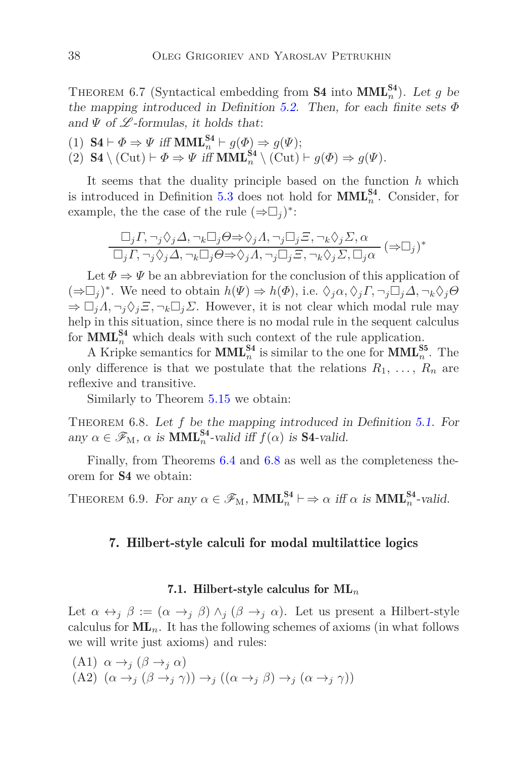Theorem 6.7 (Syntactical embedding from **S4** into $\mathbf{MML}_n^{\mathbf{S4}}$). *Let $g$ be the mapping introduced in Definition 5.2. Then, for each finite sets $\Phi$ and $\Psi$ of $\mathscr{L}$-formulas, it holds that*:

(1) $\mathbf{S4} \vdash \Phi \Rightarrow \Psi$ *iff* $\mathbf{MML}_n^{\mathbf{S4}} \vdash g(\Phi) \Rightarrow g(\Psi)$;
(2) $\mathbf{S4} \setminus (\mathrm{Cut}) \vdash \Phi \Rightarrow \Psi$ *iff* $\mathbf{MML}_n^{\mathbf{S4}} \setminus (\mathrm{Cut}) \vdash g(\Phi) \Rightarrow g(\Psi)$.

It seems that the duality principle based on the function $h$ which is introduced in Definition 5.3 does not hold for $\mathbf{MML}_n^{\mathbf{S4}}$. Consider, for example, the the case of the rule $(\Rightarrow\Box_j)^*$:

$$\frac{\Box_j\Gamma, \neg_j\Diamond_j\Delta, \neg_k\Box_j\Theta \Rightarrow \Diamond_j\Lambda, \neg_j\Box_j\Xi, \neg_k\Diamond_j\Sigma, \alpha}{\Box_j\Gamma, \neg_j\Diamond_j\Delta, \neg_k\Box_j\Theta \Rightarrow \Diamond_j\Lambda, \neg_j\Box_j\Xi, \neg_k\Diamond_j\Sigma, \Box_j\alpha}\,(\Rightarrow\Box_j)^*$$

Let $\Phi \Rightarrow \Psi$ be an abbreviation for the conclusion of this application of $(\Rightarrow\Box_j)^*$. We need to obtain $h(\Psi) \Rightarrow h(\Phi)$, i.e. $\Diamond_j\alpha, \Diamond_j\Gamma, \neg_j\Box_j\Delta, \neg_k\Diamond_j\Theta \Rightarrow \Box_j\Lambda, \neg_j\Diamond_j\Xi, \neg_k\Box_j\Sigma$. However, it is not clear which modal rule may help in this situation, since there is no modal rule in the sequent calculus for $\mathbf{MML}_n^{\mathbf{S4}}$ which deals with such context of the rule application.

A Kripke semantics for $\mathbf{MML}_n^{\mathbf{S4}}$ is similar to the one for $\mathbf{MML}_n^{\mathbf{S5}}$. The only difference is that we postulate that the relations $R_1, \ldots, R_n$ are reflexive and transitive.

Similarly to Theorem 5.15 we obtain:

Theorem 6.8. *Let $f$ be the mapping introduced in Definition 5.1. For any $\alpha \in \mathscr{F}_{\mathrm{M}}$, $\alpha$ is $\mathbf{MML}_n^{\mathbf{S4}}$-valid iff $f(\alpha)$ is* **S4***-valid.*

Finally, from Theorems 6.4 and 6.8 as well as the completeness theorem for **S4** we obtain:

Theorem 6.9. *For any $\alpha \in \mathscr{F}_{\mathrm{M}}$, $\mathbf{MML}_n^{\mathbf{S4}} \vdash\, \Rightarrow \alpha$ iff $\alpha$ is $\mathbf{MML}_n^{\mathbf{S4}}$-valid.*

## 7. Hilbert-style calculi for modal multilattice logics

### 7.1. Hilbert-style calculus for $\mathbf{ML}_n$

Let $\alpha \leftrightarrow_j \beta := (\alpha \rightarrow_j \beta) \wedge_j (\beta \rightarrow_j \alpha)$. Let us present a Hilbert-style calculus for $\mathbf{ML}_n$. It has the following schemes of axioms (in what follows we will write just axioms) and rules:

(A1) $\alpha \rightarrow_j (\beta \rightarrow_j \alpha)$
(A2) $(\alpha \rightarrow_j (\beta \rightarrow_j \gamma)) \rightarrow_j ((\alpha \rightarrow_j \beta) \rightarrow_j (\alpha \rightarrow_j \gamma))$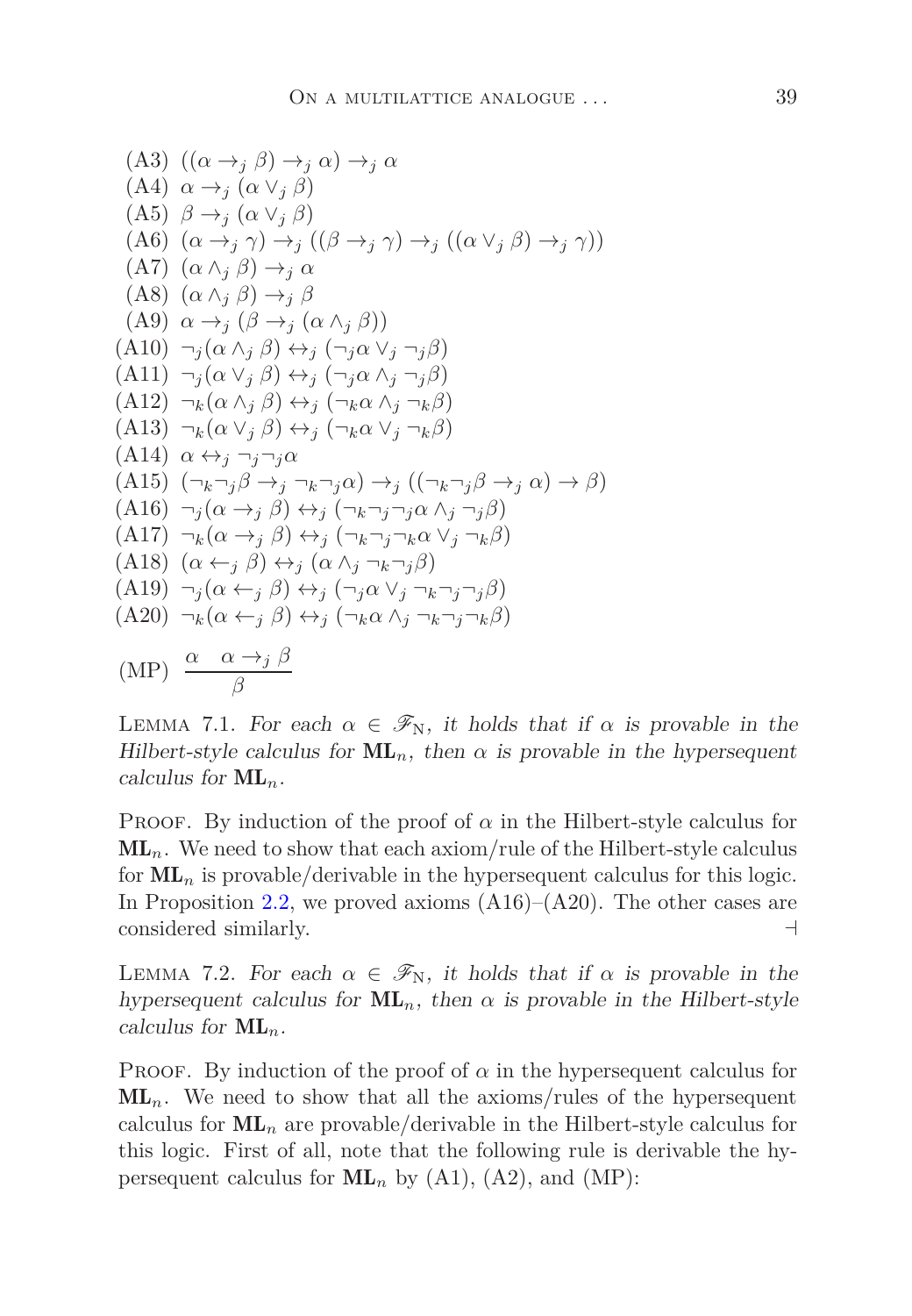(A3) $((\alpha \to_j \beta) \to_j \alpha) \to_j \alpha$

(A4) $\alpha \to_j (\alpha \vee_j \beta)$

(A5) $\beta \to_j (\alpha \vee_j \beta)$

(A6) $(\alpha \to_j \gamma) \to_j ((\beta \to_j \gamma) \to_j ((\alpha \vee_j \beta) \to_j \gamma))$

(A7) $(\alpha \wedge_j \beta) \to_j \alpha$

(A8) $(\alpha \wedge_j \beta) \to_j \beta$

(A9) $\alpha \to_j (\beta \to_j (\alpha \wedge_j \beta))$

(A10) $\neg_j(\alpha \wedge_j \beta) \leftrightarrow_j (\neg_j \alpha \vee_j \neg_j \beta)$

(A11) $\neg_j(\alpha \vee_j \beta) \leftrightarrow_j (\neg_j \alpha \wedge_j \neg_j \beta)$

(A12) $\neg_k(\alpha \wedge_j \beta) \leftrightarrow_j (\neg_k \alpha \wedge_j \neg_k \beta)$

(A13) $\neg_k(\alpha \vee_j \beta) \leftrightarrow_j (\neg_k \alpha \vee_j \neg_k \beta)$

(A14) $\alpha \leftrightarrow_j \neg_j \neg_j \alpha$

(A15) $(\neg_k \neg_j \beta \to_j \neg_k \neg_j \alpha) \to_j ((\neg_k \neg_j \beta \to_j \alpha) \to \beta)$

(A16) $\neg_j(\alpha \to_j \beta) \leftrightarrow_j (\neg_k \neg_j \neg_j \alpha \wedge_j \neg_j \beta)$

(A17) $\neg_k(\alpha \to_j \beta) \leftrightarrow_j (\neg_k \neg_j \neg_k \alpha \vee_j \neg_k \beta)$

(A18) $(\alpha \leftarrow_j \beta) \leftrightarrow_j (\alpha \wedge_j \neg_k \neg_j \beta)$

(A19) $\neg_j(\alpha \leftarrow_j \beta) \leftrightarrow_j (\neg_j \alpha \vee_j \neg_k \neg_j \neg_j \beta)$

(A20) $\neg_k(\alpha \leftarrow_j \beta) \leftrightarrow_j (\neg_k \alpha \wedge_j \neg_k \neg_j \neg_k \beta)$

(MP) $\dfrac{\alpha \quad \alpha \to_j \beta}{\beta}$

Lemma 7.1. *For each $\alpha \in \mathscr{F}_{\mathrm{N}}$, it holds that if $\alpha$ is provable in the Hilbert-style calculus for $\mathbf{ML}_n$, then $\alpha$ is provable in the hypersequent calculus for $\mathbf{ML}_n$.*

Proof. By induction of the proof of $\alpha$ in the Hilbert-style calculus for $\mathbf{ML}_n$. We need to show that each axiom/rule of the Hilbert-style calculus for $\mathbf{ML}_n$ is provable/derivable in the hypersequent calculus for this logic. In Proposition 2.2, we proved axioms (A16)–(A20). The other cases are considered similarly. ⊣

Lemma 7.2. *For each $\alpha \in \mathscr{F}_{\mathrm{N}}$, it holds that if $\alpha$ is provable in the hypersequent calculus for $\mathbf{ML}_n$, then $\alpha$ is provable in the Hilbert-style calculus for $\mathbf{ML}_n$.*

Proof. By induction of the proof of $\alpha$ in the hypersequent calculus for $\mathbf{ML}_n$. We need to show that all the axioms/rules of the hypersequent calculus for $\mathbf{ML}_n$ are provable/derivable in the Hilbert-style calculus for this logic. First of all, note that the following rule is derivable the hypersequent calculus for $\mathbf{ML}_n$ by (A1), (A2), and (MP):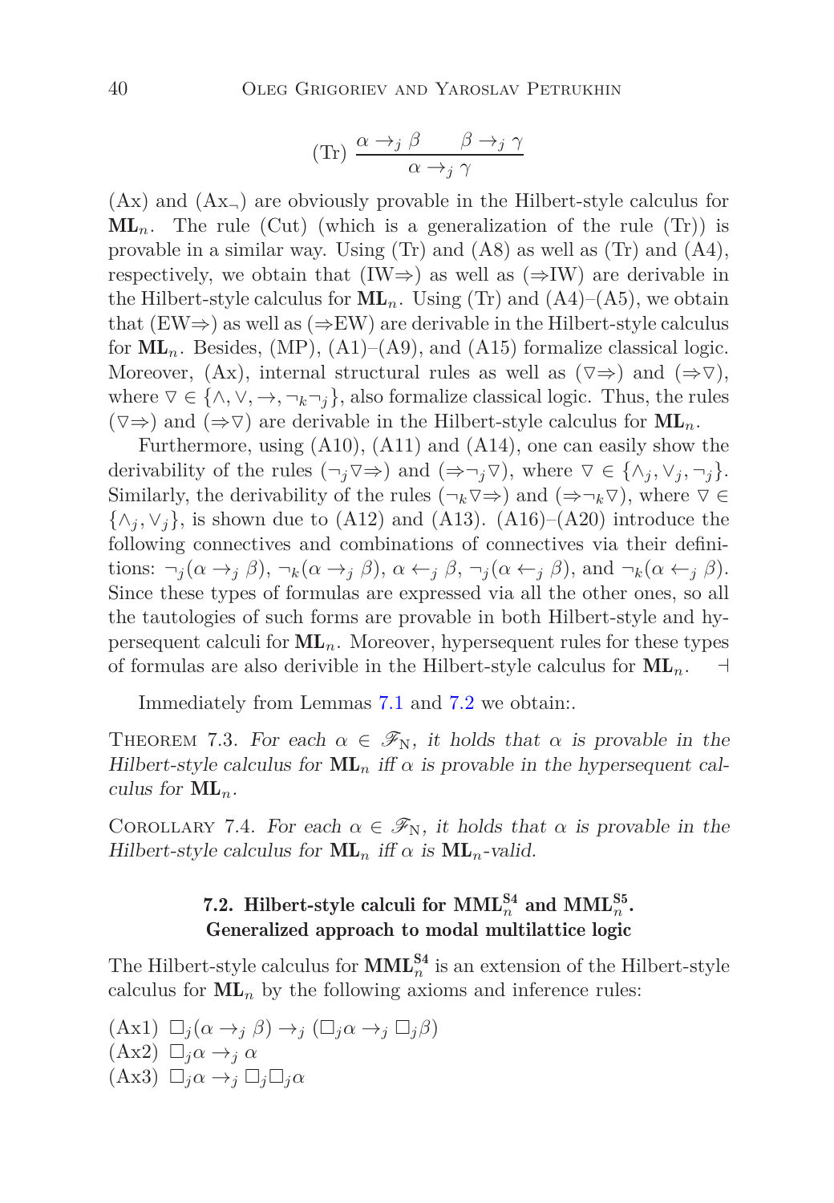$$\text{(Tr)}\ \frac{\alpha \rightarrow_j \beta \qquad \beta \rightarrow_j \gamma}{\alpha \rightarrow_j \gamma}$$

(Ax) and ($\text{Ax}_\neg$) are obviously provable in the Hilbert-style calculus for $\mathbf{ML}_n$. The rule (Cut) (which is a generalization of the rule (Tr)) is provable in a similar way. Using (Tr) and (A8) as well as (Tr) and (A4), respectively, we obtain that (IW$\Rightarrow$) as well as ($\Rightarrow$IW) are derivable in the Hilbert-style calculus for $\mathbf{ML}_n$. Using (Tr) and (A4)–(A5), we obtain that (EW$\Rightarrow$) as well as ($\Rightarrow$EW) are derivable in the Hilbert-style calculus for $\mathbf{ML}_n$. Besides, (MP), (A1)–(A9), and (A15) formalize classical logic. Moreover, (Ax), internal structural rules as well as ($\triangledown\Rightarrow$) and ($\Rightarrow\triangledown$), where $\triangledown \in \{\wedge, \vee, \rightarrow, \neg_k\neg_j\}$, also formalize classical logic. Thus, the rules ($\triangledown\Rightarrow$) and ($\Rightarrow\triangledown$) are derivable in the Hilbert-style calculus for $\mathbf{ML}_n$.

Furthermore, using (A10), (A11) and (A14), one can easily show the derivability of the rules ($\neg_j\triangledown\Rightarrow$) and ($\Rightarrow\neg_j\triangledown$), where $\triangledown \in \{\wedge_j, \vee_j, \neg_j\}$. Similarly, the derivability of the rules ($\neg_k\triangledown\Rightarrow$) and ($\Rightarrow\neg_k\triangledown$), where $\triangledown \in \{\wedge_j, \vee_j\}$, is shown due to (A12) and (A13). (A16)–(A20) introduce the following connectives and combinations of connectives via their definitions: $\neg_j(\alpha \rightarrow_j \beta)$, $\neg_k(\alpha \rightarrow_j \beta)$, $\alpha \leftarrow_j \beta$, $\neg_j(\alpha \leftarrow_j \beta)$, and $\neg_k(\alpha \leftarrow_j \beta)$. Since these types of formulas are expressed via all the other ones, so all the tautologies of such forms are provable in both Hilbert-style and hypersequent calculi for $\mathbf{ML}_n$. Moreover, hypersequent rules for these types of formulas are also derivible in the Hilbert-style calculus for $\mathbf{ML}_n$. $\dashv$

Immediately from Lemmas 7.1 and 7.2 we obtain:.

THEOREM 7.3. *For each $\alpha \in \mathscr{F}_{\mathrm{N}}$, it holds that $\alpha$ is provable in the Hilbert-style calculus for $\mathbf{ML}_n$ iff $\alpha$ is provable in the hypersequent calculus for $\mathbf{ML}_n$.*

COROLLARY 7.4. *For each $\alpha \in \mathscr{F}_{\mathrm{N}}$, it holds that $\alpha$ is provable in the Hilbert-style calculus for $\mathbf{ML}_n$ iff $\alpha$ is $\mathbf{ML}_n$-valid.*

### 7.2. Hilbert-style calculi for $\mathbf{MML}_n^{\mathbf{S4}}$ and $\mathbf{MML}_n^{\mathbf{S5}}$. Generalized approach to modal multilattice logic

The Hilbert-style calculus for $\mathbf{MML}_n^{\mathbf{S4}}$ is an extension of the Hilbert-style calculus for $\mathbf{ML}_n$ by the following axioms and inference rules:

(Ax1) $\Box_j(\alpha \rightarrow_j \beta) \rightarrow_j (\Box_j\alpha \rightarrow_j \Box_j\beta)$
(Ax2) $\Box_j\alpha \rightarrow_j \alpha$
(Ax3) $\Box_j\alpha \rightarrow_j \Box_j\Box_j\alpha$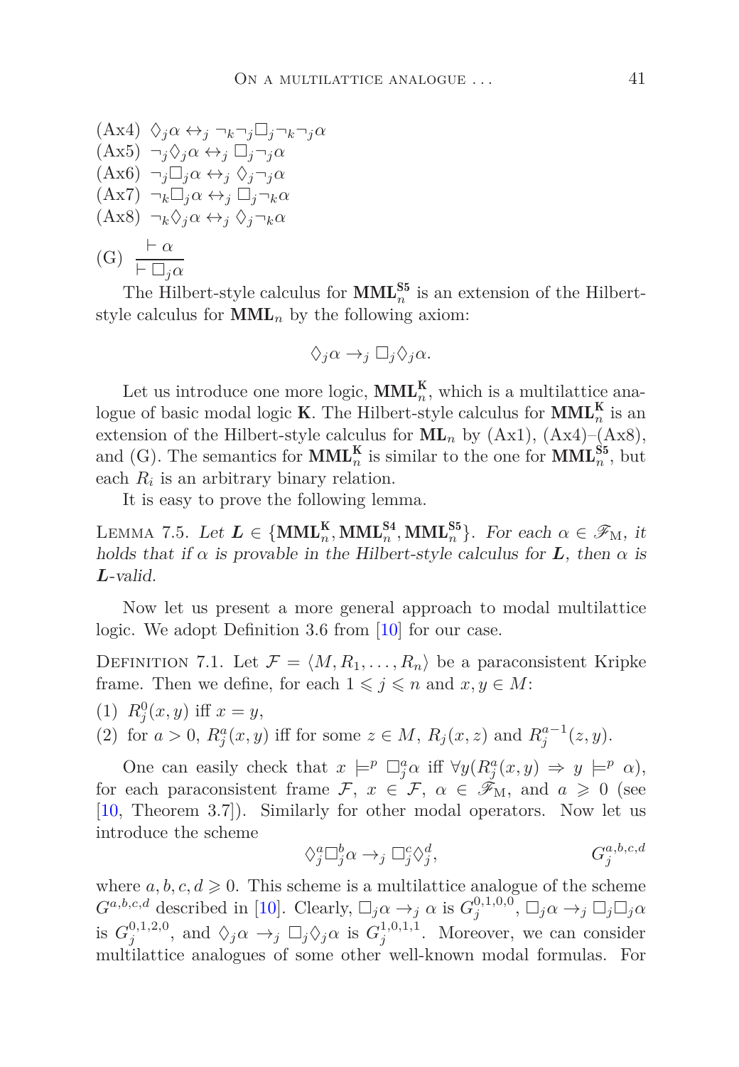(Ax4) $\Diamond_j\alpha \leftrightarrow_j \neg_k\neg_j\Box_j\neg_k\neg_j\alpha$

(Ax5) $\neg_j\Diamond_j\alpha \leftrightarrow_j \Box_j\neg_j\alpha$

(Ax6) $\neg_j\Box_j\alpha \leftrightarrow_j \Diamond_j\neg_j\alpha$

(Ax7) $\neg_k\Box_j\alpha \leftrightarrow_j \Box_j\neg_k\alpha$

(Ax8) $\neg_k\Diamond_j\alpha \leftrightarrow_j \Diamond_j\neg_k\alpha$

(G) $\dfrac{\vdash \alpha}{\vdash \Box_j\alpha}$

The Hilbert-style calculus for $\mathbf{MML}_n^{\mathbf{S5}}$ is an extension of the Hilbert-style calculus for $\mathbf{MML}_n$ by the following axiom:

$$\Diamond_j\alpha \rightarrow_j \Box_j\Diamond_j\alpha.$$

Let us introduce one more logic, $\mathbf{MML}_n^{\mathbf{K}}$, which is a multilattice analogue of basic modal logic $\mathbf{K}$. The Hilbert-style calculus for $\mathbf{MML}_n^{\mathbf{K}}$ is an extension of the Hilbert-style calculus for $\mathbf{ML}_n$ by (Ax1), (Ax4)–(Ax8), and (G). The semantics for $\mathbf{MML}_n^{\mathbf{K}}$ is similar to the one for $\mathbf{MML}_n^{\mathbf{S5}}$, but each $R_i$ is an arbitrary binary relation.

It is easy to prove the following lemma.

Lemma 7.5. *Let* $\boldsymbol{L} \in \{\mathbf{MML}_n^{\mathbf{K}}, \mathbf{MML}_n^{\mathbf{S4}}, \mathbf{MML}_n^{\mathbf{S5}}\}$. *For each* $\alpha \in \mathscr{F}_{\mathrm{M}}$, *it holds that if* $\alpha$ *is provable in the Hilbert-style calculus for* $\boldsymbol{L}$, *then* $\alpha$ *is* $\boldsymbol{L}$*-valid.*

Now let us present a more general approach to modal multilattice logic. We adopt Definition 3.6 from [10] for our case.

Definition 7.1. Let $\mathcal{F} = \langle M, R_1, \ldots, R_n\rangle$ be a paraconsistent Kripke frame. Then we define, for each $1 \leqslant j \leqslant n$ and $x, y \in M$:

(1) $R_j^0(x,y)$ iff $x = y$,

(2) for $a > 0$, $R_j^a(x,y)$ iff for some $z \in M$, $R_j(x,z)$ and $R_j^{a-1}(z,y)$.

One can easily check that $x \models^p \Box_j^a\alpha$ iff $\forall y(R_j^a(x,y) \Rightarrow y \models^p \alpha)$, for each paraconsistent frame $\mathcal{F}$, $x \in \mathcal{F}$, $\alpha \in \mathscr{F}_{\mathrm{M}}$, and $a \geqslant 0$ (see [10, Theorem 3.7]). Similarly for other modal operators. Now let us introduce the scheme

$$\Diamond_j^a\Box_j^b\alpha \rightarrow_j \Box_j^c\Diamond_j^d, \qquad\qquad G_j^{a,b,c,d}$$

where $a, b, c, d \geqslant 0$. This scheme is a multilattice analogue of the scheme $G^{a,b,c,d}$ described in [10]. Clearly, $\Box_j\alpha \rightarrow_j \alpha$ is $G_j^{0,1,0,0}$, $\Box_j\alpha \rightarrow_j \Box_j\Box_j\alpha$ is $G_j^{0,1,2,0}$, and $\Diamond_j\alpha \rightarrow_j \Box_j\Diamond_j\alpha$ is $G_j^{1,0,1,1}$. Moreover, we can consider multilattice analogues of some other well-known modal formulas. For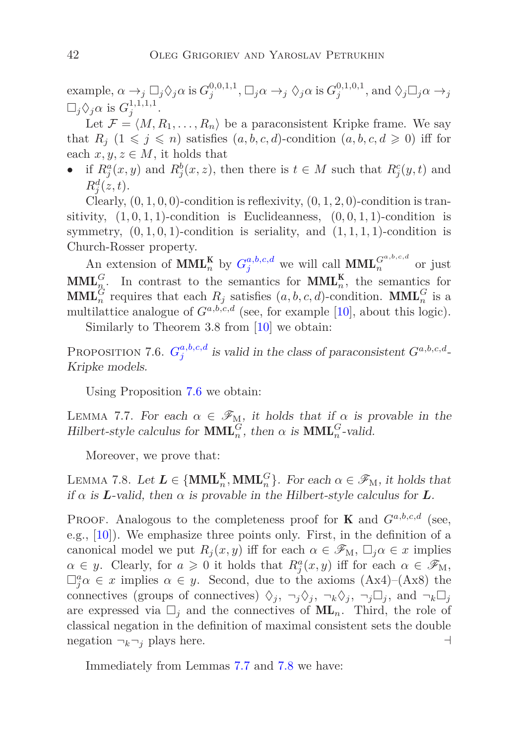example, $\alpha \to_j \Box_j \Diamond_j \alpha$ is $G_j^{0,0,1,1}$, $\Box_j \alpha \to_j \Diamond_j \alpha$ is $G_j^{0,1,0,1}$, and $\Diamond_j \Box_j \alpha \to_j \Box_j \Diamond_j \alpha$ is $G_j^{1,1,1,1}$.

Let $\mathcal{F} = \langle M, R_1, \dots, R_n \rangle$ be a paraconsistent Kripke frame. We say that $R_j$ $(1 \leqslant j \leqslant n)$ satisfies $(a,b,c,d)$-condition $(a,b,c,d \geqslant 0)$ iff for each $x,y,z \in M$, it holds that

- if $R_j^a(x,y)$ and $R_j^b(x,z)$, then there is $t \in M$ such that $R_j^c(y,t)$ and $R_j^d(z,t)$.

Clearly, $(0,1,0,0)$-condition is reflexivity, $(0,1,2,0)$-condition is transitivity, $(1,0,1,1)$-condition is Euclideanness, $(0,0,1,1)$-condition is symmetry, $(0,1,0,1)$-condition is seriality, and $(1,1,1,1)$-condition is Church-Rosser property.

An extension of $\mathbf{MML}_n^{\mathbf{K}}$ by $G_j^{a,b,c,d}$ we will call $\mathbf{MML}_n^{G^{a,b,c,d}}$ or just $\mathbf{MML}_n^{G}$. In contrast to the semantics for $\mathbf{MML}_n^{\mathbf{K}}$, the semantics for $\mathbf{MML}_n^{G}$ requires that each $R_j$ satisfies $(a,b,c,d)$-condition. $\mathbf{MML}_n^{G}$ is a multilattice analogue of $G^{a,b,c,d}$ (see, for example [10], about this logic).

Similarly to Theorem 3.8 from [10] we obtain:

Proposition 7.6. *$G_j^{a,b,c,d}$ is valid in the class of paraconsistent $G^{a,b,c,d}$-Kripke models.*

Using Proposition 7.6 we obtain:

Lemma 7.7. *For each $\alpha \in \mathscr{F}_{\mathrm{M}}$, it holds that if $\alpha$ is provable in the Hilbert-style calculus for $\mathbf{MML}_n^{G}$, then $\alpha$ is $\mathbf{MML}_n^{G}$-valid.*

Moreover, we prove that:

Lemma 7.8. *Let $\boldsymbol{L} \in \{\mathbf{MML}_n^{\mathbf{K}}, \mathbf{MML}_n^{G}\}$. For each $\alpha \in \mathscr{F}_{\mathrm{M}}$, it holds that if $\alpha$ is $\boldsymbol{L}$-valid, then $\alpha$ is provable in the Hilbert-style calculus for $\boldsymbol{L}$.*

Proof. Analogous to the completeness proof for $\mathbf{K}$ and $G^{a,b,c,d}$ (see, e.g., [10]). We emphasize three points only. First, in the definition of a canonical model we put $R_j(x,y)$ iff for each $\alpha \in \mathscr{F}_{\mathrm{M}}$, $\Box_j \alpha \in x$ implies $\alpha \in y$. Clearly, for $a \geqslant 0$ it holds that $R_j^a(x,y)$ iff for each $\alpha \in \mathscr{F}_{\mathrm{M}}$, $\Box_j^a \alpha \in x$ implies $\alpha \in y$. Second, due to the axioms (Ax4)–(Ax8) the connectives (groups of connectives) $\Diamond_j$, $\neg_j \Diamond_j$, $\neg_k \Diamond_j$, $\neg_j \Box_j$, and $\neg_k \Box_j$ are expressed via $\Box_j$ and the connectives of $\mathbf{ML}_n$. Third, the role of classical negation in the definition of maximal consistent sets the double negation $\neg_k \neg_j$ plays here. ⊣

Immediately from Lemmas 7.7 and 7.8 we have: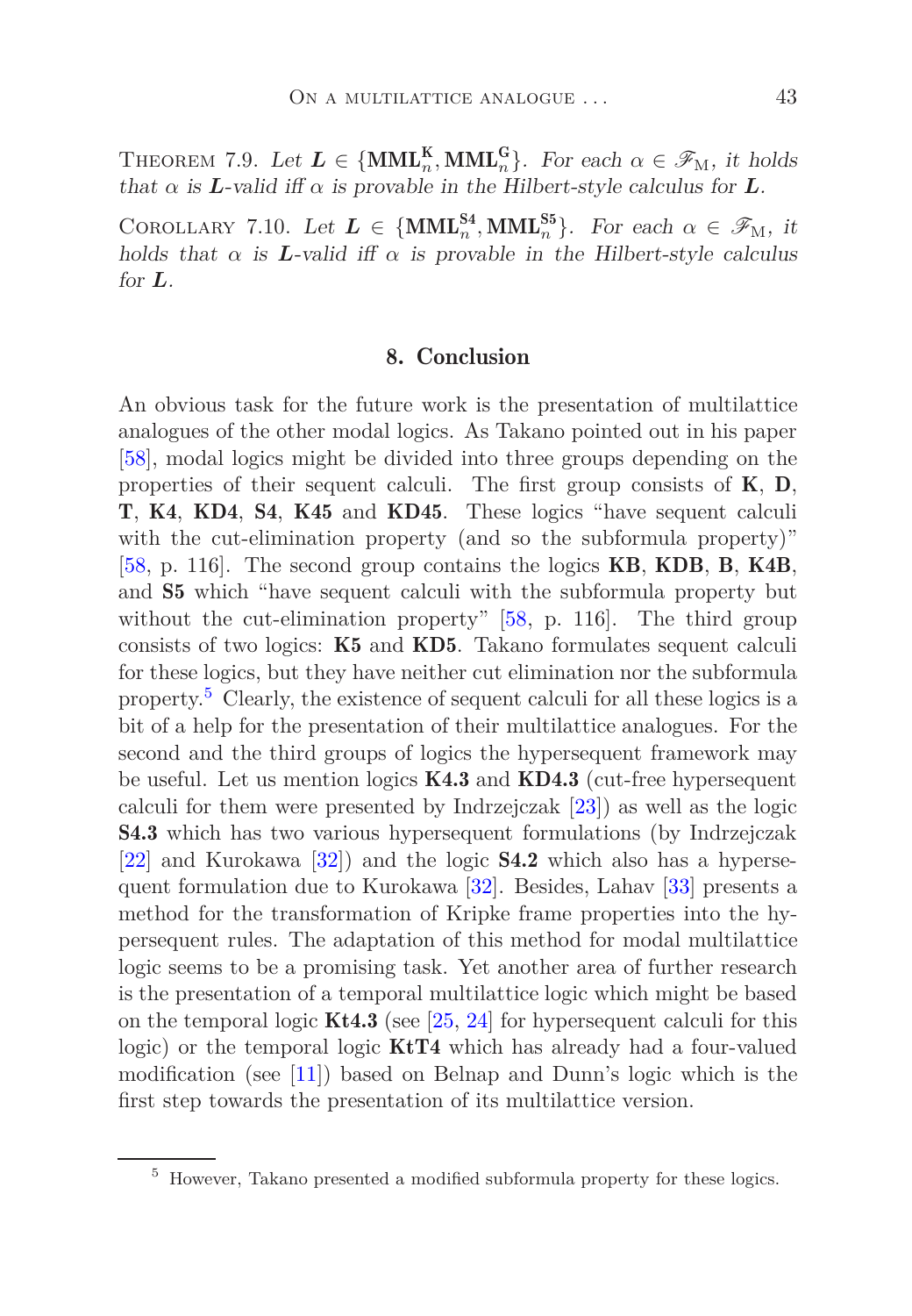Theorem 7.9. *Let* $\boldsymbol{L} \in \{\mathbf{MML}_n^{\mathbf{K}}, \mathbf{MML}_n^{\mathbf{G}}\}$*. For each* $\alpha \in \mathscr{F}_{\mathrm{M}}$*, it holds that* $\alpha$ *is* $\boldsymbol{L}$*-valid iff* $\alpha$ *is provable in the Hilbert-style calculus for* $\boldsymbol{L}$*.*

Corollary 7.10. *Let* $\boldsymbol{L} \in \{\mathbf{MML}_n^{\mathbf{S4}}, \mathbf{MML}_n^{\mathbf{S5}}\}$*. For each* $\alpha \in \mathscr{F}_{\mathrm{M}}$*, it holds that* $\alpha$ *is* $\boldsymbol{L}$*-valid iff* $\alpha$ *is provable in the Hilbert-style calculus for* $\boldsymbol{L}$*.*

## 8. Conclusion

An obvious task for the future work is the presentation of multilattice analogues of the other modal logics. As Takano pointed out in his paper [58], modal logics might be divided into three groups depending on the properties of their sequent calculi. The first group consists of **K**, **D**, **T**, **K4**, **KD4**, **S4**, **K45** and **KD45**. These logics "have sequent calculi with the cut-elimination property (and so the subformula property)" [58, p. 116]. The second group contains the logics **KB**, **KDB**, **B**, **K4B**, and **S5** which "have sequent calculi with the subformula property but without the cut-elimination property" [58, p. 116]. The third group consists of two logics: **K5** and **KD5**. Takano formulates sequent calculi for these logics, but they have neither cut elimination nor the subformula property.[5] Clearly, the existence of sequent calculi for all these logics is a bit of a help for the presentation of their multilattice analogues. For the second and the third groups of logics the hypersequent framework may be useful. Let us mention logics **K4.3** and **KD4.3** (cut-free hypersequent calculi for them were presented by Indrzejczak [23]) as well as the logic **S4.3** which has two various hypersequent formulations (by Indrzejczak [22] and Kurokawa [32]) and the logic **S4.2** which also has a hypersequent formulation due to Kurokawa [32]. Besides, Lahav [33] presents a method for the transformation of Kripke frame properties into the hypersequent rules. The adaptation of this method for modal multilattice logic seems to be a promising task. Yet another area of further research is the presentation of a temporal multilattice logic which might be based on the temporal logic **Kt4.3** (see [25, 24] for hypersequent calculi for this logic) or the temporal logic **KtT4** which has already had a four-valued modification (see [11]) based on Belnap and Dunn's logic which is the first step towards the presentation of its multilattice version.

[5] However, Takano presented a modified subformula property for these logics.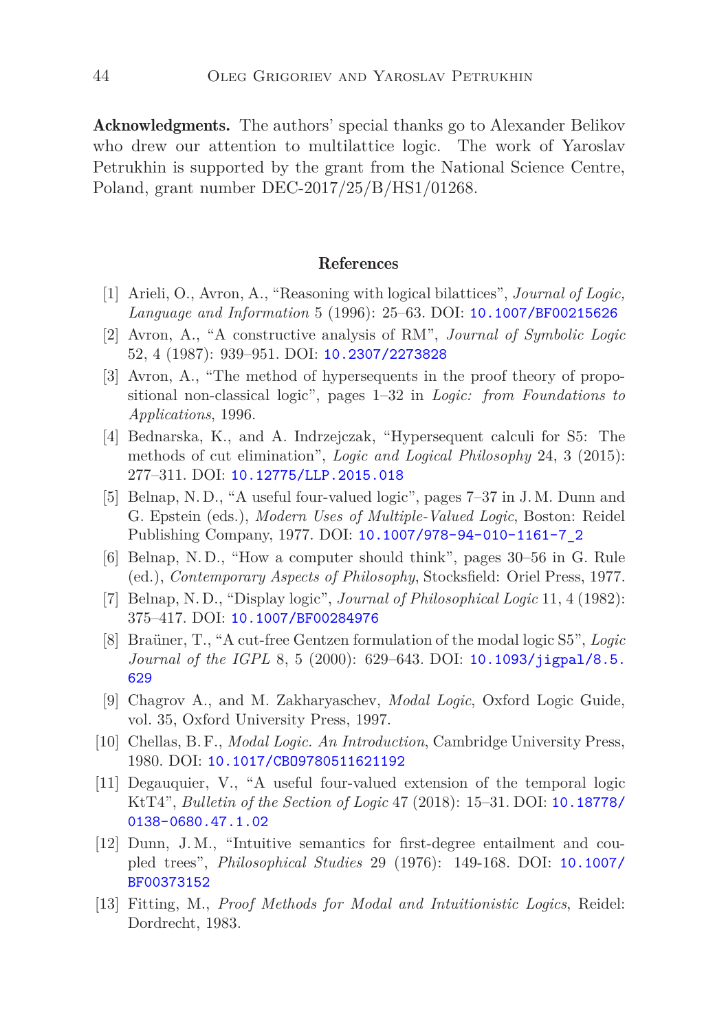**Acknowledgments.** The authors' special thanks go to Alexander Belikov who drew our attention to multilattice logic. The work of Yaroslav Petrukhin is supported by the grant from the National Science Centre, Poland, grant number DEC-2017/25/B/HS1/01268.

## References

[1] Arieli, O., Avron, A., "Reasoning with logical bilattices", *Journal of Logic, Language and Information* 5 (1996): 25–63. DOI: 10.1007/BF00215626

[2] Avron, A., "A constructive analysis of RM", *Journal of Symbolic Logic* 52, 4 (1987): 939–951. DOI: 10.2307/2273828

[3] Avron, A., "The method of hypersequents in the proof theory of propositional non-classical logic", pages 1–32 in *Logic: from Foundations to Applications*, 1996.

[4] Bednarska, K., and A. Indrzejczak, "Hypersequent calculi for S5: The methods of cut elimination", *Logic and Logical Philosophy* 24, 3 (2015): 277–311. DOI: 10.12775/LLP.2015.018

[5] Belnap, N. D., "A useful four-valued logic", pages 7–37 in J. M. Dunn and G. Epstein (eds.), *Modern Uses of Multiple-Valued Logic*, Boston: Reidel Publishing Company, 1977. DOI: 10.1007/978-94-010-1161-7_2

[6] Belnap, N. D., "How a computer should think", pages 30–56 in G. Rule (ed.), *Contemporary Aspects of Philosophy*, Stocksfield: Oriel Press, 1977.

[7] Belnap, N. D., "Display logic", *Journal of Philosophical Logic* 11, 4 (1982): 375–417. DOI: 10.1007/BF00284976

[8] Braüner, T., "A cut-free Gentzen formulation of the modal logic S5", *Logic Journal of the IGPL* 8, 5 (2000): 629–643. DOI: 10.1093/jigpal/8.5.629

[9] Chagrov A., and M. Zakharyaschev, *Modal Logic*, Oxford Logic Guide, vol. 35, Oxford University Press, 1997.

[10] Chellas, B. F., *Modal Logic. An Introduction*, Cambridge University Press, 1980. DOI: 10.1017/CBO9780511621192

[11] Degauquier, V., "A useful four-valued extension of the temporal logic KtT4", *Bulletin of the Section of Logic* 47 (2018): 15–31. DOI: 10.18778/0138-0680.47.1.02

[12] Dunn, J. M., "Intuitive semantics for first-degree entailment and coupled trees", *Philosophical Studies* 29 (1976): 149-168. DOI: 10.1007/BF00373152

[13] Fitting, M., *Proof Methods for Modal and Intuitionistic Logics*, Reidel: Dordrecht, 1983.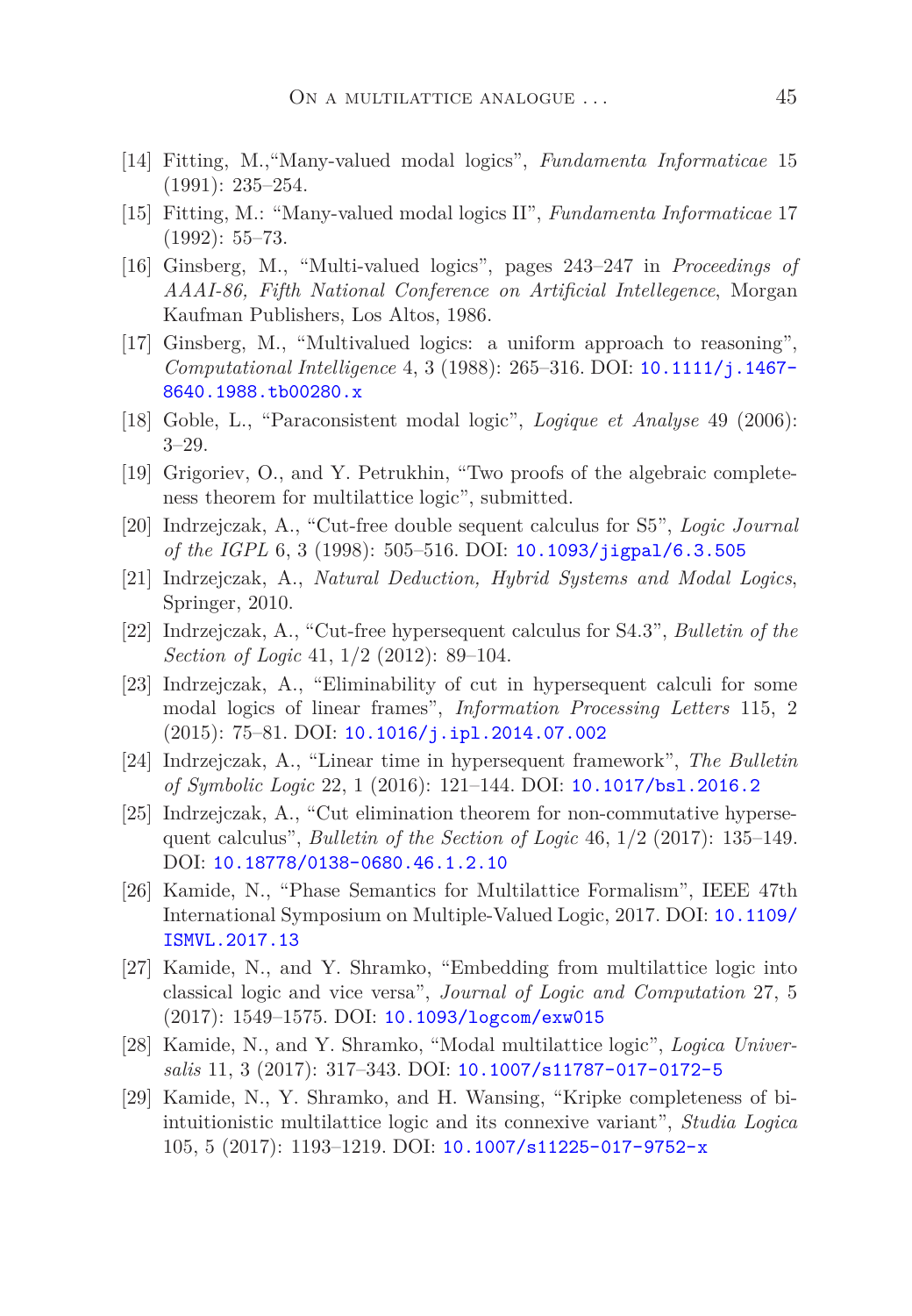[14] Fitting, M.,"Many-valued modal logics", *Fundamenta Informaticae* 15 (1991): 235–254.

[15] Fitting, M.: "Many-valued modal logics II", *Fundamenta Informaticae* 17 (1992): 55–73.

[16] Ginsberg, M., "Multi-valued logics", pages 243–247 in *Proceedings of AAAI-86, Fifth National Conference on Artificial Intellegence*, Morgan Kaufman Publishers, Los Altos, 1986.

[17] Ginsberg, M., "Multivalued logics: a uniform approach to reasoning", *Computational Intelligence* 4, 3 (1988): 265–316. DOI: 10.1111/j.1467-8640.1988.tb00280.x

[18] Goble, L., "Paraconsistent modal logic", *Logique et Analyse* 49 (2006): 3–29.

[19] Grigoriev, O., and Y. Petrukhin, "Two proofs of the algebraic completeness theorem for multilattice logic", submitted.

[20] Indrzejczak, A., "Cut-free double sequent calculus for S5", *Logic Journal of the IGPL* 6, 3 (1998): 505–516. DOI: 10.1093/jigpal/6.3.505

[21] Indrzejczak, A., *Natural Deduction, Hybrid Systems and Modal Logics*, Springer, 2010.

[22] Indrzejczak, A., "Cut-free hypersequent calculus for S4.3", *Bulletin of the Section of Logic* 41, 1/2 (2012): 89–104.

[23] Indrzejczak, A., "Eliminability of cut in hypersequent calculi for some modal logics of linear frames", *Information Processing Letters* 115, 2 (2015): 75–81. DOI: 10.1016/j.ipl.2014.07.002

[24] Indrzejczak, A., "Linear time in hypersequent framework", *The Bulletin of Symbolic Logic* 22, 1 (2016): 121–144. DOI: 10.1017/bsl.2016.2

[25] Indrzejczak, A., "Cut elimination theorem for non-commutative hypersequent calculus", *Bulletin of the Section of Logic* 46, 1/2 (2017): 135–149. DOI: 10.18778/0138-0680.46.1.2.10

[26] Kamide, N., "Phase Semantics for Multilattice Formalism", IEEE 47th International Symposium on Multiple-Valued Logic, 2017. DOI: 10.1109/ISMVL.2017.13

[27] Kamide, N., and Y. Shramko, "Embedding from multilattice logic into classical logic and vice versa", *Journal of Logic and Computation* 27, 5 (2017): 1549–1575. DOI: 10.1093/logcom/exw015

[28] Kamide, N., and Y. Shramko, "Modal multilattice logic", *Logica Universalis* 11, 3 (2017): 317–343. DOI: 10.1007/s11787-017-0172-5

[29] Kamide, N., Y. Shramko, and H. Wansing, "Kripke completeness of bi-intuitionistic multilattice logic and its connexive variant", *Studia Logica* 105, 5 (2017): 1193–1219. DOI: 10.1007/s11225-017-9752-x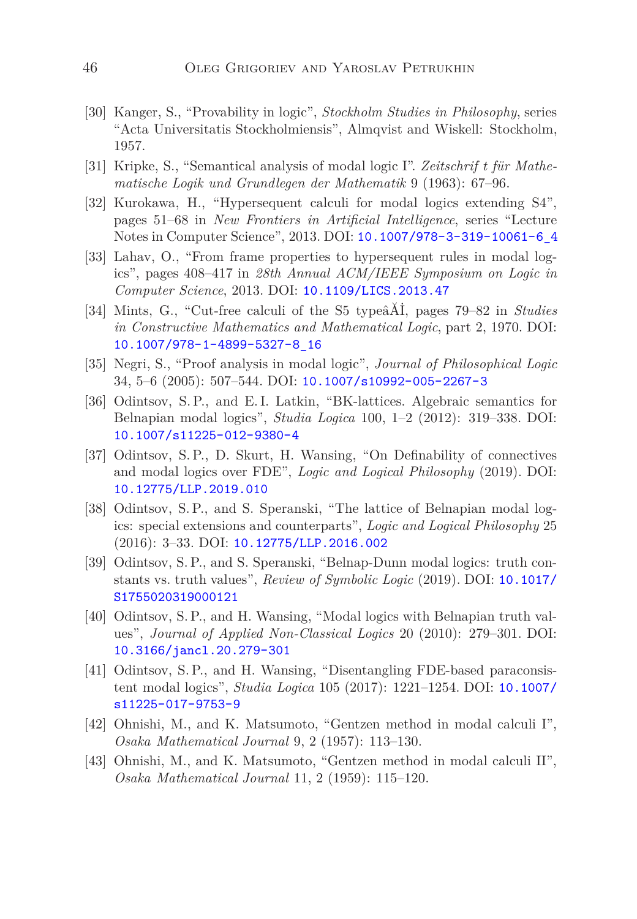[30] Kanger, S., "Provability in logic", *Stockholm Studies in Philosophy*, series "Acta Universitatis Stockholmiensis", Almqvist and Wiskell: Stockholm, 1957.

[31] Kripke, S., "Semantical analysis of modal logic I". *Zeitschrif t für Mathematische Logik und Grundlegen der Mathematik* 9 (1963): 67–96.

[32] Kurokawa, H., "Hypersequent calculi for modal logics extending S4", pages 51–68 in *New Frontiers in Artificial Intelligence*, series "Lecture Notes in Computer Science", 2013. DOI: 10.1007/978-3-319-10061-6_4

[33] Lahav, O., "From frame properties to hypersequent rules in modal logics", pages 408–417 in *28th Annual ACM/IEEE Symposium on Logic in Computer Science*, 2013. DOI: 10.1109/LICS.2013.47

[34] Mints, G., "Cut-free calculi of the S5 typeâĂİ, pages 79–82 in *Studies in Constructive Mathematics and Mathematical Logic*, part 2, 1970. DOI: 10.1007/978-1-4899-5327-8_16

[35] Negri, S., "Proof analysis in modal logic", *Journal of Philosophical Logic* 34, 5–6 (2005): 507–544. DOI: 10.1007/s10992-005-2267-3

[36] Odintsov, S. P., and E. I. Latkin, "BK-lattices. Algebraic semantics for Belnapian modal logics", *Studia Logica* 100, 1–2 (2012): 319–338. DOI: 10.1007/s11225-012-9380-4

[37] Odintsov, S. P., D. Skurt, H. Wansing, "On Definability of connectives and modal logics over FDE", *Logic and Logical Philosophy* (2019). DOI: 10.12775/LLP.2019.010

[38] Odintsov, S. P., and S. Speranski, "The lattice of Belnapian modal logics: special extensions and counterparts", *Logic and Logical Philosophy* 25 (2016): 3–33. DOI: 10.12775/LLP.2016.002

[39] Odintsov, S. P., and S. Speranski, "Belnap-Dunn modal logics: truth constants vs. truth values", *Review of Symbolic Logic* (2019). DOI: 10.1017/S1755020319000121

[40] Odintsov, S. P., and H. Wansing, "Modal logics with Belnapian truth values", *Journal of Applied Non-Classical Logics* 20 (2010): 279–301. DOI: 10.3166/jancl.20.279-301

[41] Odintsov, S. P., and H. Wansing, "Disentangling FDE-based paraconsistent modal logics", *Studia Logica* 105 (2017): 1221–1254. DOI: 10.1007/s11225-017-9753-9

[42] Ohnishi, M., and K. Matsumoto, "Gentzen method in modal calculi I", *Osaka Mathematical Journal* 9, 2 (1957): 113–130.

[43] Ohnishi, M., and K. Matsumoto, "Gentzen method in modal calculi II", *Osaka Mathematical Journal* 11, 2 (1959): 115–120.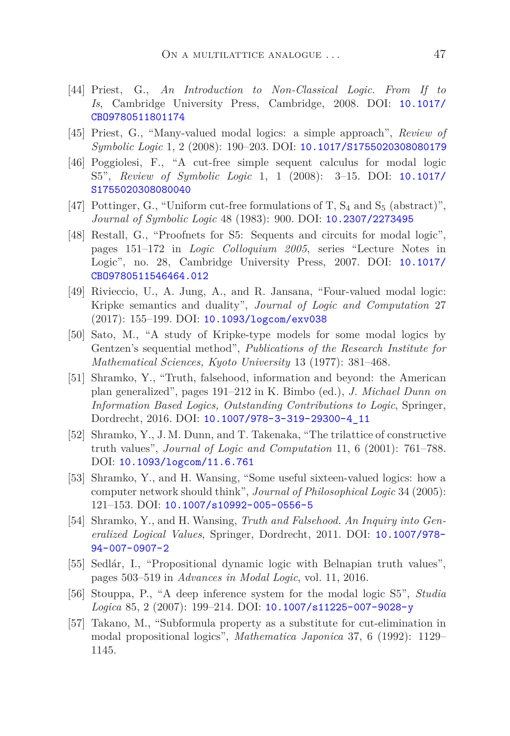[44] Priest, G., *An Introduction to Non-Classical Logic. From If to Is*, Cambridge University Press, Cambridge, 2008. DOI: 10.1017/CBO9780511801174

[45] Priest, G., "Many-valued modal logics: a simple approach", *Review of Symbolic Logic* 1, 2 (2008): 190–203. DOI: 10.1017/S1755020308080179

[46] Poggiolesi, F., "A cut-free simple sequent calculus for modal logic S5", *Review of Symbolic Logic* 1, 1 (2008): 3–15. DOI: 10.1017/S1755020308080040

[47] Pottinger, G., "Uniform cut-free formulations of T, $S_4$ and $S_5$ (abstract)", *Journal of Symbolic Logic* 48 (1983): 900. DOI: 10.2307/2273495

[48] Restall, G., "Proofnets for S5: Sequents and circuits for modal logic", pages 151–172 in *Logic Colloquium 2005*, series "Lecture Notes in Logic", no. 28, Cambridge University Press, 2007. DOI: 10.1017/CBO9780511546464.012

[49] Rivieccio, U., A. Jung, A., and R. Jansana, "Four-valued modal logic: Kripke semantics and duality", *Journal of Logic and Computation* 27 (2017): 155–199. DOI: 10.1093/logcom/exv038

[50] Sato, M., "A study of Kripke-type models for some modal logics by Gentzen's sequential method", *Publications of the Research Institute for Mathematical Sciences, Kyoto University* 13 (1977): 381–468.

[51] Shramko, Y., "Truth, falsehood, information and beyond: the American plan generalized", pages 191–212 in K. Bimbo (ed.), *J. Michael Dunn on Information Based Logics, Outstanding Contributions to Logic*, Springer, Dordrecht, 2016. DOI: 10.1007/978-3-319-29300-4_11

[52] Shramko, Y., J. M. Dunn, and T. Takenaka, "The trilattice of constructive truth values", *Journal of Logic and Computation* 11, 6 (2001): 761–788. DOI: 10.1093/logcom/11.6.761

[53] Shramko, Y., and H. Wansing, "Some useful sixteen-valued logics: how a computer network should think", *Journal of Philosophical Logic* 34 (2005): 121–153. DOI: 10.1007/s10992-005-0556-5

[54] Shramko, Y., and H. Wansing, *Truth and Falsehood. An Inquiry into Generalized Logical Values*, Springer, Dordrecht, 2011. DOI: 10.1007/978-94-007-0907-2

[55] Sedlár, I., "Propositional dynamic logic with Belnapian truth values", pages 503–519 in *Advances in Modal Logic*, vol. 11, 2016.

[56] Stouppa, P., "A deep inference system for the modal logic S5", *Studia Logica* 85, 2 (2007): 199–214. DOI: 10.1007/s11225-007-9028-y

[57] Takano, M., "Subformula property as a substitute for cut-elimination in modal propositional logics", *Mathematica Japonica* 37, 6 (1992): 1129–1145.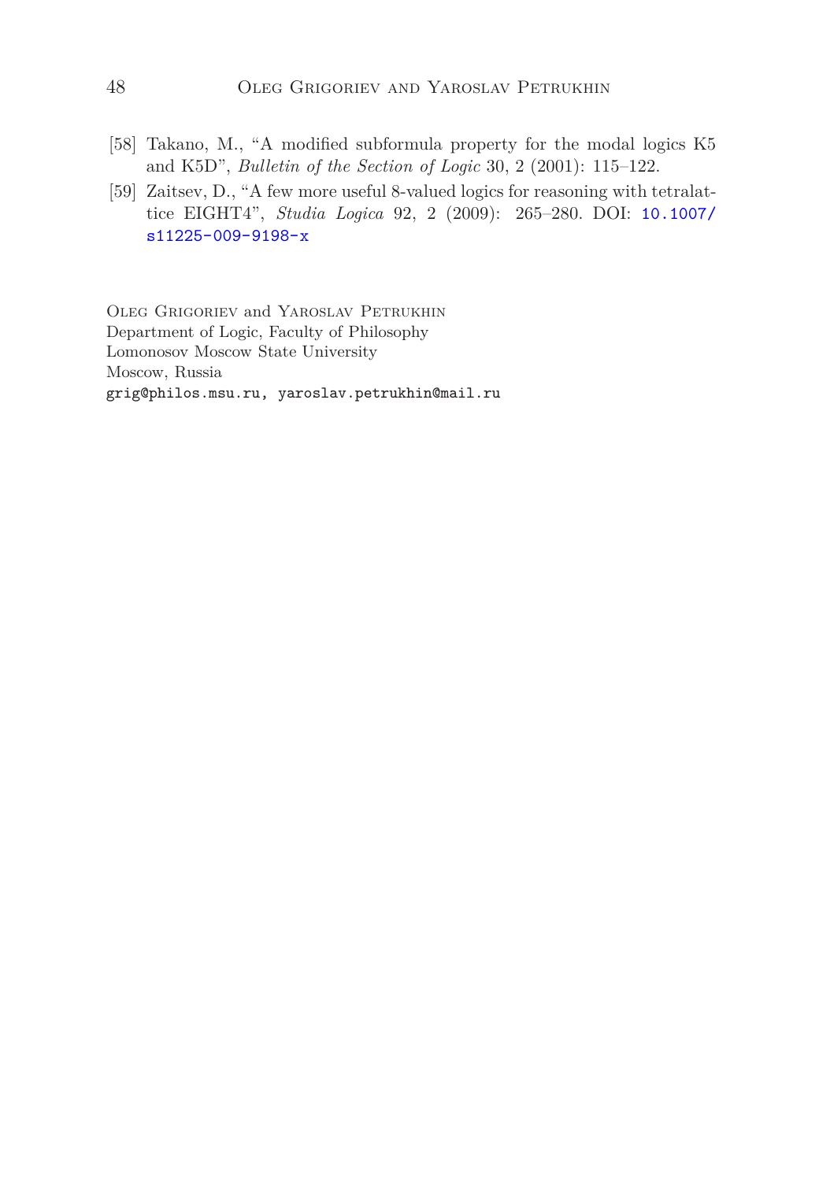[58] Takano, M., "A modified subformula property for the modal logics K5 and K5D", *Bulletin of the Section of Logic* 30, 2 (2001): 115–122.

[59] Zaitsev, D., "A few more useful 8-valued logics for reasoning with tetralattice EIGHT4", *Studia Logica* 92, 2 (2009): 265–280. DOI: 10.1007/s11225-009-9198-x

Oleg Grigoriev and Yaroslav Petrukhin
Department of Logic, Faculty of Philosophy
Lomonosov Moscow State University
Moscow, Russia
grig@philos.msu.ru, yaroslav.petrukhin@mail.ru